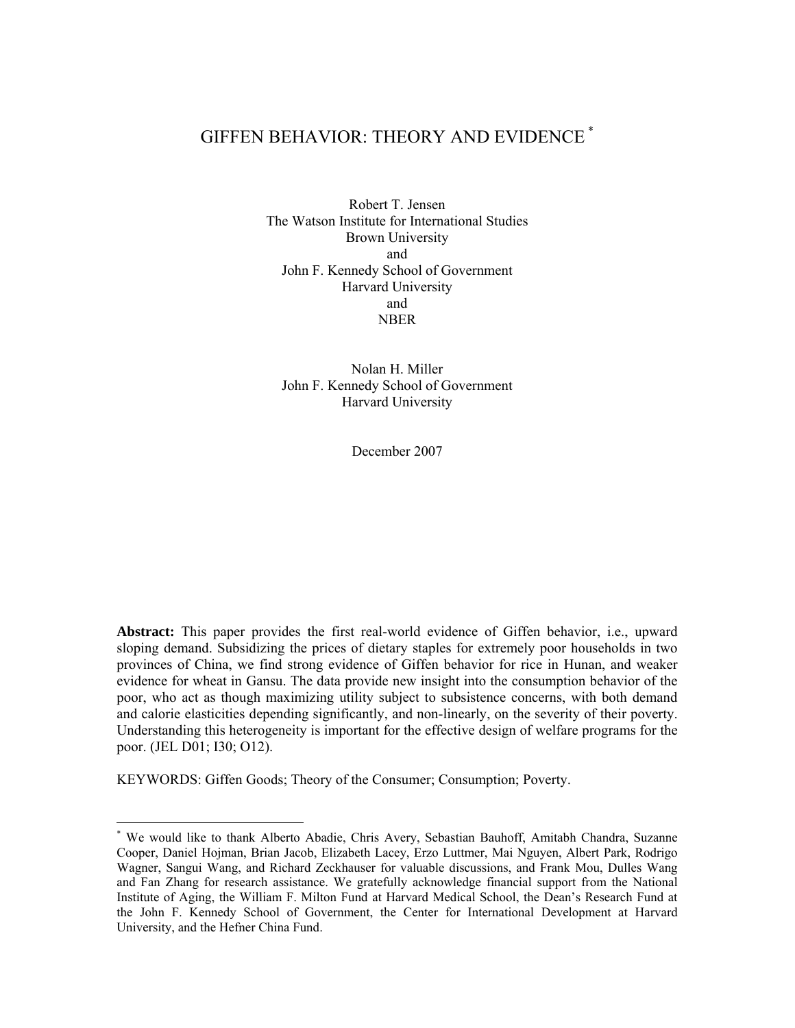# GIFFEN BEHAVIOR: THEORY AND EVIDENCE [*]

Robert T. Jensen
The Watson Institute for International Studies
Brown University
and
John F. Kennedy School of Government
Harvard University
and
NBER

Nolan H. Miller
John F. Kennedy School of Government
Harvard University

December 2007

**Abstract:** This paper provides the first real-world evidence of Giffen behavior, i.e., upward sloping demand. Subsidizing the prices of dietary staples for extremely poor households in two provinces of China, we find strong evidence of Giffen behavior for rice in Hunan, and weaker evidence for wheat in Gansu. The data provide new insight into the consumption behavior of the poor, who act as though maximizing utility subject to subsistence concerns, with both demand and calorie elasticities depending significantly, and non-linearly, on the severity of their poverty. Understanding this heterogeneity is important for the effective design of welfare programs for the poor. (JEL D01; I30; O12).

KEYWORDS: Giffen Goods; Theory of the Consumer; Consumption; Poverty.

---

[*] We would like to thank Alberto Abadie, Chris Avery, Sebastian Bauhoff, Amitabh Chandra, Suzanne Cooper, Daniel Hojman, Brian Jacob, Elizabeth Lacey, Erzo Luttmer, Mai Nguyen, Albert Park, Rodrigo Wagner, Sangui Wang, and Richard Zeckhauser for valuable discussions, and Frank Mou, Dulles Wang and Fan Zhang for research assistance. We gratefully acknowledge financial support from the National Institute of Aging, the William F. Milton Fund at Harvard Medical School, the Dean's Research Fund at the John F. Kennedy School of Government, the Center for International Development at Harvard University, and the Hefner China Fund.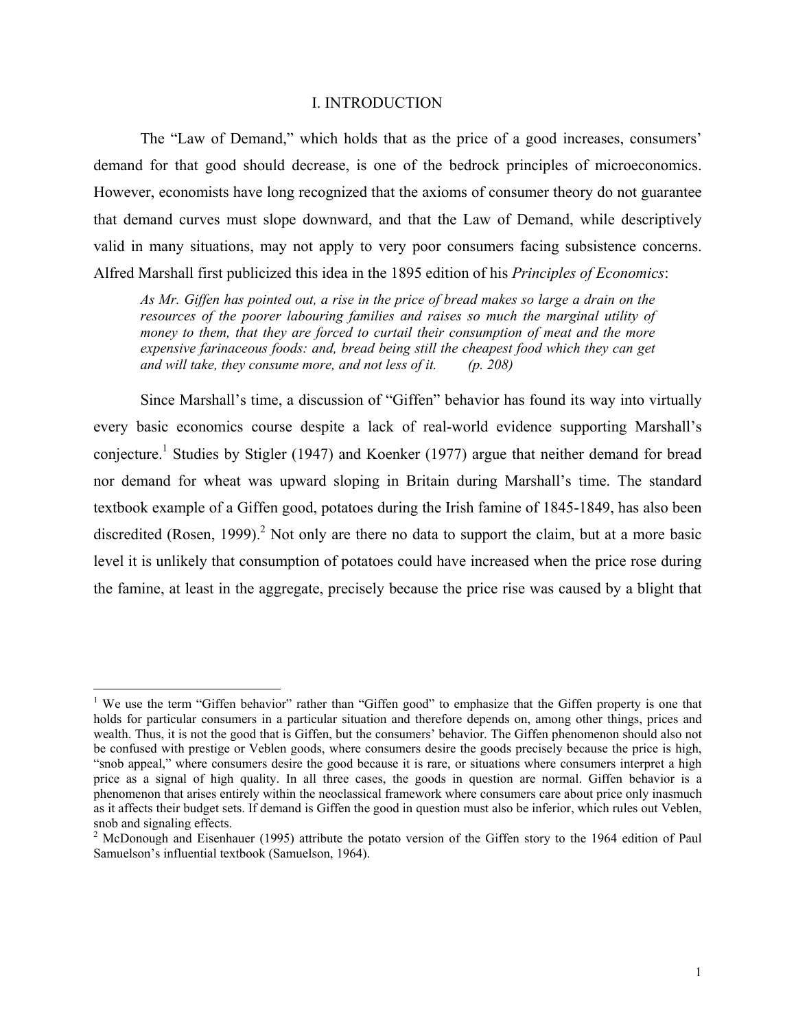# I. INTRODUCTION

The "Law of Demand," which holds that as the price of a good increases, consumers' demand for that good should decrease, is one of the bedrock principles of microeconomics. However, economists have long recognized that the axioms of consumer theory do not guarantee that demand curves must slope downward, and that the Law of Demand, while descriptively valid in many situations, may not apply to very poor consumers facing subsistence concerns. Alfred Marshall first publicized this idea in the 1895 edition of his *Principles of Economics*:

> *As Mr. Giffen has pointed out, a rise in the price of bread makes so large a drain on the resources of the poorer labouring families and raises so much the marginal utility of money to them, that they are forced to curtail their consumption of meat and the more expensive farinaceous foods: and, bread being still the cheapest food which they can get and will take, they consume more, and not less of it.* *(p. 208)*

Since Marshall's time, a discussion of "Giffen" behavior has found its way into virtually every basic economics course despite a lack of real-world evidence supporting Marshall's conjecture.[1] Studies by Stigler (1947) and Koenker (1977) argue that neither demand for bread nor demand for wheat was upward sloping in Britain during Marshall's time. The standard textbook example of a Giffen good, potatoes during the Irish famine of 1845-1849, has also been discredited (Rosen, 1999).[2] Not only are there no data to support the claim, but at a more basic level it is unlikely that consumption of potatoes could have increased when the price rose during the famine, at least in the aggregate, precisely because the price rise was caused by a blight that

[1] We use the term "Giffen behavior" rather than "Giffen good" to emphasize that the Giffen property is one that holds for particular consumers in a particular situation and therefore depends on, among other things, prices and wealth. Thus, it is not the good that is Giffen, but the consumers' behavior. The Giffen phenomenon should also not be confused with prestige or Veblen goods, where consumers desire the goods precisely because the price is high, "snob appeal," where consumers desire the good because it is rare, or situations where consumers interpret a high price as a signal of high quality. In all three cases, the goods in question are normal. Giffen behavior is a phenomenon that arises entirely within the neoclassical framework where consumers care about price only inasmuch as it affects their budget sets. If demand is Giffen the good in question must also be inferior, which rules out Veblen, snob and signaling effects.

[2] McDonough and Eisenhauer (1995) attribute the potato version of the Giffen story to the 1964 edition of Paul Samuelson's influential textbook (Samuelson, 1964).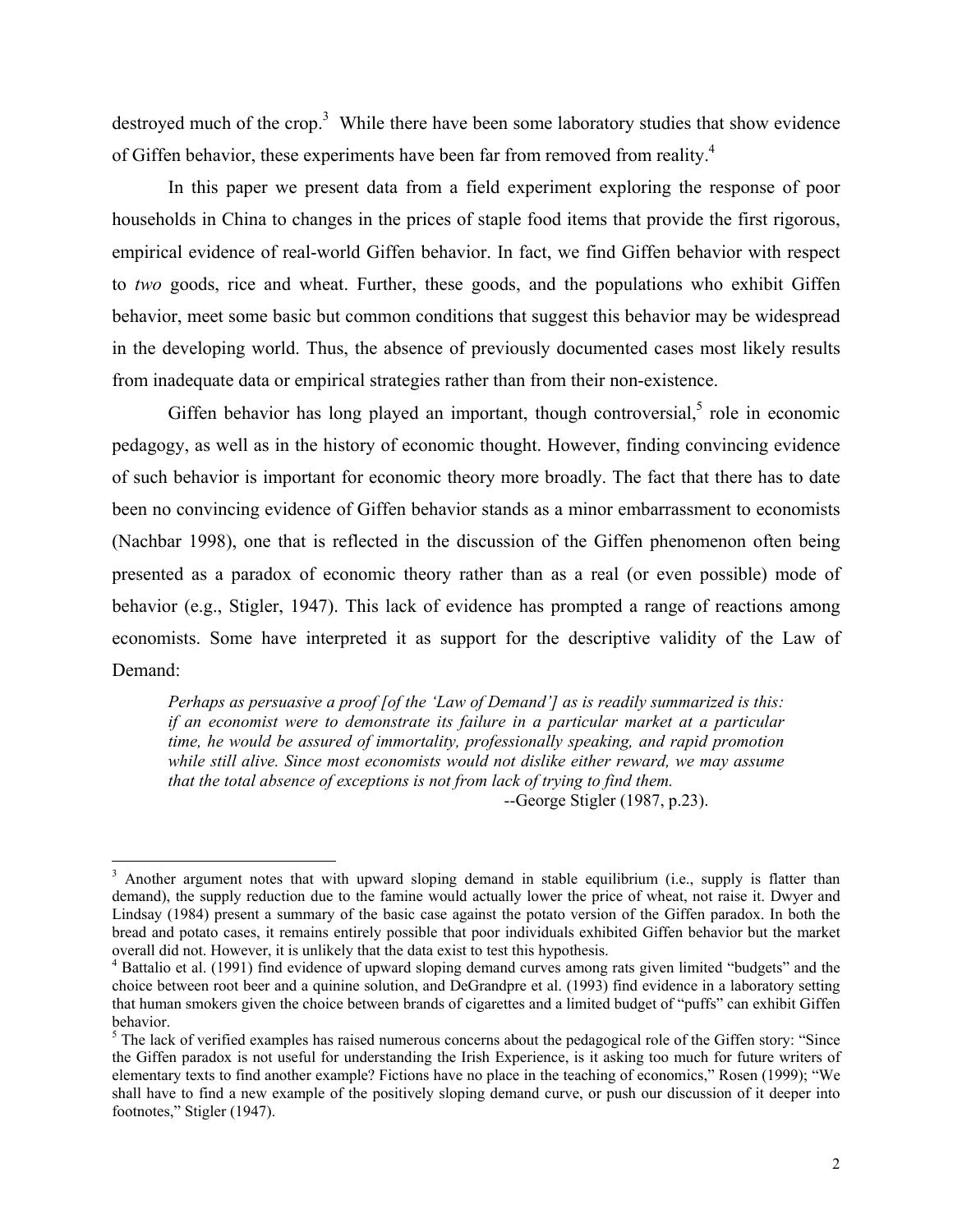destroyed much of the crop.[3] While there have been some laboratory studies that show evidence of Giffen behavior, these experiments have been far from removed from reality.[4]

In this paper we present data from a field experiment exploring the response of poor households in China to changes in the prices of staple food items that provide the first rigorous, empirical evidence of real-world Giffen behavior. In fact, we find Giffen behavior with respect to *two* goods, rice and wheat. Further, these goods, and the populations who exhibit Giffen behavior, meet some basic but common conditions that suggest this behavior may be widespread in the developing world. Thus, the absence of previously documented cases most likely results from inadequate data or empirical strategies rather than from their non-existence.

Giffen behavior has long played an important, though controversial,[5] role in economic pedagogy, as well as in the history of economic thought. However, finding convincing evidence of such behavior is important for economic theory more broadly. The fact that there has to date been no convincing evidence of Giffen behavior stands as a minor embarrassment to economists (Nachbar 1998), one that is reflected in the discussion of the Giffen phenomenon often being presented as a paradox of economic theory rather than as a real (or even possible) mode of behavior (e.g., Stigler, 1947). This lack of evidence has prompted a range of reactions among economists. Some have interpreted it as support for the descriptive validity of the Law of Demand:

> *Perhaps as persuasive a proof [of the 'Law of Demand'] as is readily summarized is this: if an economist were to demonstrate its failure in a particular market at a particular time, he would be assured of immortality, professionally speaking, and rapid promotion while still alive. Since most economists would not dislike either reward, we may assume that the total absence of exceptions is not from lack of trying to find them.*
>
> --George Stigler (1987, p.23).

---

[3] Another argument notes that with upward sloping demand in stable equilibrium (i.e., supply is flatter than demand), the supply reduction due to the famine would actually lower the price of wheat, not raise it. Dwyer and Lindsay (1984) present a summary of the basic case against the potato version of the Giffen paradox. In both the bread and potato cases, it remains entirely possible that poor individuals exhibited Giffen behavior but the market overall did not. However, it is unlikely that the data exist to test this hypothesis.

[4] Battalio et al. (1991) find evidence of upward sloping demand curves among rats given limited "budgets" and the choice between root beer and a quinine solution, and DeGrandpre et al. (1993) find evidence in a laboratory setting that human smokers given the choice between brands of cigarettes and a limited budget of "puffs" can exhibit Giffen behavior.

[5] The lack of verified examples has raised numerous concerns about the pedagogical role of the Giffen story: "Since the Giffen paradox is not useful for understanding the Irish Experience, is it asking too much for future writers of elementary texts to find another example? Fictions have no place in the teaching of economics," Rosen (1999); "We shall have to find a new example of the positively sloping demand curve, or push our discussion of it deeper into footnotes," Stigler (1947).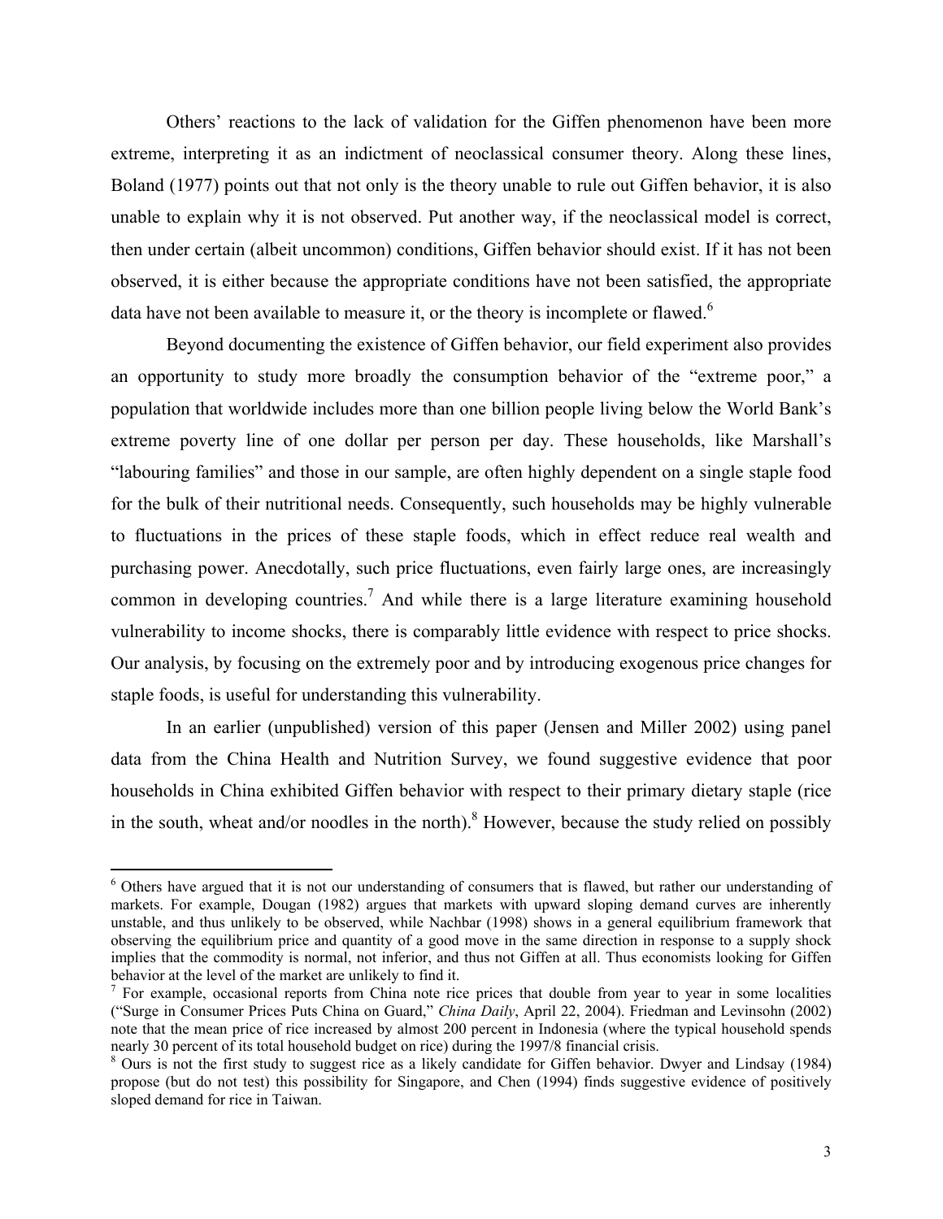Others' reactions to the lack of validation for the Giffen phenomenon have been more extreme, interpreting it as an indictment of neoclassical consumer theory. Along these lines, Boland (1977) points out that not only is the theory unable to rule out Giffen behavior, it is also unable to explain why it is not observed. Put another way, if the neoclassical model is correct, then under certain (albeit uncommon) conditions, Giffen behavior should exist. If it has not been observed, it is either because the appropriate conditions have not been satisfied, the appropriate data have not been available to measure it, or the theory is incomplete or flawed.[6]

Beyond documenting the existence of Giffen behavior, our field experiment also provides an opportunity to study more broadly the consumption behavior of the "extreme poor," a population that worldwide includes more than one billion people living below the World Bank's extreme poverty line of one dollar per person per day. These households, like Marshall's "labouring families" and those in our sample, are often highly dependent on a single staple food for the bulk of their nutritional needs. Consequently, such households may be highly vulnerable to fluctuations in the prices of these staple foods, which in effect reduce real wealth and purchasing power. Anecdotally, such price fluctuations, even fairly large ones, are increasingly common in developing countries.[7] And while there is a large literature examining household vulnerability to income shocks, there is comparably little evidence with respect to price shocks. Our analysis, by focusing on the extremely poor and by introducing exogenous price changes for staple foods, is useful for understanding this vulnerability.

In an earlier (unpublished) version of this paper (Jensen and Miller 2002) using panel data from the China Health and Nutrition Survey, we found suggestive evidence that poor households in China exhibited Giffen behavior with respect to their primary dietary staple (rice in the south, wheat and/or noodles in the north).[8] However, because the study relied on possibly

---

[6] Others have argued that it is not our understanding of consumers that is flawed, but rather our understanding of markets. For example, Dougan (1982) argues that markets with upward sloping demand curves are inherently unstable, and thus unlikely to be observed, while Nachbar (1998) shows in a general equilibrium framework that observing the equilibrium price and quantity of a good move in the same direction in response to a supply shock implies that the commodity is normal, not inferior, and thus not Giffen at all. Thus economists looking for Giffen behavior at the level of the market are unlikely to find it.

[7] For example, occasional reports from China note rice prices that double from year to year in some localities ("Surge in Consumer Prices Puts China on Guard," *China Daily*, April 22, 2004). Friedman and Levinsohn (2002) note that the mean price of rice increased by almost 200 percent in Indonesia (where the typical household spends nearly 30 percent of its total household budget on rice) during the 1997/8 financial crisis.

[8] Ours is not the first study to suggest rice as a likely candidate for Giffen behavior. Dwyer and Lindsay (1984) propose (but do not test) this possibility for Singapore, and Chen (1994) finds suggestive evidence of positively sloped demand for rice in Taiwan.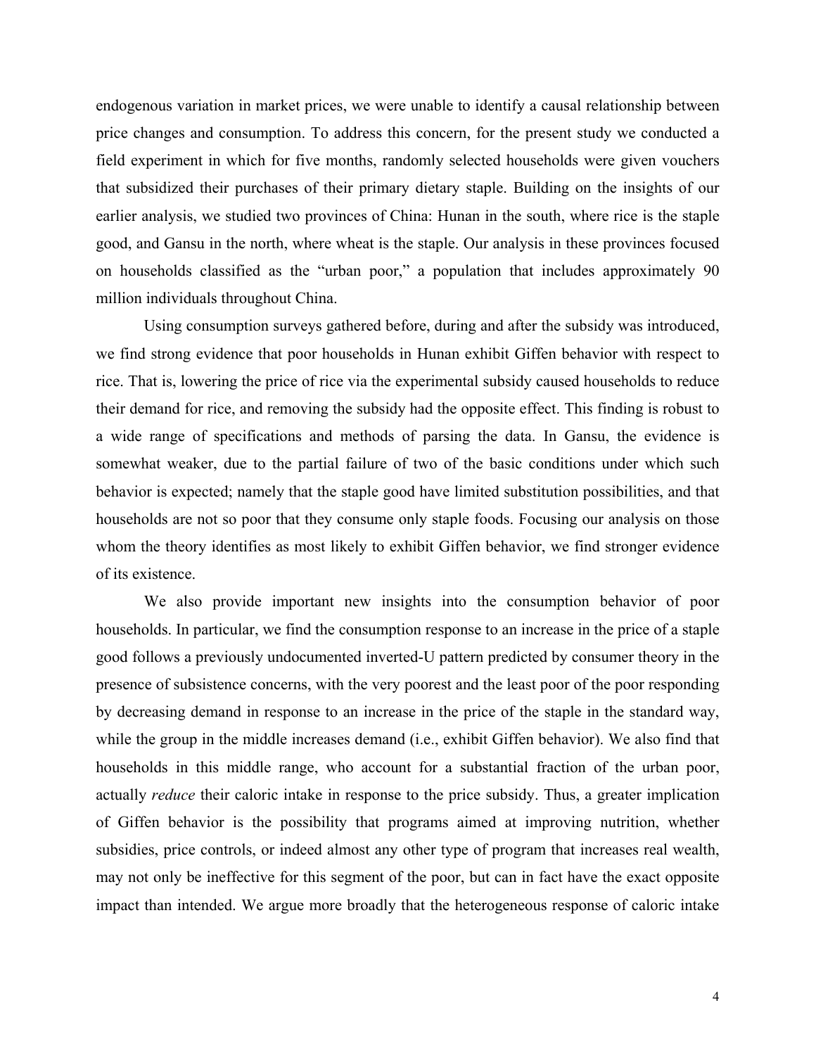endogenous variation in market prices, we were unable to identify a causal relationship between price changes and consumption. To address this concern, for the present study we conducted a field experiment in which for five months, randomly selected households were given vouchers that subsidized their purchases of their primary dietary staple. Building on the insights of our earlier analysis, we studied two provinces of China: Hunan in the south, where rice is the staple good, and Gansu in the north, where wheat is the staple. Our analysis in these provinces focused on households classified as the "urban poor," a population that includes approximately 90 million individuals throughout China.

Using consumption surveys gathered before, during and after the subsidy was introduced, we find strong evidence that poor households in Hunan exhibit Giffen behavior with respect to rice. That is, lowering the price of rice via the experimental subsidy caused households to reduce their demand for rice, and removing the subsidy had the opposite effect. This finding is robust to a wide range of specifications and methods of parsing the data. In Gansu, the evidence is somewhat weaker, due to the partial failure of two of the basic conditions under which such behavior is expected; namely that the staple good have limited substitution possibilities, and that households are not so poor that they consume only staple foods. Focusing our analysis on those whom the theory identifies as most likely to exhibit Giffen behavior, we find stronger evidence of its existence.

We also provide important new insights into the consumption behavior of poor households. In particular, we find the consumption response to an increase in the price of a staple good follows a previously undocumented inverted-U pattern predicted by consumer theory in the presence of subsistence concerns, with the very poorest and the least poor of the poor responding by decreasing demand in response to an increase in the price of the staple in the standard way, while the group in the middle increases demand (i.e., exhibit Giffen behavior). We also find that households in this middle range, who account for a substantial fraction of the urban poor, actually *reduce* their caloric intake in response to the price subsidy. Thus, a greater implication of Giffen behavior is the possibility that programs aimed at improving nutrition, whether subsidies, price controls, or indeed almost any other type of program that increases real wealth, may not only be ineffective for this segment of the poor, but can in fact have the exact opposite impact than intended. We argue more broadly that the heterogeneous response of caloric intake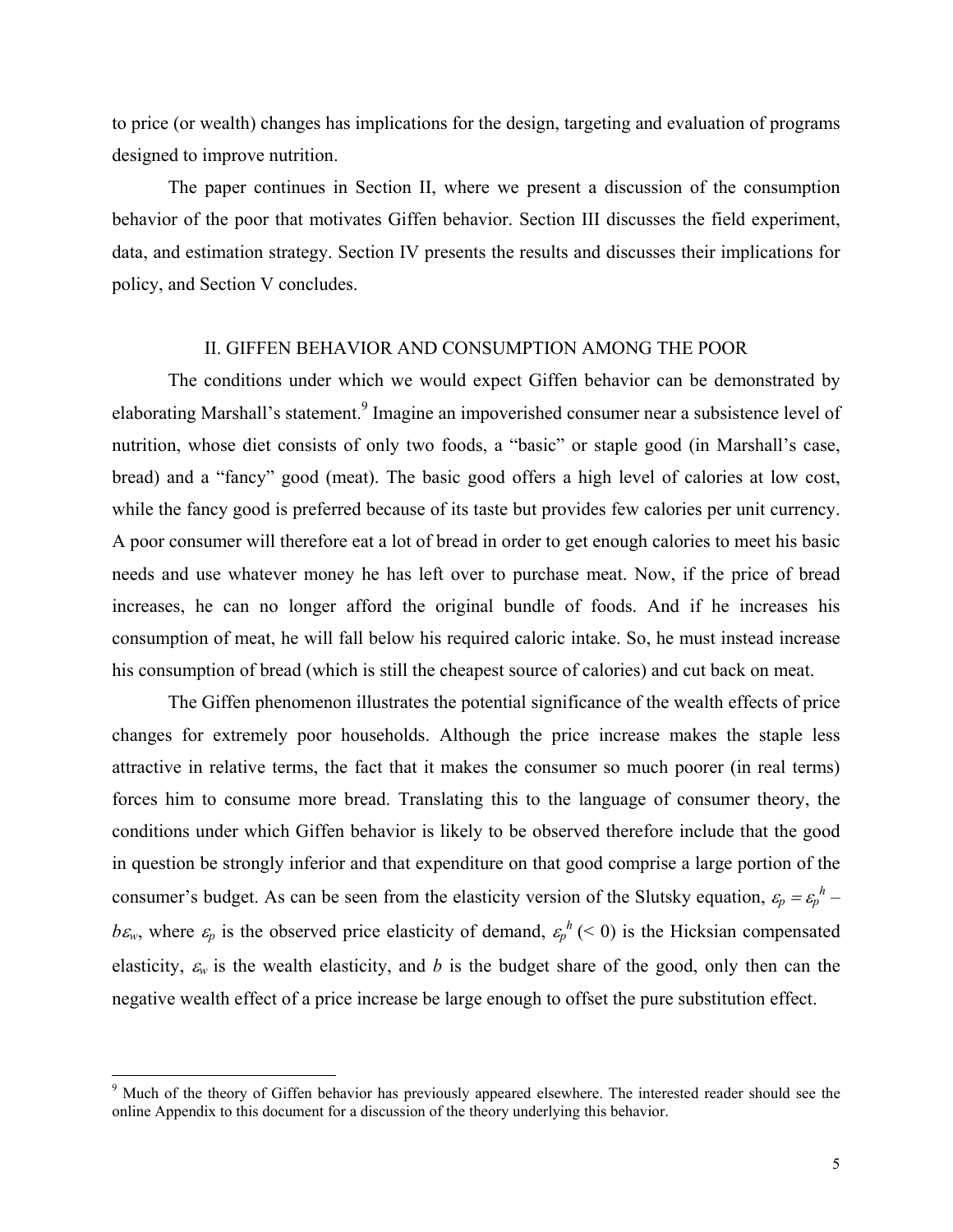to price (or wealth) changes has implications for the design, targeting and evaluation of programs designed to improve nutrition.

The paper continues in Section II, where we present a discussion of the consumption behavior of the poor that motivates Giffen behavior. Section III discusses the field experiment, data, and estimation strategy. Section IV presents the results and discusses their implications for policy, and Section V concludes.

## II. GIFFEN BEHAVIOR AND CONSUMPTION AMONG THE POOR

The conditions under which we would expect Giffen behavior can be demonstrated by elaborating Marshall's statement.[9] Imagine an impoverished consumer near a subsistence level of nutrition, whose diet consists of only two foods, a "basic" or staple good (in Marshall's case, bread) and a "fancy" good (meat). The basic good offers a high level of calories at low cost, while the fancy good is preferred because of its taste but provides few calories per unit currency. A poor consumer will therefore eat a lot of bread in order to get enough calories to meet his basic needs and use whatever money he has left over to purchase meat. Now, if the price of bread increases, he can no longer afford the original bundle of foods. And if he increases his consumption of meat, he will fall below his required caloric intake. So, he must instead increase his consumption of bread (which is still the cheapest source of calories) and cut back on meat.

The Giffen phenomenon illustrates the potential significance of the wealth effects of price changes for extremely poor households. Although the price increase makes the staple less attractive in relative terms, the fact that it makes the consumer so much poorer (in real terms) forces him to consume more bread. Translating this to the language of consumer theory, the conditions under which Giffen behavior is likely to be observed therefore include that the good in question be strongly inferior and that expenditure on that good comprise a large portion of the consumer's budget. As can be seen from the elasticity version of the Slutsky equation, $\varepsilon_p = \varepsilon_p^{\,h} - b\varepsilon_w$, where $\varepsilon_p$ is the observed price elasticity of demand, $\varepsilon_p^{\,h}$ ($< 0$) is the Hicksian compensated elasticity, $\varepsilon_w$ is the wealth elasticity, and $b$ is the budget share of the good, only then can the negative wealth effect of a price increase be large enough to offset the pure substitution effect.

[9] Much of the theory of Giffen behavior has previously appeared elsewhere. The interested reader should see the online Appendix to this document for a discussion of the theory underlying this behavior.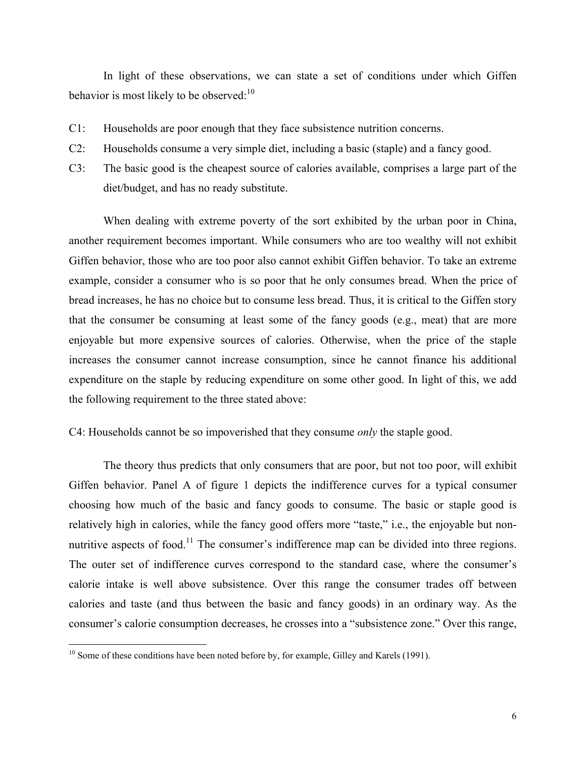In light of these observations, we can state a set of conditions under which Giffen behavior is most likely to be observed:[10]

C1: Households are poor enough that they face subsistence nutrition concerns.

C2: Households consume a very simple diet, including a basic (staple) and a fancy good.

C3: The basic good is the cheapest source of calories available, comprises a large part of the diet/budget, and has no ready substitute.

When dealing with extreme poverty of the sort exhibited by the urban poor in China, another requirement becomes important. While consumers who are too wealthy will not exhibit Giffen behavior, those who are too poor also cannot exhibit Giffen behavior. To take an extreme example, consider a consumer who is so poor that he only consumes bread. When the price of bread increases, he has no choice but to consume less bread. Thus, it is critical to the Giffen story that the consumer be consuming at least some of the fancy goods (e.g., meat) that are more enjoyable but more expensive sources of calories. Otherwise, when the price of the staple increases the consumer cannot increase consumption, since he cannot finance his additional expenditure on the staple by reducing expenditure on some other good. In light of this, we add the following requirement to the three stated above:

C4: Households cannot be so impoverished that they consume *only* the staple good.

The theory thus predicts that only consumers that are poor, but not too poor, will exhibit Giffen behavior. Panel A of figure 1 depicts the indifference curves for a typical consumer choosing how much of the basic and fancy goods to consume. The basic or staple good is relatively high in calories, while the fancy good offers more "taste," i.e., the enjoyable but non-nutritive aspects of food.[11] The consumer's indifference map can be divided into three regions. The outer set of indifference curves correspond to the standard case, where the consumer's calorie intake is well above subsistence. Over this range the consumer trades off between calories and taste (and thus between the basic and fancy goods) in an ordinary way. As the consumer's calorie consumption decreases, he crosses into a "subsistence zone." Over this range,

[10] Some of these conditions have been noted before by, for example, Gilley and Karels (1991).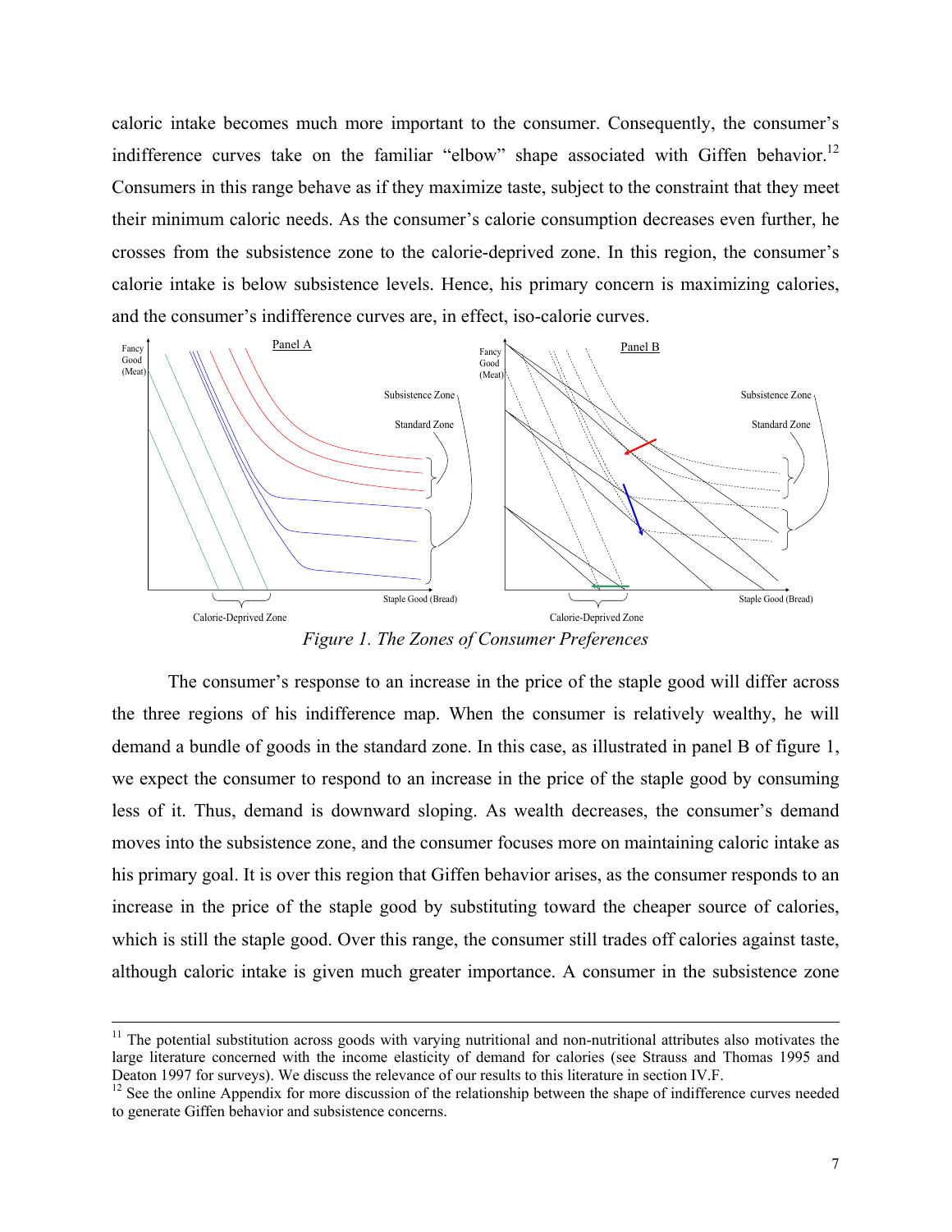caloric intake becomes much more important to the consumer. Consequently, the consumer's indifference curves take on the familiar "elbow" shape associated with Giffen behavior.[12] Consumers in this range behave as if they maximize taste, subject to the constraint that they meet their minimum caloric needs. As the consumer's calorie consumption decreases even further, he crosses from the subsistence zone to the calorie-deprived zone. In this region, the consumer's calorie intake is below subsistence levels. Hence, his primary concern is maximizing calories, and the consumer's indifference curves are, in effect, iso-calorie curves.

*Figure 1. The Zones of Consumer Preferences*

The consumer's response to an increase in the price of the staple good will differ across the three regions of his indifference map. When the consumer is relatively wealthy, he will demand a bundle of goods in the standard zone. In this case, as illustrated in panel B of figure 1, we expect the consumer to respond to an increase in the price of the staple good by consuming less of it. Thus, demand is downward sloping. As wealth decreases, the consumer's demand moves into the subsistence zone, and the consumer focuses more on maintaining caloric intake as his primary goal. It is over this region that Giffen behavior arises, as the consumer responds to an increase in the price of the staple good by substituting toward the cheaper source of calories, which is still the staple good. Over this range, the consumer still trades off calories against taste, although caloric intake is given much greater importance. A consumer in the subsistence zone

---

[11] The potential substitution across goods with varying nutritional and non-nutritional attributes also motivates the large literature concerned with the income elasticity of demand for calories (see Strauss and Thomas 1995 and Deaton 1997 for surveys). We discuss the relevance of our results to this literature in section IV.F.

[12] See the online Appendix for more discussion of the relationship between the shape of indifference curves needed to generate Giffen behavior and subsistence concerns.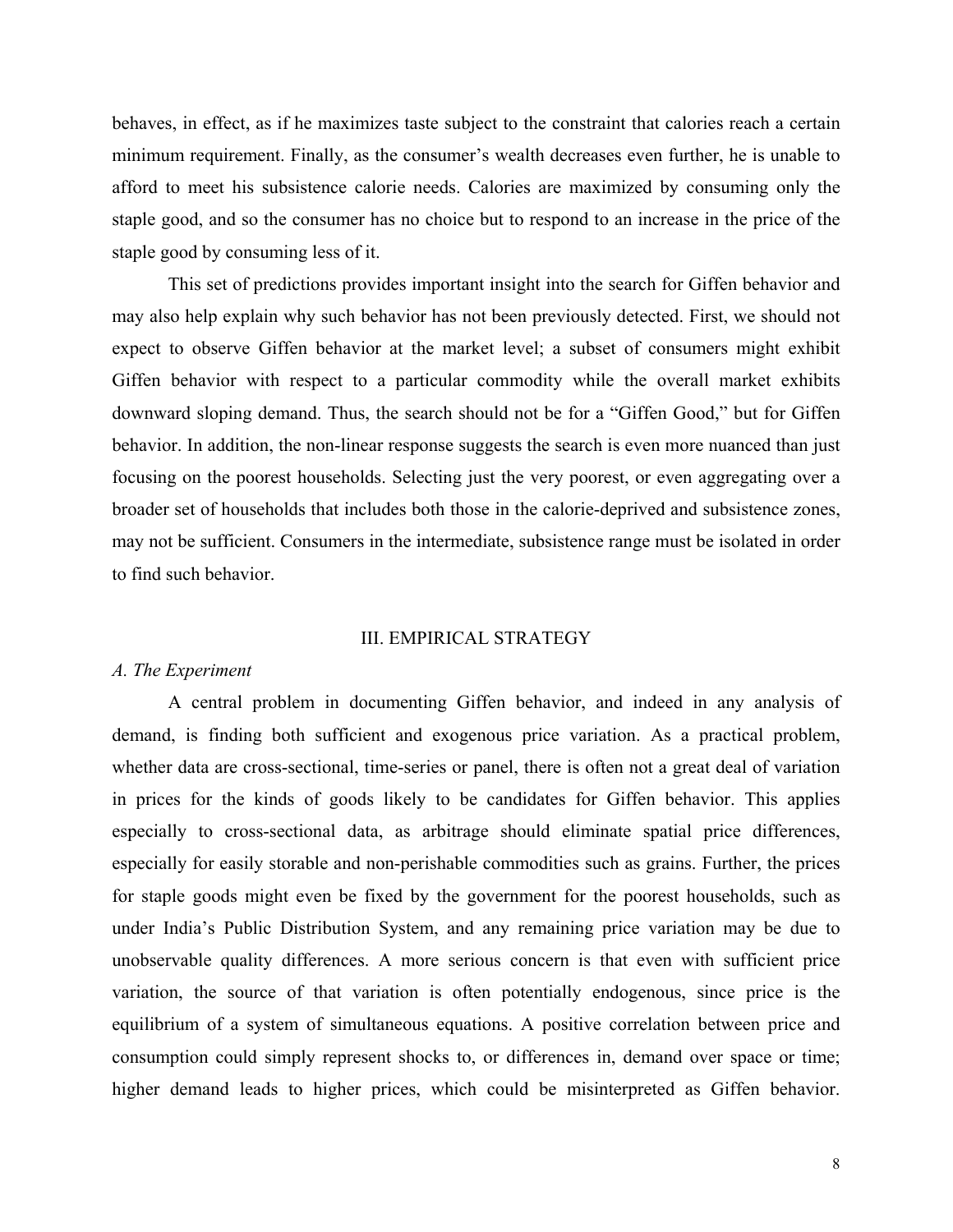behaves, in effect, as if he maximizes taste subject to the constraint that calories reach a certain minimum requirement. Finally, as the consumer's wealth decreases even further, he is unable to afford to meet his subsistence calorie needs. Calories are maximized by consuming only the staple good, and so the consumer has no choice but to respond to an increase in the price of the staple good by consuming less of it.

This set of predictions provides important insight into the search for Giffen behavior and may also help explain why such behavior has not been previously detected. First, we should not expect to observe Giffen behavior at the market level; a subset of consumers might exhibit Giffen behavior with respect to a particular commodity while the overall market exhibits downward sloping demand. Thus, the search should not be for a "Giffen Good," but for Giffen behavior. In addition, the non-linear response suggests the search is even more nuanced than just focusing on the poorest households. Selecting just the very poorest, or even aggregating over a broader set of households that includes both those in the calorie-deprived and subsistence zones, may not be sufficient. Consumers in the intermediate, subsistence range must be isolated in order to find such behavior.

## III. EMPIRICAL STRATEGY

### *A. The Experiment*

A central problem in documenting Giffen behavior, and indeed in any analysis of demand, is finding both sufficient and exogenous price variation. As a practical problem, whether data are cross-sectional, time-series or panel, there is often not a great deal of variation in prices for the kinds of goods likely to be candidates for Giffen behavior. This applies especially to cross-sectional data, as arbitrage should eliminate spatial price differences, especially for easily storable and non-perishable commodities such as grains. Further, the prices for staple goods might even be fixed by the government for the poorest households, such as under India's Public Distribution System, and any remaining price variation may be due to unobservable quality differences. A more serious concern is that even with sufficient price variation, the source of that variation is often potentially endogenous, since price is the equilibrium of a system of simultaneous equations. A positive correlation between price and consumption could simply represent shocks to, or differences in, demand over space or time; higher demand leads to higher prices, which could be misinterpreted as Giffen behavior.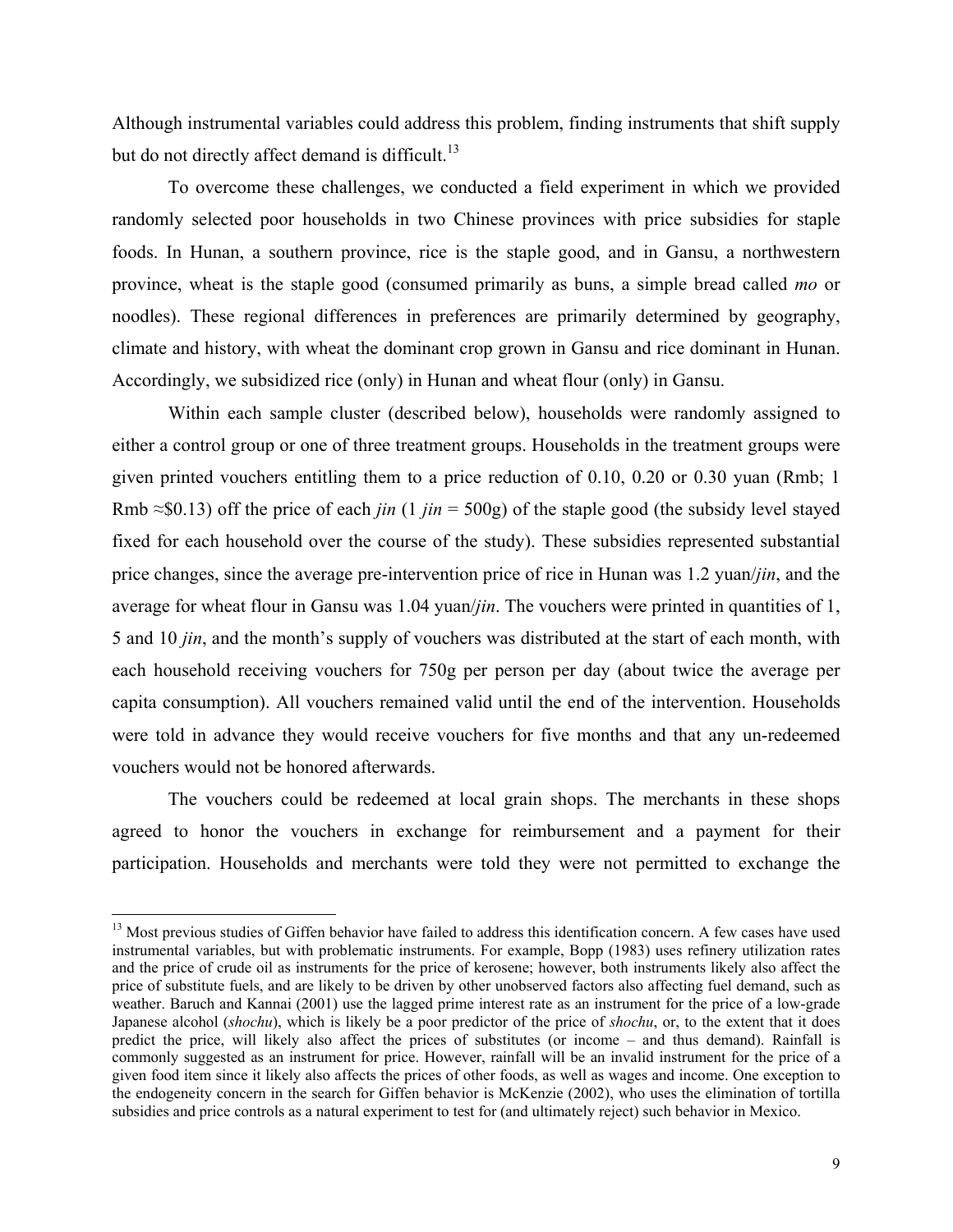Although instrumental variables could address this problem, finding instruments that shift supply but do not directly affect demand is difficult.[13]

To overcome these challenges, we conducted a field experiment in which we provided randomly selected poor households in two Chinese provinces with price subsidies for staple foods. In Hunan, a southern province, rice is the staple good, and in Gansu, a northwestern province, wheat is the staple good (consumed primarily as buns, a simple bread called *mo* or noodles). These regional differences in preferences are primarily determined by geography, climate and history, with wheat the dominant crop grown in Gansu and rice dominant in Hunan. Accordingly, we subsidized rice (only) in Hunan and wheat flour (only) in Gansu.

Within each sample cluster (described below), households were randomly assigned to either a control group or one of three treatment groups. Households in the treatment groups were given printed vouchers entitling them to a price reduction of 0.10, 0.20 or 0.30 yuan (Rmb; 1 Rmb ≈$0.13) off the price of each *jin* (1 *jin* = 500g) of the staple good (the subsidy level stayed fixed for each household over the course of the study). These subsidies represented substantial price changes, since the average pre-intervention price of rice in Hunan was 1.2 yuan/*jin*, and the average for wheat flour in Gansu was 1.04 yuan/*jin*. The vouchers were printed in quantities of 1, 5 and 10 *jin*, and the month's supply of vouchers was distributed at the start of each month, with each household receiving vouchers for 750g per person per day (about twice the average per capita consumption). All vouchers remained valid until the end of the intervention. Households were told in advance they would receive vouchers for five months and that any un-redeemed vouchers would not be honored afterwards.

The vouchers could be redeemed at local grain shops. The merchants in these shops agreed to honor the vouchers in exchange for reimbursement and a payment for their participation. Households and merchants were told they were not permitted to exchange the

[13] Most previous studies of Giffen behavior have failed to address this identification concern. A few cases have used instrumental variables, but with problematic instruments. For example, Bopp (1983) uses refinery utilization rates and the price of crude oil as instruments for the price of kerosene; however, both instruments likely also affect the price of substitute fuels, and are likely to be driven by other unobserved factors also affecting fuel demand, such as weather. Baruch and Kannai (2001) use the lagged prime interest rate as an instrument for the price of a low-grade Japanese alcohol (*shochu*), which is likely be a poor predictor of the price of *shochu*, or, to the extent that it does predict the price, will likely also affect the prices of substitutes (or income – and thus demand). Rainfall is commonly suggested as an instrument for price. However, rainfall will be an invalid instrument for the price of a given food item since it likely also affects the prices of other foods, as well as wages and income. One exception to the endogeneity concern in the search for Giffen behavior is McKenzie (2002), who uses the elimination of tortilla subsidies and price controls as a natural experiment to test for (and ultimately reject) such behavior in Mexico.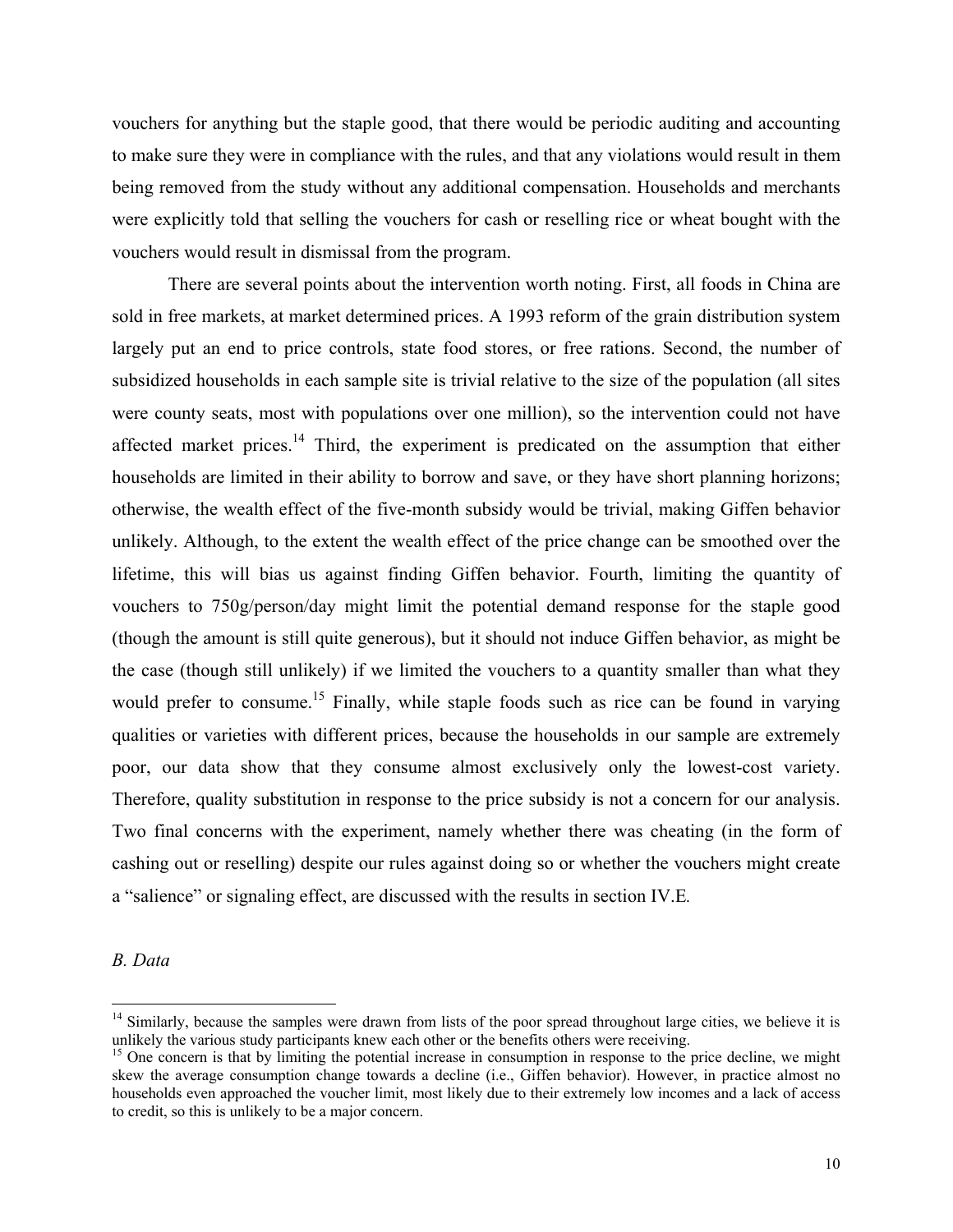vouchers for anything but the staple good, that there would be periodic auditing and accounting to make sure they were in compliance with the rules, and that any violations would result in them being removed from the study without any additional compensation. Households and merchants were explicitly told that selling the vouchers for cash or reselling rice or wheat bought with the vouchers would result in dismissal from the program.

There are several points about the intervention worth noting. First, all foods in China are sold in free markets, at market determined prices. A 1993 reform of the grain distribution system largely put an end to price controls, state food stores, or free rations. Second, the number of subsidized households in each sample site is trivial relative to the size of the population (all sites were county seats, most with populations over one million), so the intervention could not have affected market prices.[14] Third, the experiment is predicated on the assumption that either households are limited in their ability to borrow and save, or they have short planning horizons; otherwise, the wealth effect of the five-month subsidy would be trivial, making Giffen behavior unlikely. Although, to the extent the wealth effect of the price change can be smoothed over the lifetime, this will bias us against finding Giffen behavior. Fourth, limiting the quantity of vouchers to 750g/person/day might limit the potential demand response for the staple good (though the amount is still quite generous), but it should not induce Giffen behavior, as might be the case (though still unlikely) if we limited the vouchers to a quantity smaller than what they would prefer to consume.[15] Finally, while staple foods such as rice can be found in varying qualities or varieties with different prices, because the households in our sample are extremely poor, our data show that they consume almost exclusively only the lowest-cost variety. Therefore, quality substitution in response to the price subsidy is not a concern for our analysis. Two final concerns with the experiment, namely whether there was cheating (in the form of cashing out or reselling) despite our rules against doing so or whether the vouchers might create a "salience" or signaling effect, are discussed with the results in section IV.E.

*B. Data*

[14] Similarly, because the samples were drawn from lists of the poor spread throughout large cities, we believe it is unlikely the various study participants knew each other or the benefits others were receiving.

[15] One concern is that by limiting the potential increase in consumption in response to the price decline, we might skew the average consumption change towards a decline (i.e., Giffen behavior). However, in practice almost no households even approached the voucher limit, most likely due to their extremely low incomes and a lack of access to credit, so this is unlikely to be a major concern.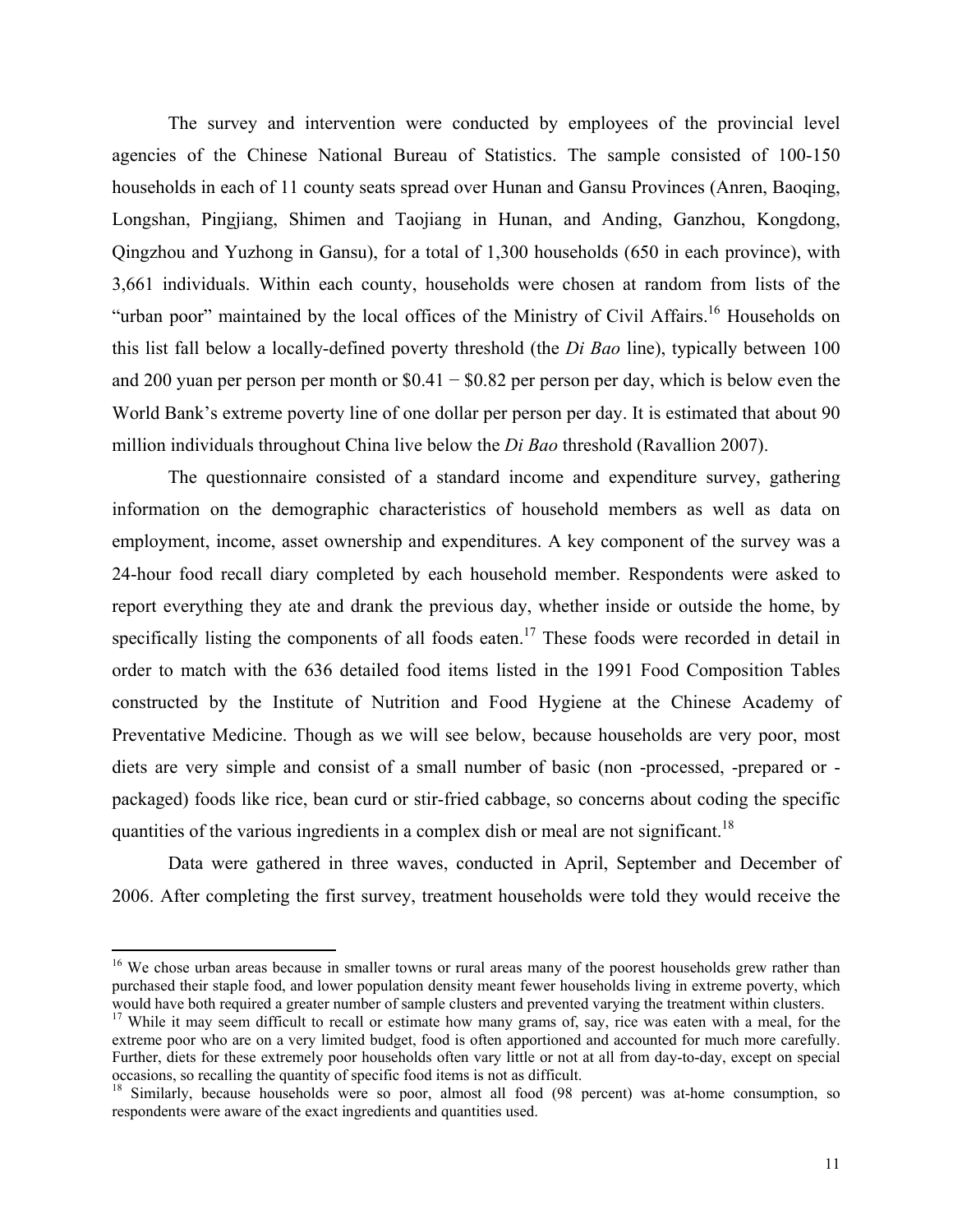The survey and intervention were conducted by employees of the provincial level agencies of the Chinese National Bureau of Statistics. The sample consisted of 100-150 households in each of 11 county seats spread over Hunan and Gansu Provinces (Anren, Baoqing, Longshan, Pingjiang, Shimen and Taojiang in Hunan, and Anding, Ganzhou, Kongdong, Qingzhou and Yuzhong in Gansu), for a total of 1,300 households (650 in each province), with 3,661 individuals. Within each county, households were chosen at random from lists of the "urban poor" maintained by the local offices of the Ministry of Civil Affairs.[16] Households on this list fall below a locally-defined poverty threshold (the *Di Bao* line), typically between 100 and 200 yuan per person per month or \$0.41 − \$0.82 per person per day, which is below even the World Bank's extreme poverty line of one dollar per person per day. It is estimated that about 90 million individuals throughout China live below the *Di Bao* threshold (Ravallion 2007).

The questionnaire consisted of a standard income and expenditure survey, gathering information on the demographic characteristics of household members as well as data on employment, income, asset ownership and expenditures. A key component of the survey was a 24-hour food recall diary completed by each household member. Respondents were asked to report everything they ate and drank the previous day, whether inside or outside the home, by specifically listing the components of all foods eaten.[17] These foods were recorded in detail in order to match with the 636 detailed food items listed in the 1991 Food Composition Tables constructed by the Institute of Nutrition and Food Hygiene at the Chinese Academy of Preventative Medicine. Though as we will see below, because households are very poor, most diets are very simple and consist of a small number of basic (non -processed, -prepared or -packaged) foods like rice, bean curd or stir-fried cabbage, so concerns about coding the specific quantities of the various ingredients in a complex dish or meal are not significant.[18]

Data were gathered in three waves, conducted in April, September and December of 2006. After completing the first survey, treatment households were told they would receive the

---

[16] We chose urban areas because in smaller towns or rural areas many of the poorest households grew rather than purchased their staple food, and lower population density meant fewer households living in extreme poverty, which would have both required a greater number of sample clusters and prevented varying the treatment within clusters.

[17] While it may seem difficult to recall or estimate how many grams of, say, rice was eaten with a meal, for the extreme poor who are on a very limited budget, food is often apportioned and accounted for much more carefully. Further, diets for these extremely poor households often vary little or not at all from day-to-day, except on special occasions, so recalling the quantity of specific food items is not as difficult.

[18] Similarly, because households were so poor, almost all food (98 percent) was at-home consumption, so respondents were aware of the exact ingredients and quantities used.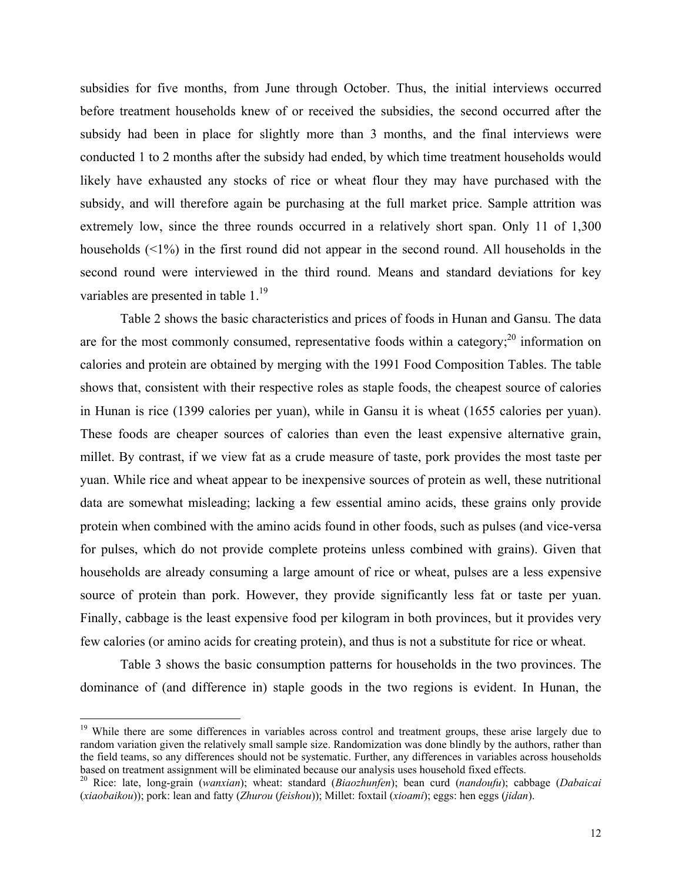subsidies for five months, from June through October. Thus, the initial interviews occurred before treatment households knew of or received the subsidies, the second occurred after the subsidy had been in place for slightly more than 3 months, and the final interviews were conducted 1 to 2 months after the subsidy had ended, by which time treatment households would likely have exhausted any stocks of rice or wheat flour they may have purchased with the subsidy, and will therefore again be purchasing at the full market price. Sample attrition was extremely low, since the three rounds occurred in a relatively short span. Only 11 of 1,300 households (<1%) in the first round did not appear in the second round. All households in the second round were interviewed in the third round. Means and standard deviations for key variables are presented in table 1.[19]

Table 2 shows the basic characteristics and prices of foods in Hunan and Gansu. The data are for the most commonly consumed, representative foods within a category;[20] information on calories and protein are obtained by merging with the 1991 Food Composition Tables. The table shows that, consistent with their respective roles as staple foods, the cheapest source of calories in Hunan is rice (1399 calories per yuan), while in Gansu it is wheat (1655 calories per yuan). These foods are cheaper sources of calories than even the least expensive alternative grain, millet. By contrast, if we view fat as a crude measure of taste, pork provides the most taste per yuan. While rice and wheat appear to be inexpensive sources of protein as well, these nutritional data are somewhat misleading; lacking a few essential amino acids, these grains only provide protein when combined with the amino acids found in other foods, such as pulses (and vice-versa for pulses, which do not provide complete proteins unless combined with grains). Given that households are already consuming a large amount of rice or wheat, pulses are a less expensive source of protein than pork. However, they provide significantly less fat or taste per yuan. Finally, cabbage is the least expensive food per kilogram in both provinces, but it provides very few calories (or amino acids for creating protein), and thus is not a substitute for rice or wheat.

Table 3 shows the basic consumption patterns for households in the two provinces. The dominance of (and difference in) staple goods in the two regions is evident. In Hunan, the

[19] While there are some differences in variables across control and treatment groups, these arise largely due to random variation given the relatively small sample size. Randomization was done blindly by the authors, rather than the field teams, so any differences should not be systematic. Further, any differences in variables across households based on treatment assignment will be eliminated because our analysis uses household fixed effects.

[20] Rice: late, long-grain (*wanxian*); wheat: standard (*Biaozhunfen*); bean curd (*nandoufu*); cabbage (*Dabaicai* (*xiaobaikou*)); pork: lean and fatty (*Zhurou* (*feishou*)); Millet: foxtail (*xioami*); eggs: hen eggs (*jidan*).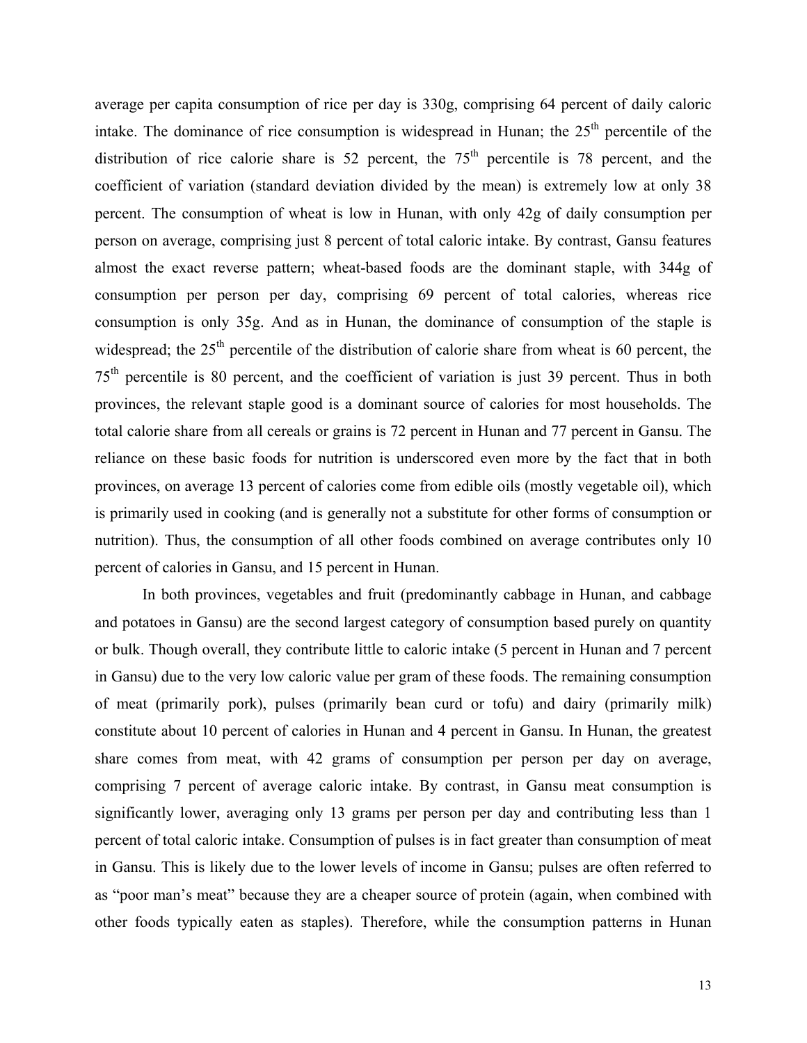average per capita consumption of rice per day is 330g, comprising 64 percent of daily caloric intake. The dominance of rice consumption is widespread in Hunan; the 25th percentile of the distribution of rice calorie share is 52 percent, the 75th percentile is 78 percent, and the coefficient of variation (standard deviation divided by the mean) is extremely low at only 38 percent. The consumption of wheat is low in Hunan, with only 42g of daily consumption per person on average, comprising just 8 percent of total caloric intake. By contrast, Gansu features almost the exact reverse pattern; wheat-based foods are the dominant staple, with 344g of consumption per person per day, comprising 69 percent of total calories, whereas rice consumption is only 35g. And as in Hunan, the dominance of consumption of the staple is widespread; the 25th percentile of the distribution of calorie share from wheat is 60 percent, the 75th percentile is 80 percent, and the coefficient of variation is just 39 percent. Thus in both provinces, the relevant staple good is a dominant source of calories for most households. The total calorie share from all cereals or grains is 72 percent in Hunan and 77 percent in Gansu. The reliance on these basic foods for nutrition is underscored even more by the fact that in both provinces, on average 13 percent of calories come from edible oils (mostly vegetable oil), which is primarily used in cooking (and is generally not a substitute for other forms of consumption or nutrition). Thus, the consumption of all other foods combined on average contributes only 10 percent of calories in Gansu, and 15 percent in Hunan.

In both provinces, vegetables and fruit (predominantly cabbage in Hunan, and cabbage and potatoes in Gansu) are the second largest category of consumption based purely on quantity or bulk. Though overall, they contribute little to caloric intake (5 percent in Hunan and 7 percent in Gansu) due to the very low caloric value per gram of these foods. The remaining consumption of meat (primarily pork), pulses (primarily bean curd or tofu) and dairy (primarily milk) constitute about 10 percent of calories in Hunan and 4 percent in Gansu. In Hunan, the greatest share comes from meat, with 42 grams of consumption per person per day on average, comprising 7 percent of average caloric intake. By contrast, in Gansu meat consumption is significantly lower, averaging only 13 grams per person per day and contributing less than 1 percent of total caloric intake. Consumption of pulses is in fact greater than consumption of meat in Gansu. This is likely due to the lower levels of income in Gansu; pulses are often referred to as "poor man's meat" because they are a cheaper source of protein (again, when combined with other foods typically eaten as staples). Therefore, while the consumption patterns in Hunan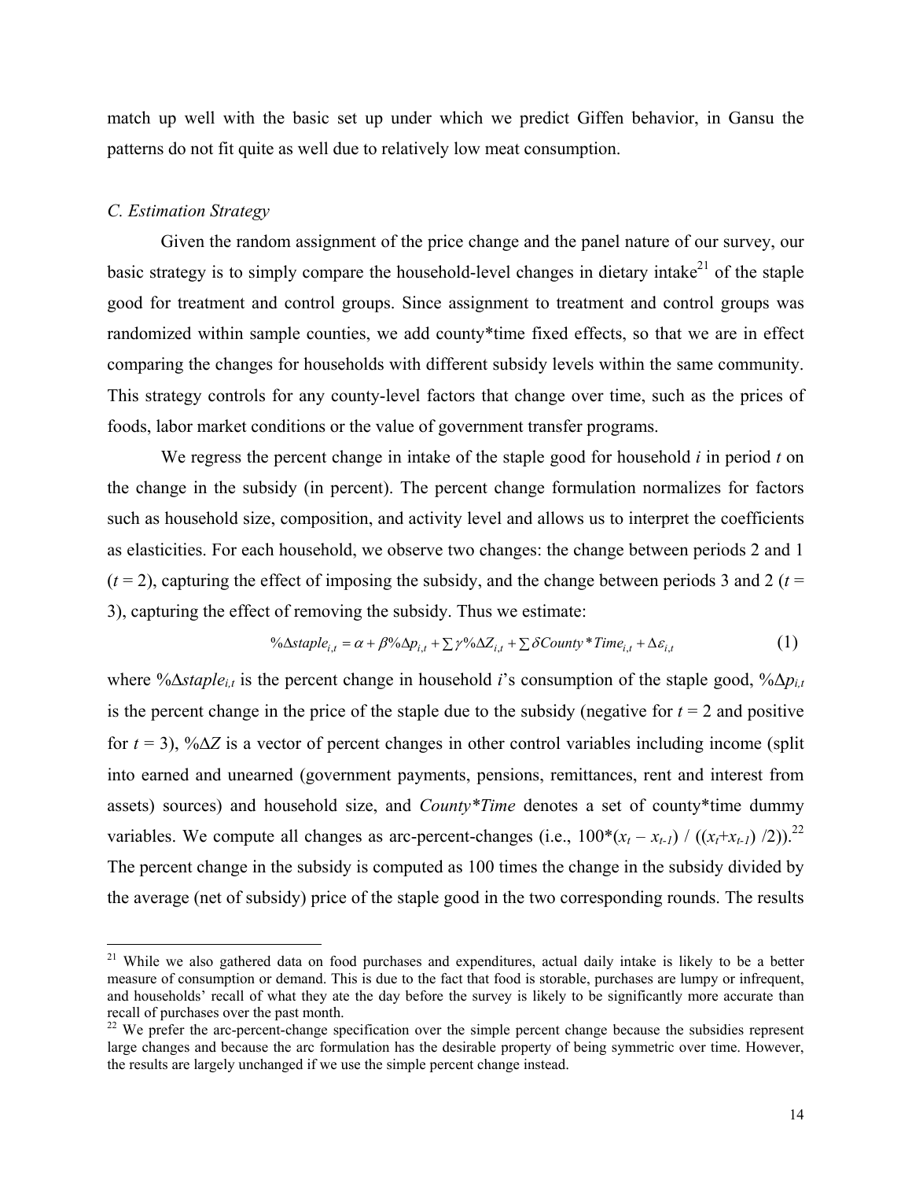match up well with the basic set up under which we predict Giffen behavior, in Gansu the patterns do not fit quite as well due to relatively low meat consumption.

*C. Estimation Strategy*

Given the random assignment of the price change and the panel nature of our survey, our basic strategy is to simply compare the household-level changes in dietary intake[21] of the staple good for treatment and control groups. Since assignment to treatment and control groups was randomized within sample counties, we add county*time fixed effects, so that we are in effect comparing the changes for households with different subsidy levels within the same community. This strategy controls for any county-level factors that change over time, such as the prices of foods, labor market conditions or the value of government transfer programs.

We regress the percent change in intake of the staple good for household *i* in period *t* on the change in the subsidy (in percent). The percent change formulation normalizes for factors such as household size, composition, and activity level and allows us to interpret the coefficients as elasticities. For each household, we observe two changes: the change between periods 2 and 1 ($t = 2$), capturing the effect of imposing the subsidy, and the change between periods 3 and 2 ($t = 3$), capturing the effect of removing the subsidy. Thus we estimate:

$$\%\Delta staple_{i,t} = \alpha + \beta \%\Delta p_{i,t} + \sum \gamma \%\Delta Z_{i,t} + \sum \delta County*Time_{i,t} + \Delta \varepsilon_{i,t} \quad (1)$$

where $\%\Delta staple_{i,t}$ is the percent change in household *i*'s consumption of the staple good, $\%\Delta p_{i,t}$ is the percent change in the price of the staple due to the subsidy (negative for $t = 2$ and positive for $t = 3$), $\%\Delta Z$ is a vector of percent changes in other control variables including income (split into earned and unearned (government payments, pensions, remittances, rent and interest from assets) sources) and household size, and *County*Time* denotes a set of county*time dummy variables. We compute all changes as arc-percent-changes (i.e., $100*(x_t - x_{t-1}) / ((x_t+x_{t-1}) /2)$).[22] The percent change in the subsidy is computed as 100 times the change in the subsidy divided by the average (net of subsidy) price of the staple good in the two corresponding rounds. The results

[21] While we also gathered data on food purchases and expenditures, actual daily intake is likely to be a better measure of consumption or demand. This is due to the fact that food is storable, purchases are lumpy or infrequent, and households' recall of what they ate the day before the survey is likely to be significantly more accurate than recall of purchases over the past month.

[22] We prefer the arc-percent-change specification over the simple percent change because the subsidies represent large changes and because the arc formulation has the desirable property of being symmetric over time. However, the results are largely unchanged if we use the simple percent change instead.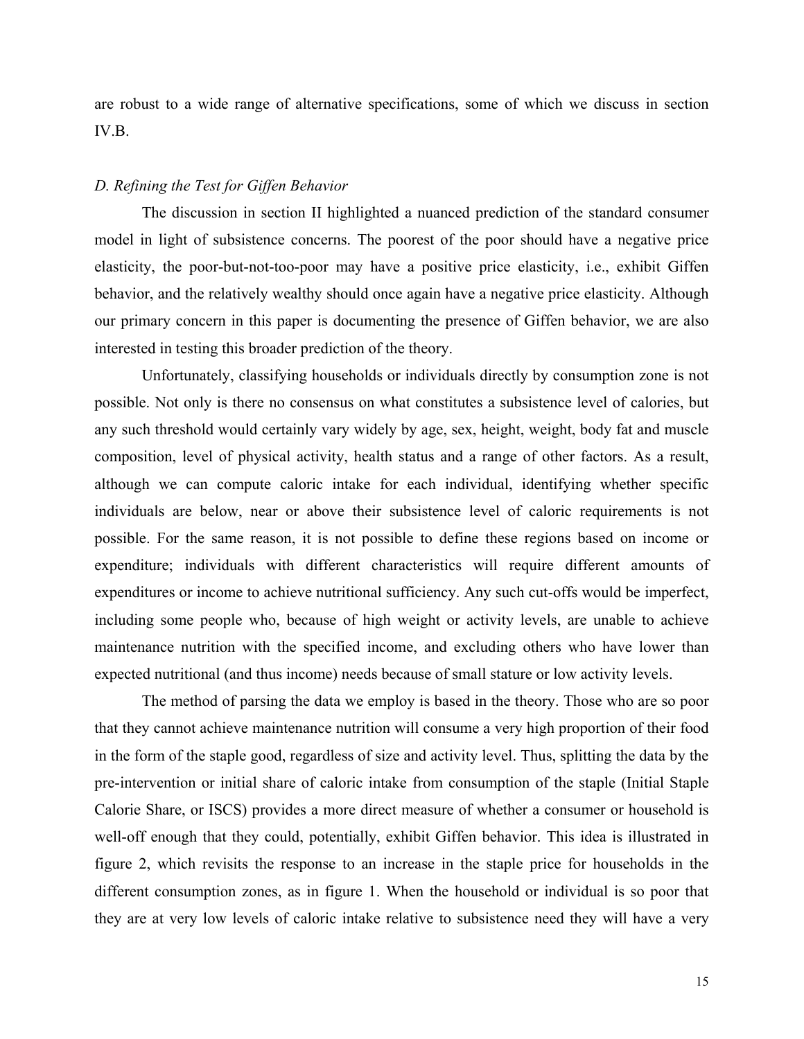are robust to a wide range of alternative specifications, some of which we discuss in section IV.B.

*D. Refining the Test for Giffen Behavior*

The discussion in section II highlighted a nuanced prediction of the standard consumer model in light of subsistence concerns. The poorest of the poor should have a negative price elasticity, the poor-but-not-too-poor may have a positive price elasticity, i.e., exhibit Giffen behavior, and the relatively wealthy should once again have a negative price elasticity. Although our primary concern in this paper is documenting the presence of Giffen behavior, we are also interested in testing this broader prediction of the theory.

Unfortunately, classifying households or individuals directly by consumption zone is not possible. Not only is there no consensus on what constitutes a subsistence level of calories, but any such threshold would certainly vary widely by age, sex, height, weight, body fat and muscle composition, level of physical activity, health status and a range of other factors. As a result, although we can compute caloric intake for each individual, identifying whether specific individuals are below, near or above their subsistence level of caloric requirements is not possible. For the same reason, it is not possible to define these regions based on income or expenditure; individuals with different characteristics will require different amounts of expenditures or income to achieve nutritional sufficiency. Any such cut-offs would be imperfect, including some people who, because of high weight or activity levels, are unable to achieve maintenance nutrition with the specified income, and excluding others who have lower than expected nutritional (and thus income) needs because of small stature or low activity levels.

The method of parsing the data we employ is based in the theory. Those who are so poor that they cannot achieve maintenance nutrition will consume a very high proportion of their food in the form of the staple good, regardless of size and activity level. Thus, splitting the data by the pre-intervention or initial share of caloric intake from consumption of the staple (Initial Staple Calorie Share, or ISCS) provides a more direct measure of whether a consumer or household is well-off enough that they could, potentially, exhibit Giffen behavior. This idea is illustrated in figure 2, which revisits the response to an increase in the staple price for households in the different consumption zones, as in figure 1. When the household or individual is so poor that they are at very low levels of caloric intake relative to subsistence need they will have a very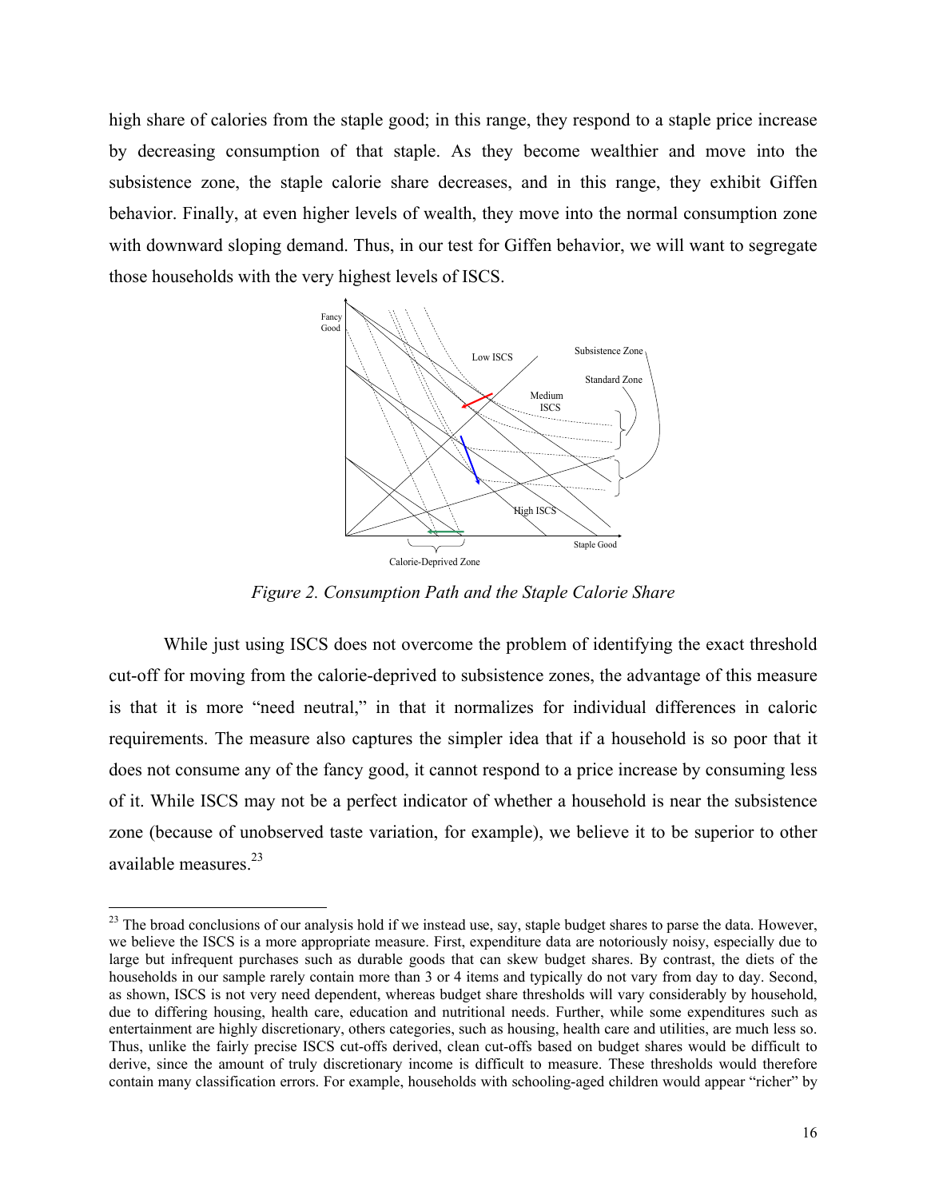high share of calories from the staple good; in this range, they respond to a staple price increase by decreasing consumption of that staple. As they become wealthier and move into the subsistence zone, the staple calorie share decreases, and in this range, they exhibit Giffen behavior. Finally, at even higher levels of wealth, they move into the normal consumption zone with downward sloping demand. Thus, in our test for Giffen behavior, we will want to segregate those households with the very highest levels of ISCS.

Fancy Good

Low ISCS

Subsistence Zone

Standard Zone

Medium ISCS

High ISCS

Staple Good

Calorie-Deprived Zone

*Figure 2. Consumption Path and the Staple Calorie Share*

While just using ISCS does not overcome the problem of identifying the exact threshold cut-off for moving from the calorie-deprived to subsistence zones, the advantage of this measure is that it is more "need neutral," in that it normalizes for individual differences in caloric requirements. The measure also captures the simpler idea that if a household is so poor that it does not consume any of the fancy good, it cannot respond to a price increase by consuming less of it. While ISCS may not be a perfect indicator of whether a household is near the subsistence zone (because of unobserved taste variation, for example), we believe it to be superior to other available measures.[23]

[23] The broad conclusions of our analysis hold if we instead use, say, staple budget shares to parse the data. However, we believe the ISCS is a more appropriate measure. First, expenditure data are notoriously noisy, especially due to large but infrequent purchases such as durable goods that can skew budget shares. By contrast, the diets of the households in our sample rarely contain more than 3 or 4 items and typically do not vary from day to day. Second, as shown, ISCS is not very need dependent, whereas budget share thresholds will vary considerably by household, due to differing housing, health care, education and nutritional needs. Further, while some expenditures such as entertainment are highly discretionary, others categories, such as housing, health care and utilities, are much less so. Thus, unlike the fairly precise ISCS cut-offs derived, clean cut-offs based on budget shares would be difficult to derive, since the amount of truly discretionary income is difficult to measure. These thresholds would therefore contain many classification errors. For example, households with schooling-aged children would appear "richer" by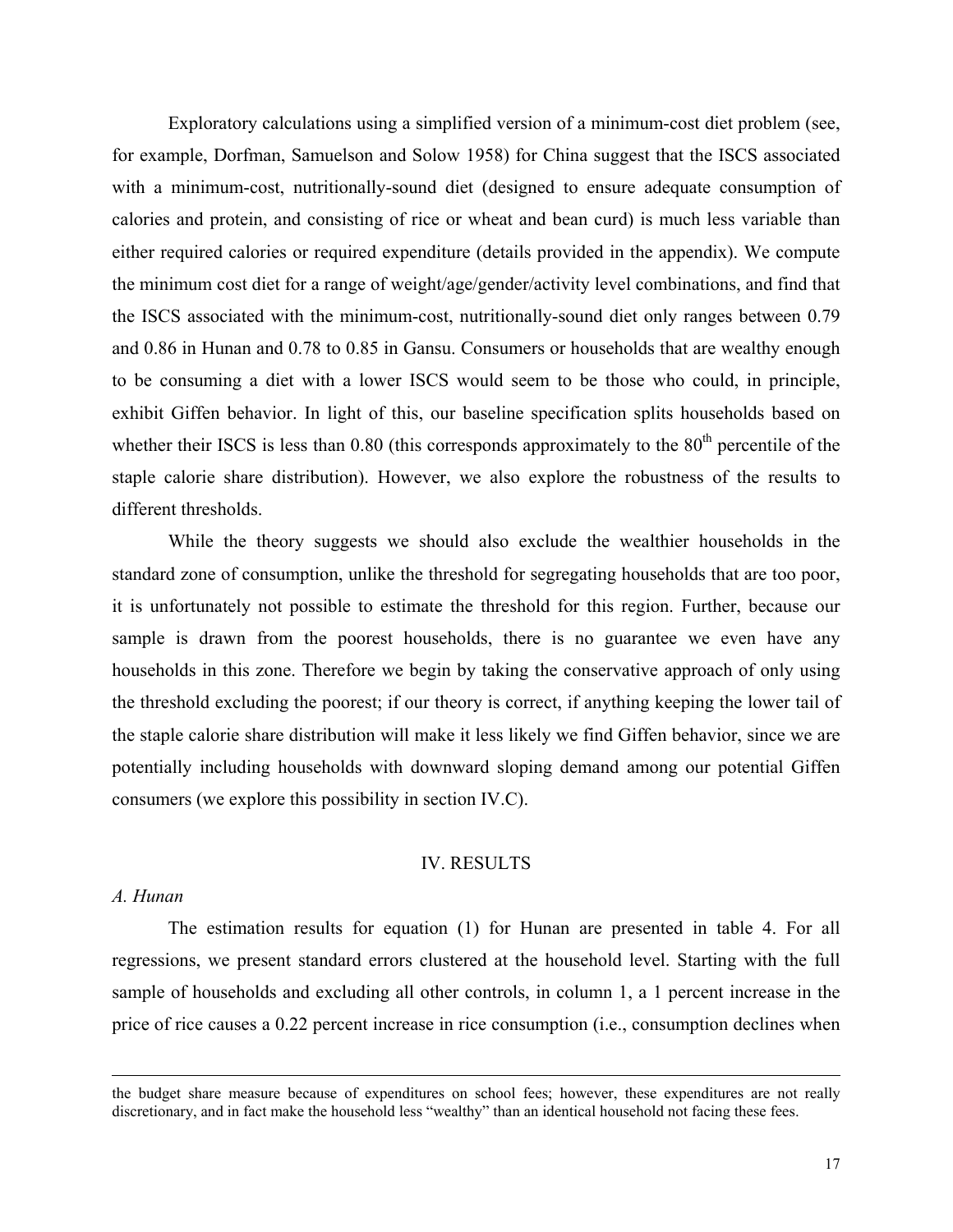Exploratory calculations using a simplified version of a minimum-cost diet problem (see, for example, Dorfman, Samuelson and Solow 1958) for China suggest that the ISCS associated with a minimum-cost, nutritionally-sound diet (designed to ensure adequate consumption of calories and protein, and consisting of rice or wheat and bean curd) is much less variable than either required calories or required expenditure (details provided in the appendix). We compute the minimum cost diet for a range of weight/age/gender/activity level combinations, and find that the ISCS associated with the minimum-cost, nutritionally-sound diet only ranges between 0.79 and 0.86 in Hunan and 0.78 to 0.85 in Gansu. Consumers or households that are wealthy enough to be consuming a diet with a lower ISCS would seem to be those who could, in principle, exhibit Giffen behavior. In light of this, our baseline specification splits households based on whether their ISCS is less than 0.80 (this corresponds approximately to the 80th percentile of the staple calorie share distribution). However, we also explore the robustness of the results to different thresholds.

While the theory suggests we should also exclude the wealthier households in the standard zone of consumption, unlike the threshold for segregating households that are too poor, it is unfortunately not possible to estimate the threshold for this region. Further, because our sample is drawn from the poorest households, there is no guarantee we even have any households in this zone. Therefore we begin by taking the conservative approach of only using the threshold excluding the poorest; if our theory is correct, if anything keeping the lower tail of the staple calorie share distribution will make it less likely we find Giffen behavior, since we are potentially including households with downward sloping demand among our potential Giffen consumers (we explore this possibility in section IV.C).

## IV. RESULTS

### *A. Hunan*

The estimation results for equation (1) for Hunan are presented in table 4. For all regressions, we present standard errors clustered at the household level. Starting with the full sample of households and excluding all other controls, in column 1, a 1 percent increase in the price of rice causes a 0.22 percent increase in rice consumption (i.e., consumption declines when

---

the budget share measure because of expenditures on school fees; however, these expenditures are not really discretionary, and in fact make the household less "wealthy" than an identical household not facing these fees.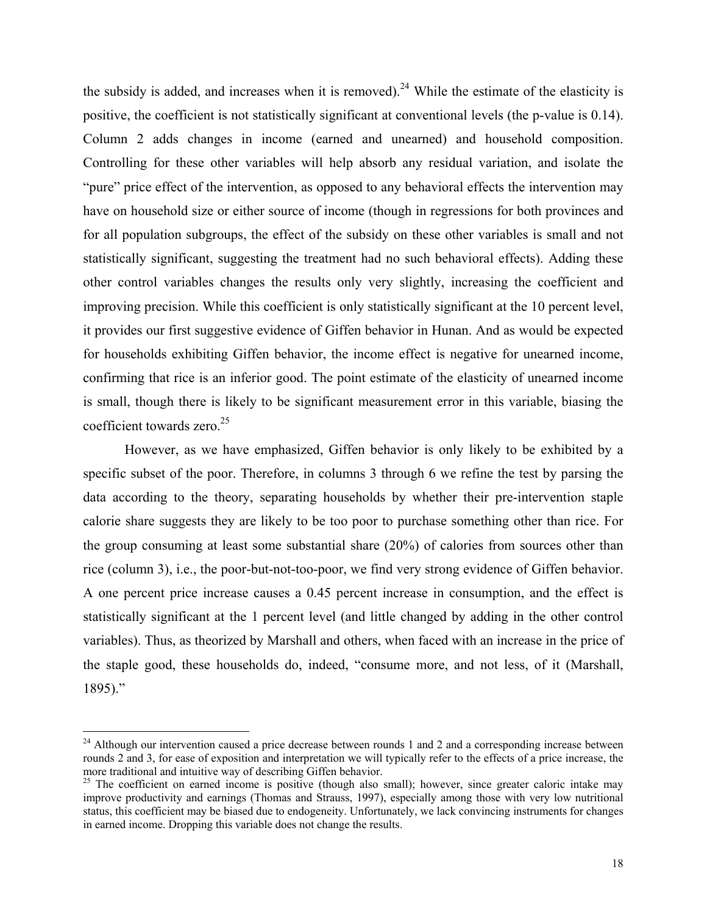the subsidy is added, and increases when it is removed).[24] While the estimate of the elasticity is positive, the coefficient is not statistically significant at conventional levels (the p-value is 0.14). Column 2 adds changes in income (earned and unearned) and household composition. Controlling for these other variables will help absorb any residual variation, and isolate the "pure" price effect of the intervention, as opposed to any behavioral effects the intervention may have on household size or either source of income (though in regressions for both provinces and for all population subgroups, the effect of the subsidy on these other variables is small and not statistically significant, suggesting the treatment had no such behavioral effects). Adding these other control variables changes the results only very slightly, increasing the coefficient and improving precision. While this coefficient is only statistically significant at the 10 percent level, it provides our first suggestive evidence of Giffen behavior in Hunan. And as would be expected for households exhibiting Giffen behavior, the income effect is negative for unearned income, confirming that rice is an inferior good. The point estimate of the elasticity of unearned income is small, though there is likely to be significant measurement error in this variable, biasing the coefficient towards zero.[25]

However, as we have emphasized, Giffen behavior is only likely to be exhibited by a specific subset of the poor. Therefore, in columns 3 through 6 we refine the test by parsing the data according to the theory, separating households by whether their pre-intervention staple calorie share suggests they are likely to be too poor to purchase something other than rice. For the group consuming at least some substantial share (20%) of calories from sources other than rice (column 3), i.e., the poor-but-not-too-poor, we find very strong evidence of Giffen behavior. A one percent price increase causes a 0.45 percent increase in consumption, and the effect is statistically significant at the 1 percent level (and little changed by adding in the other control variables). Thus, as theorized by Marshall and others, when faced with an increase in the price of the staple good, these households do, indeed, "consume more, and not less, of it (Marshall, 1895)."

[24] Although our intervention caused a price decrease between rounds 1 and 2 and a corresponding increase between rounds 2 and 3, for ease of exposition and interpretation we will typically refer to the effects of a price increase, the more traditional and intuitive way of describing Giffen behavior.

[25] The coefficient on earned income is positive (though also small); however, since greater caloric intake may improve productivity and earnings (Thomas and Strauss, 1997), especially among those with very low nutritional status, this coefficient may be biased due to endogeneity. Unfortunately, we lack convincing instruments for changes in earned income. Dropping this variable does not change the results.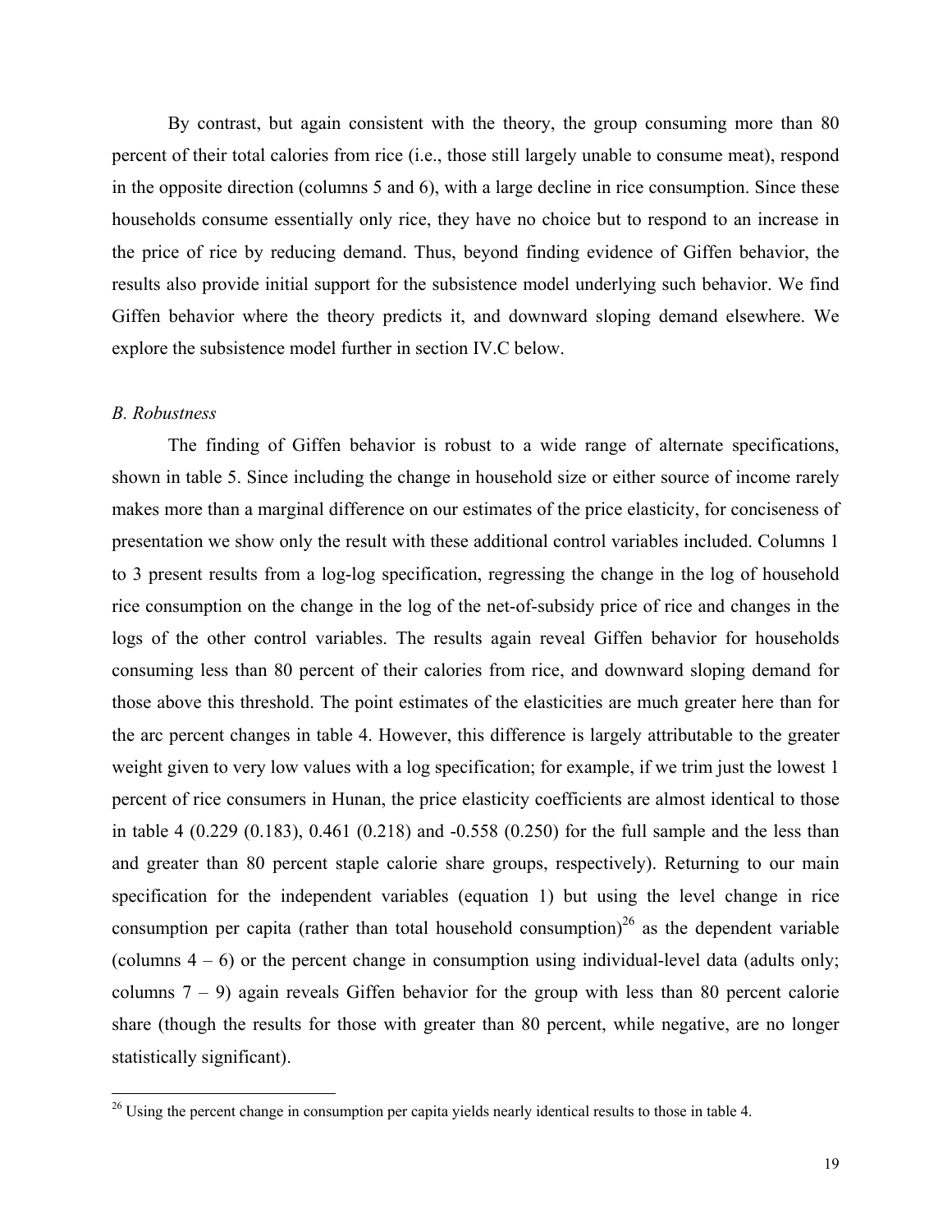By contrast, but again consistent with the theory, the group consuming more than 80 percent of their total calories from rice (i.e., those still largely unable to consume meat), respond in the opposite direction (columns 5 and 6), with a large decline in rice consumption. Since these households consume essentially only rice, they have no choice but to respond to an increase in the price of rice by reducing demand. Thus, beyond finding evidence of Giffen behavior, the results also provide initial support for the subsistence model underlying such behavior. We find Giffen behavior where the theory predicts it, and downward sloping demand elsewhere. We explore the subsistence model further in section IV.C below.

*B. Robustness*

The finding of Giffen behavior is robust to a wide range of alternate specifications, shown in table 5. Since including the change in household size or either source of income rarely makes more than a marginal difference on our estimates of the price elasticity, for conciseness of presentation we show only the result with these additional control variables included. Columns 1 to 3 present results from a log-log specification, regressing the change in the log of household rice consumption on the change in the log of the net-of-subsidy price of rice and changes in the logs of the other control variables. The results again reveal Giffen behavior for households consuming less than 80 percent of their calories from rice, and downward sloping demand for those above this threshold. The point estimates of the elasticities are much greater here than for the arc percent changes in table 4. However, this difference is largely attributable to the greater weight given to very low values with a log specification; for example, if we trim just the lowest 1 percent of rice consumers in Hunan, the price elasticity coefficients are almost identical to those in table 4 (0.229 (0.183), 0.461 (0.218) and -0.558 (0.250) for the full sample and the less than and greater than 80 percent staple calorie share groups, respectively). Returning to our main specification for the independent variables (equation 1) but using the level change in rice consumption per capita (rather than total household consumption)[26] as the dependent variable (columns 4 – 6) or the percent change in consumption using individual-level data (adults only; columns 7 – 9) again reveals Giffen behavior for the group with less than 80 percent calorie share (though the results for those with greater than 80 percent, while negative, are no longer statistically significant).

[26] Using the percent change in consumption per capita yields nearly identical results to those in table 4.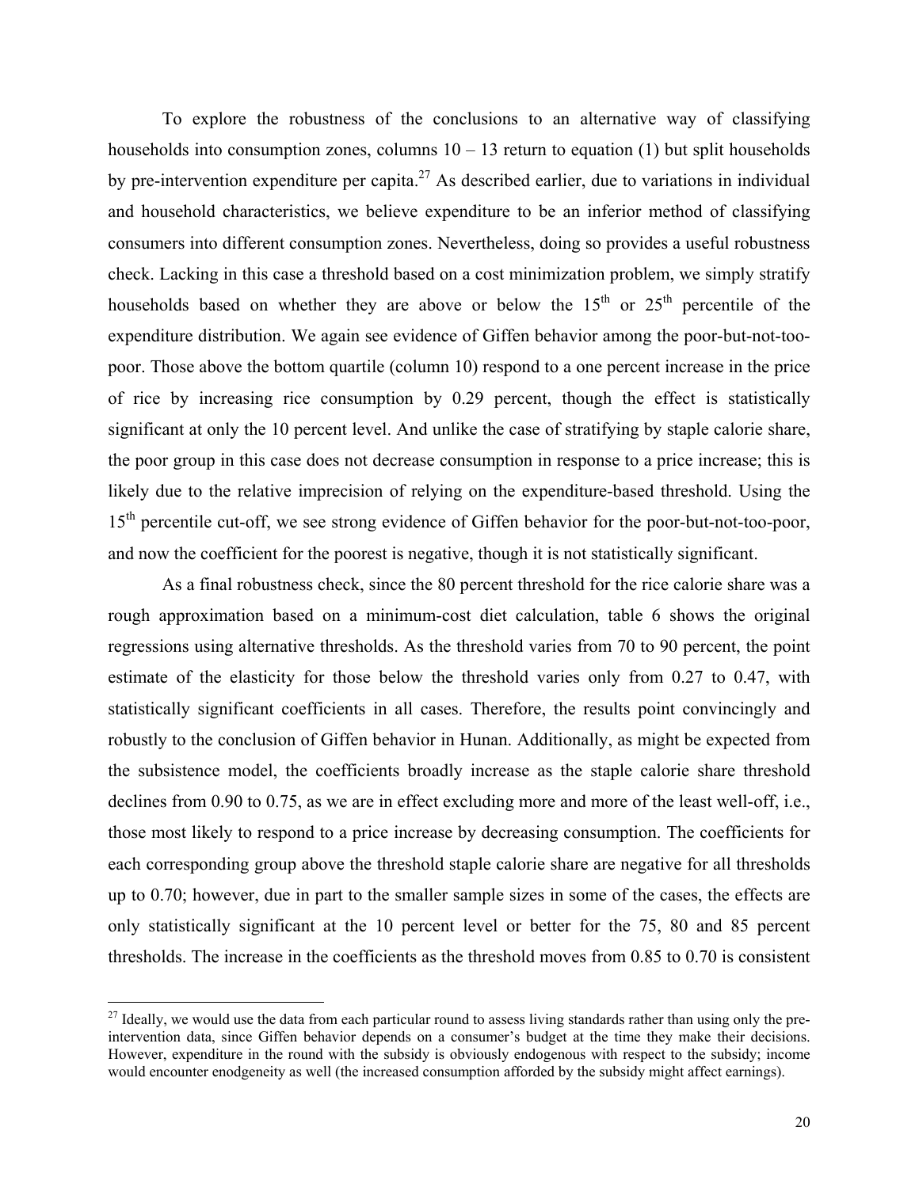To explore the robustness of the conclusions to an alternative way of classifying households into consumption zones, columns 10 – 13 return to equation (1) but split households by pre-intervention expenditure per capita.[27] As described earlier, due to variations in individual and household characteristics, we believe expenditure to be an inferior method of classifying consumers into different consumption zones. Nevertheless, doing so provides a useful robustness check. Lacking in this case a threshold based on a cost minimization problem, we simply stratify households based on whether they are above or below the 15[th] or 25[th] percentile of the expenditure distribution. We again see evidence of Giffen behavior among the poor-but-not-too-poor. Those above the bottom quartile (column 10) respond to a one percent increase in the price of rice by increasing rice consumption by 0.29 percent, though the effect is statistically significant at only the 10 percent level. And unlike the case of stratifying by staple calorie share, the poor group in this case does not decrease consumption in response to a price increase; this is likely due to the relative imprecision of relying on the expenditure-based threshold. Using the 15[th] percentile cut-off, we see strong evidence of Giffen behavior for the poor-but-not-too-poor, and now the coefficient for the poorest is negative, though it is not statistically significant.

As a final robustness check, since the 80 percent threshold for the rice calorie share was a rough approximation based on a minimum-cost diet calculation, table 6 shows the original regressions using alternative thresholds. As the threshold varies from 70 to 90 percent, the point estimate of the elasticity for those below the threshold varies only from 0.27 to 0.47, with statistically significant coefficients in all cases. Therefore, the results point convincingly and robustly to the conclusion of Giffen behavior in Hunan. Additionally, as might be expected from the subsistence model, the coefficients broadly increase as the staple calorie share threshold declines from 0.90 to 0.75, as we are in effect excluding more and more of the least well-off, i.e., those most likely to respond to a price increase by decreasing consumption. The coefficients for each corresponding group above the threshold staple calorie share are negative for all thresholds up to 0.70; however, due in part to the smaller sample sizes in some of the cases, the effects are only statistically significant at the 10 percent level or better for the 75, 80 and 85 percent thresholds. The increase in the coefficients as the threshold moves from 0.85 to 0.70 is consistent

[27] Ideally, we would use the data from each particular round to assess living standards rather than using only the pre-intervention data, since Giffen behavior depends on a consumer's budget at the time they make their decisions. However, expenditure in the round with the subsidy is obviously endogenous with respect to the subsidy; income would encounter enodgeneity as well (the increased consumption afforded by the subsidy might affect earnings).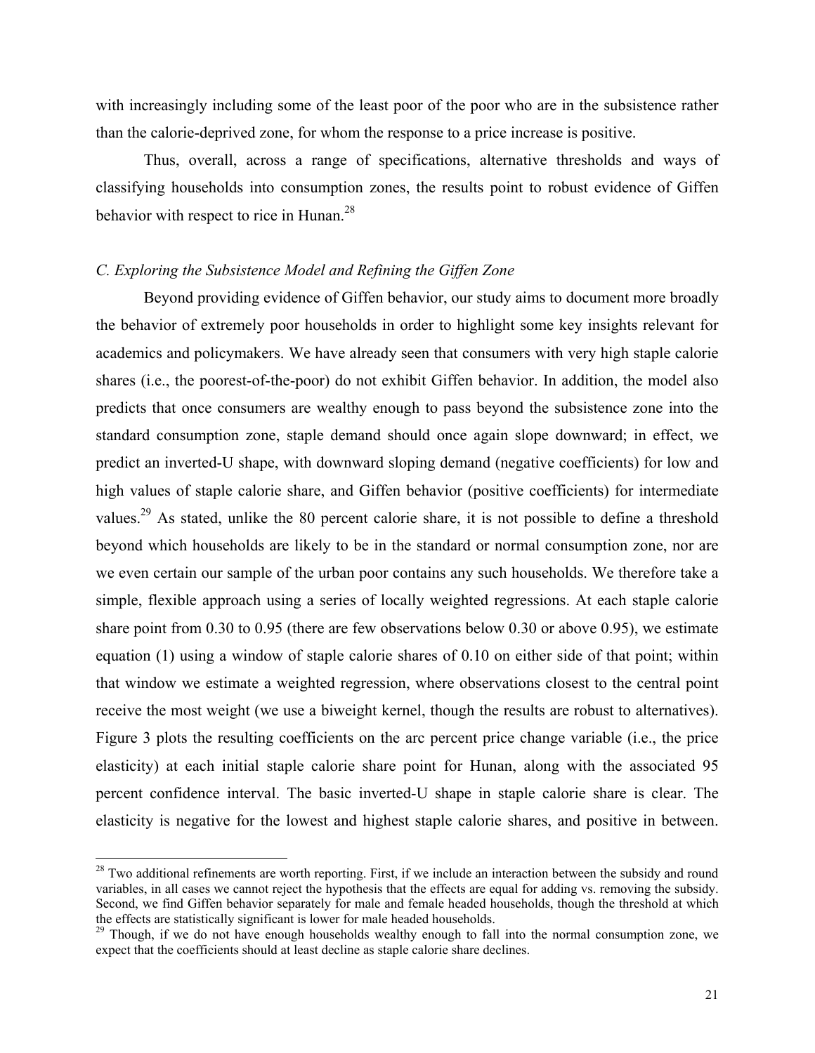with increasingly including some of the least poor of the poor who are in the subsistence rather than the calorie-deprived zone, for whom the response to a price increase is positive.

Thus, overall, across a range of specifications, alternative thresholds and ways of classifying households into consumption zones, the results point to robust evidence of Giffen behavior with respect to rice in Hunan.[28]

*C. Exploring the Subsistence Model and Refining the Giffen Zone*

Beyond providing evidence of Giffen behavior, our study aims to document more broadly the behavior of extremely poor households in order to highlight some key insights relevant for academics and policymakers. We have already seen that consumers with very high staple calorie shares (i.e., the poorest-of-the-poor) do not exhibit Giffen behavior. In addition, the model also predicts that once consumers are wealthy enough to pass beyond the subsistence zone into the standard consumption zone, staple demand should once again slope downward; in effect, we predict an inverted-U shape, with downward sloping demand (negative coefficients) for low and high values of staple calorie share, and Giffen behavior (positive coefficients) for intermediate values.[29] As stated, unlike the 80 percent calorie share, it is not possible to define a threshold beyond which households are likely to be in the standard or normal consumption zone, nor are we even certain our sample of the urban poor contains any such households. We therefore take a simple, flexible approach using a series of locally weighted regressions. At each staple calorie share point from 0.30 to 0.95 (there are few observations below 0.30 or above 0.95), we estimate equation (1) using a window of staple calorie shares of 0.10 on either side of that point; within that window we estimate a weighted regression, where observations closest to the central point receive the most weight (we use a biweight kernel, though the results are robust to alternatives). Figure 3 plots the resulting coefficients on the arc percent price change variable (i.e., the price elasticity) at each initial staple calorie share point for Hunan, along with the associated 95 percent confidence interval. The basic inverted-U shape in staple calorie share is clear. The elasticity is negative for the lowest and highest staple calorie shares, and positive in between.

[28] Two additional refinements are worth reporting. First, if we include an interaction between the subsidy and round variables, in all cases we cannot reject the hypothesis that the effects are equal for adding vs. removing the subsidy. Second, we find Giffen behavior separately for male and female headed households, though the threshold at which the effects are statistically significant is lower for male headed households.

[29] Though, if we do not have enough households wealthy enough to fall into the normal consumption zone, we expect that the coefficients should at least decline as staple calorie share declines.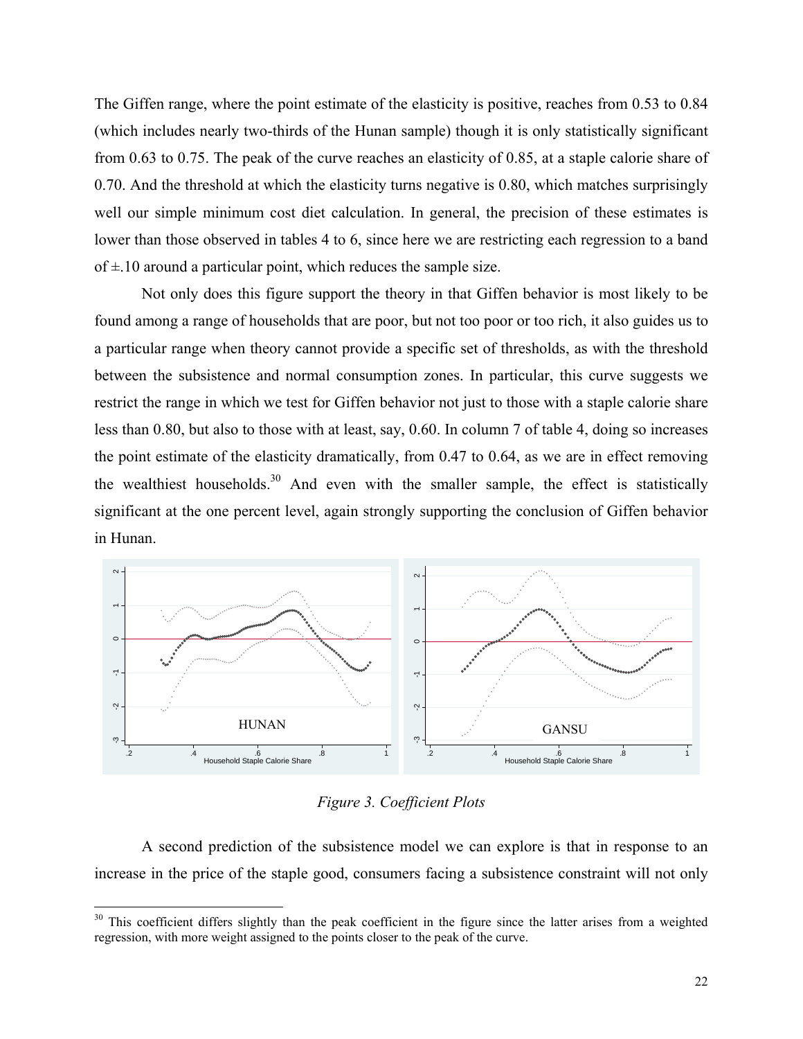The Giffen range, where the point estimate of the elasticity is positive, reaches from 0.53 to 0.84 (which includes nearly two-thirds of the Hunan sample) though it is only statistically significant from 0.63 to 0.75. The peak of the curve reaches an elasticity of 0.85, at a staple calorie share of 0.70. And the threshold at which the elasticity turns negative is 0.80, which matches surprisingly well our simple minimum cost diet calculation. In general, the precision of these estimates is lower than those observed in tables 4 to 6, since here we are restricting each regression to a band of ±.10 around a particular point, which reduces the sample size.

Not only does this figure support the theory in that Giffen behavior is most likely to be found among a range of households that are poor, but not too poor or too rich, it also guides us to a particular range when theory cannot provide a specific set of thresholds, as with the threshold between the subsistence and normal consumption zones. In particular, this curve suggests we restrict the range in which we test for Giffen behavior not just to those with a staple calorie share less than 0.80, but also to those with at least, say, 0.60. In column 7 of table 4, doing so increases the point estimate of the elasticity dramatically, from 0.47 to 0.64, as we are in effect removing the wealthiest households.[30] And even with the smaller sample, the effect is statistically significant at the one percent level, again strongly supporting the conclusion of Giffen behavior in Hunan.

*Figure 3. Coefficient Plots*

A second prediction of the subsistence model we can explore is that in response to an increase in the price of the staple good, consumers facing a subsistence constraint will not only

[30] This coefficient differs slightly than the peak coefficient in the figure since the latter arises from a weighted regression, with more weight assigned to the points closer to the peak of the curve.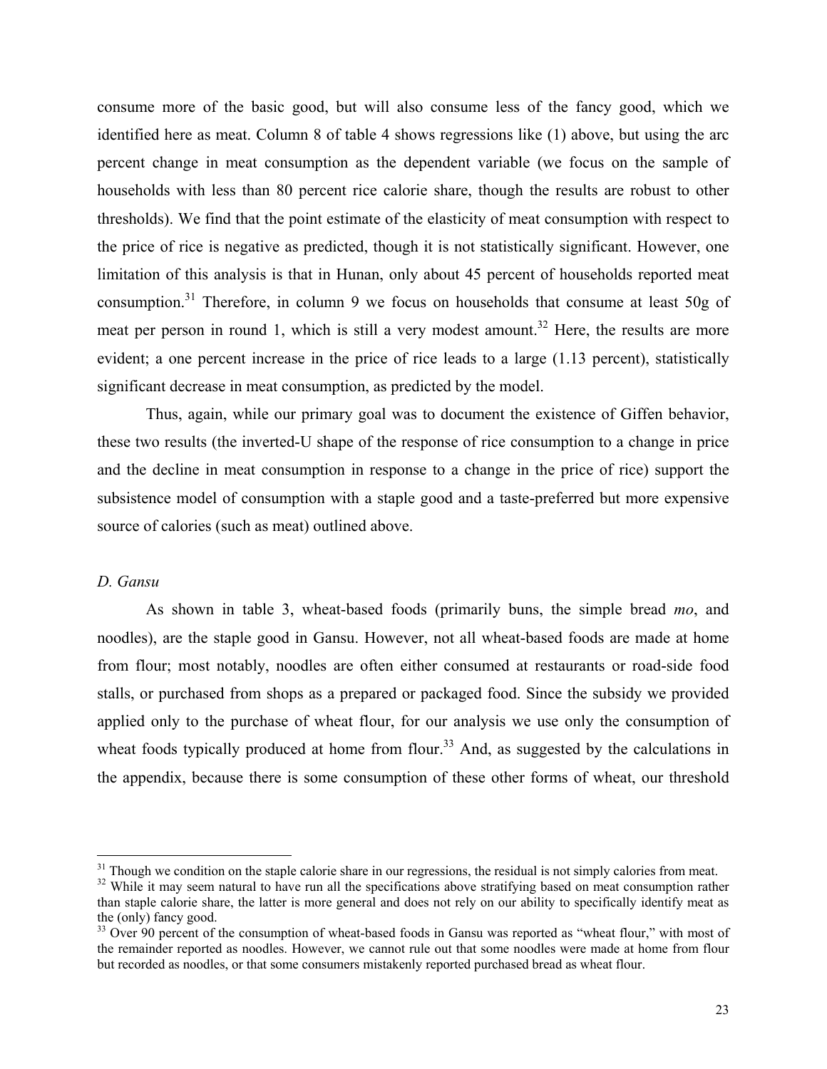consume more of the basic good, but will also consume less of the fancy good, which we identified here as meat. Column 8 of table 4 shows regressions like (1) above, but using the arc percent change in meat consumption as the dependent variable (we focus on the sample of households with less than 80 percent rice calorie share, though the results are robust to other thresholds). We find that the point estimate of the elasticity of meat consumption with respect to the price of rice is negative as predicted, though it is not statistically significant. However, one limitation of this analysis is that in Hunan, only about 45 percent of households reported meat consumption.[31] Therefore, in column 9 we focus on households that consume at least 50g of meat per person in round 1, which is still a very modest amount.[32] Here, the results are more evident; a one percent increase in the price of rice leads to a large (1.13 percent), statistically significant decrease in meat consumption, as predicted by the model.

Thus, again, while our primary goal was to document the existence of Giffen behavior, these two results (the inverted-U shape of the response of rice consumption to a change in price and the decline in meat consumption in response to a change in the price of rice) support the subsistence model of consumption with a staple good and a taste-preferred but more expensive source of calories (such as meat) outlined above.

### *D. Gansu*

As shown in table 3, wheat-based foods (primarily buns, the simple bread *mo*, and noodles), are the staple good in Gansu. However, not all wheat-based foods are made at home from flour; most notably, noodles are often either consumed at restaurants or road-side food stalls, or purchased from shops as a prepared or packaged food. Since the subsidy we provided applied only to the purchase of wheat flour, for our analysis we use only the consumption of wheat foods typically produced at home from flour.[33] And, as suggested by the calculations in the appendix, because there is some consumption of these other forms of wheat, our threshold

---

[31] Though we condition on the staple calorie share in our regressions, the residual is not simply calories from meat.

[32] While it may seem natural to have run all the specifications above stratifying based on meat consumption rather than staple calorie share, the latter is more general and does not rely on our ability to specifically identify meat as the (only) fancy good.

[33] Over 90 percent of the consumption of wheat-based foods in Gansu was reported as "wheat flour," with most of the remainder reported as noodles. However, we cannot rule out that some noodles were made at home from flour but recorded as noodles, or that some consumers mistakenly reported purchased bread as wheat flour.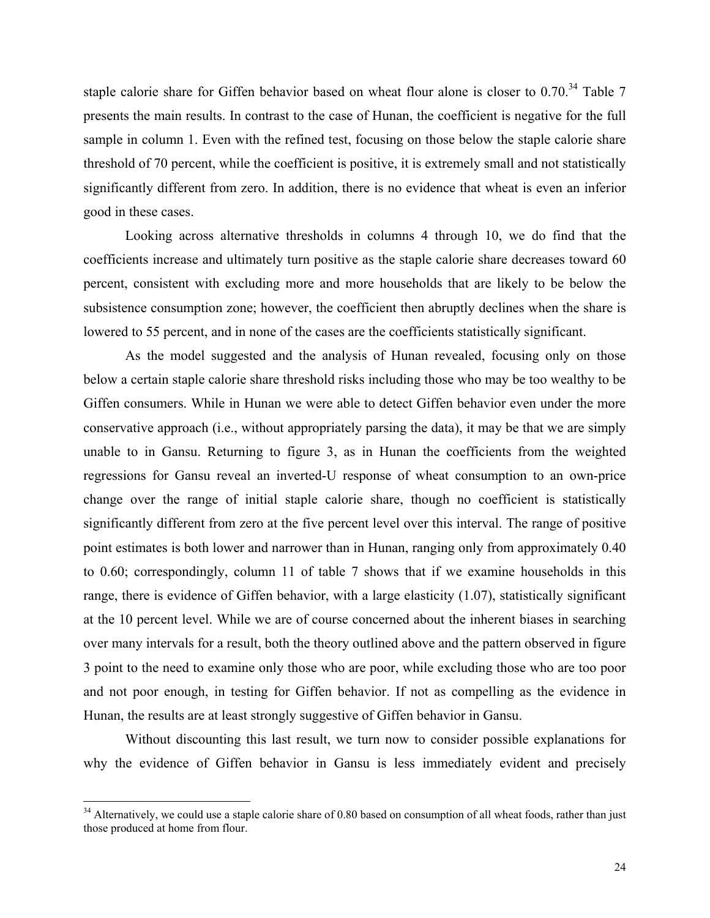staple calorie share for Giffen behavior based on wheat flour alone is closer to 0.70.[34] Table 7 presents the main results. In contrast to the case of Hunan, the coefficient is negative for the full sample in column 1. Even with the refined test, focusing on those below the staple calorie share threshold of 70 percent, while the coefficient is positive, it is extremely small and not statistically significantly different from zero. In addition, there is no evidence that wheat is even an inferior good in these cases.

Looking across alternative thresholds in columns 4 through 10, we do find that the coefficients increase and ultimately turn positive as the staple calorie share decreases toward 60 percent, consistent with excluding more and more households that are likely to be below the subsistence consumption zone; however, the coefficient then abruptly declines when the share is lowered to 55 percent, and in none of the cases are the coefficients statistically significant.

As the model suggested and the analysis of Hunan revealed, focusing only on those below a certain staple calorie share threshold risks including those who may be too wealthy to be Giffen consumers. While in Hunan we were able to detect Giffen behavior even under the more conservative approach (i.e., without appropriately parsing the data), it may be that we are simply unable to in Gansu. Returning to figure 3, as in Hunan the coefficients from the weighted regressions for Gansu reveal an inverted-U response of wheat consumption to an own-price change over the range of initial staple calorie share, though no coefficient is statistically significantly different from zero at the five percent level over this interval. The range of positive point estimates is both lower and narrower than in Hunan, ranging only from approximately 0.40 to 0.60; correspondingly, column 11 of table 7 shows that if we examine households in this range, there is evidence of Giffen behavior, with a large elasticity (1.07), statistically significant at the 10 percent level. While we are of course concerned about the inherent biases in searching over many intervals for a result, both the theory outlined above and the pattern observed in figure 3 point to the need to examine only those who are poor, while excluding those who are too poor and not poor enough, in testing for Giffen behavior. If not as compelling as the evidence in Hunan, the results are at least strongly suggestive of Giffen behavior in Gansu.

Without discounting this last result, we turn now to consider possible explanations for why the evidence of Giffen behavior in Gansu is less immediately evident and precisely

[34] Alternatively, we could use a staple calorie share of 0.80 based on consumption of all wheat foods, rather than just those produced at home from flour.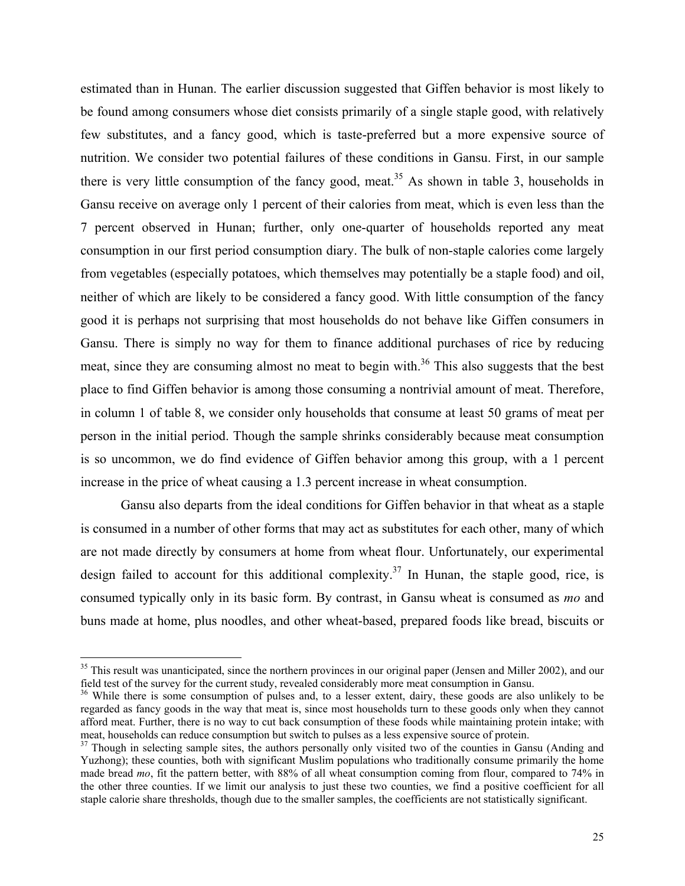estimated than in Hunan. The earlier discussion suggested that Giffen behavior is most likely to be found among consumers whose diet consists primarily of a single staple good, with relatively few substitutes, and a fancy good, which is taste-preferred but a more expensive source of nutrition. We consider two potential failures of these conditions in Gansu. First, in our sample there is very little consumption of the fancy good, meat.[35] As shown in table 3, households in Gansu receive on average only 1 percent of their calories from meat, which is even less than the 7 percent observed in Hunan; further, only one-quarter of households reported any meat consumption in our first period consumption diary. The bulk of non-staple calories come largely from vegetables (especially potatoes, which themselves may potentially be a staple food) and oil, neither of which are likely to be considered a fancy good. With little consumption of the fancy good it is perhaps not surprising that most households do not behave like Giffen consumers in Gansu. There is simply no way for them to finance additional purchases of rice by reducing meat, since they are consuming almost no meat to begin with.[36] This also suggests that the best place to find Giffen behavior is among those consuming a nontrivial amount of meat. Therefore, in column 1 of table 8, we consider only households that consume at least 50 grams of meat per person in the initial period. Though the sample shrinks considerably because meat consumption is so uncommon, we do find evidence of Giffen behavior among this group, with a 1 percent increase in the price of wheat causing a 1.3 percent increase in wheat consumption.

Gansu also departs from the ideal conditions for Giffen behavior in that wheat as a staple is consumed in a number of other forms that may act as substitutes for each other, many of which are not made directly by consumers at home from wheat flour. Unfortunately, our experimental design failed to account for this additional complexity.[37] In Hunan, the staple good, rice, is consumed typically only in its basic form. By contrast, in Gansu wheat is consumed as *mo* and buns made at home, plus noodles, and other wheat-based, prepared foods like bread, biscuits or

---

[35] This result was unanticipated, since the northern provinces in our original paper (Jensen and Miller 2002), and our field test of the survey for the current study, revealed considerably more meat consumption in Gansu.

[36] While there is some consumption of pulses and, to a lesser extent, dairy, these goods are also unlikely to be regarded as fancy goods in the way that meat is, since most households turn to these goods only when they cannot afford meat. Further, there is no way to cut back consumption of these foods while maintaining protein intake; with meat, households can reduce consumption but switch to pulses as a less expensive source of protein.

[37] Though in selecting sample sites, the authors personally only visited two of the counties in Gansu (Anding and Yuzhong); these counties, both with significant Muslim populations who traditionally consume primarily the home made bread *mo*, fit the pattern better, with 88% of all wheat consumption coming from flour, compared to 74% in the other three counties. If we limit our analysis to just these two counties, we find a positive coefficient for all staple calorie share thresholds, though due to the smaller samples, the coefficients are not statistically significant.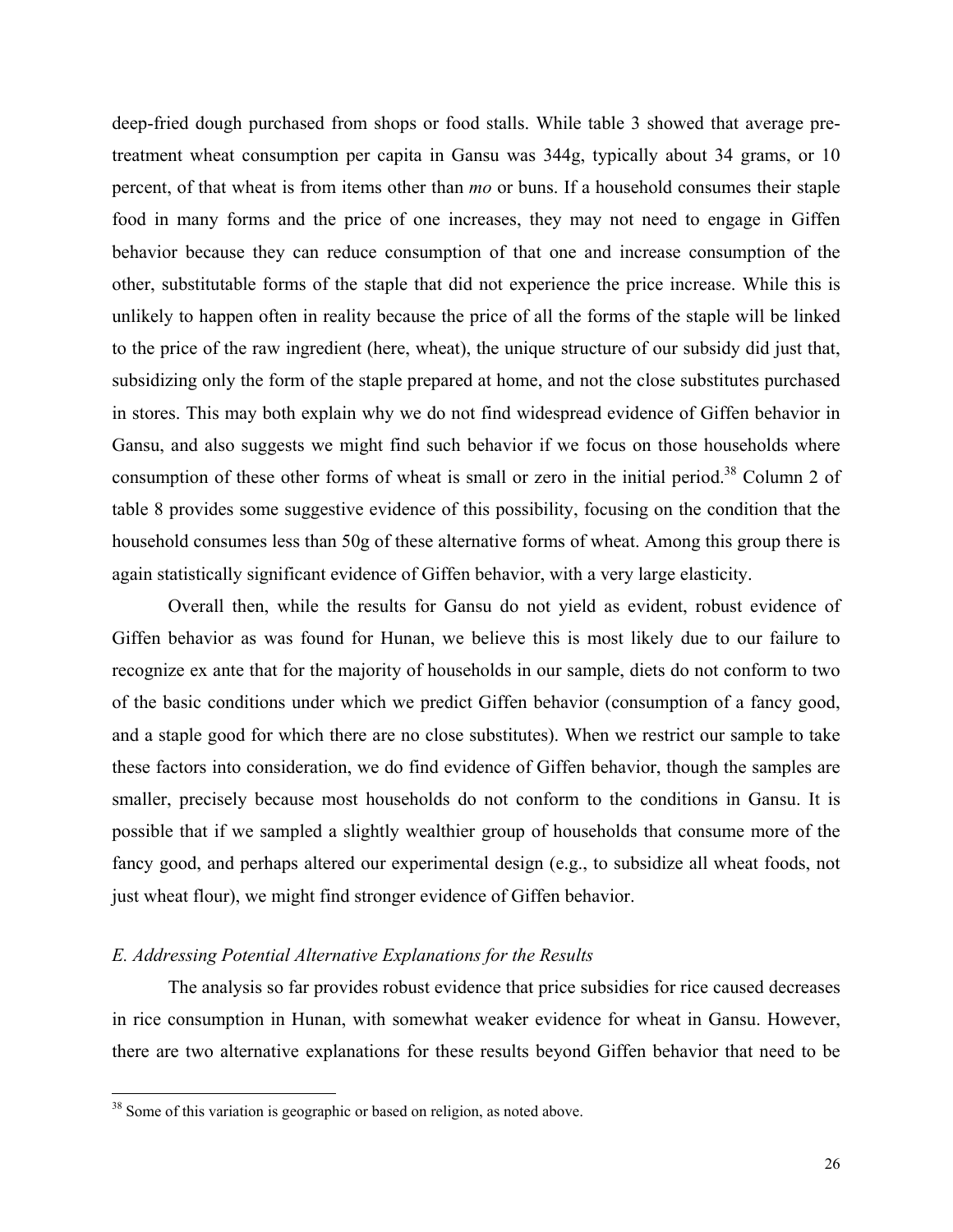deep-fried dough purchased from shops or food stalls. While table 3 showed that average pre-treatment wheat consumption per capita in Gansu was 344g, typically about 34 grams, or 10 percent, of that wheat is from items other than *mo* or buns. If a household consumes their staple food in many forms and the price of one increases, they may not need to engage in Giffen behavior because they can reduce consumption of that one and increase consumption of the other, substitutable forms of the staple that did not experience the price increase. While this is unlikely to happen often in reality because the price of all the forms of the staple will be linked to the price of the raw ingredient (here, wheat), the unique structure of our subsidy did just that, subsidizing only the form of the staple prepared at home, and not the close substitutes purchased in stores. This may both explain why we do not find widespread evidence of Giffen behavior in Gansu, and also suggests we might find such behavior if we focus on those households where consumption of these other forms of wheat is small or zero in the initial period.[38] Column 2 of table 8 provides some suggestive evidence of this possibility, focusing on the condition that the household consumes less than 50g of these alternative forms of wheat. Among this group there is again statistically significant evidence of Giffen behavior, with a very large elasticity.

Overall then, while the results for Gansu do not yield as evident, robust evidence of Giffen behavior as was found for Hunan, we believe this is most likely due to our failure to recognize ex ante that for the majority of households in our sample, diets do not conform to two of the basic conditions under which we predict Giffen behavior (consumption of a fancy good, and a staple good for which there are no close substitutes). When we restrict our sample to take these factors into consideration, we do find evidence of Giffen behavior, though the samples are smaller, precisely because most households do not conform to the conditions in Gansu. It is possible that if we sampled a slightly wealthier group of households that consume more of the fancy good, and perhaps altered our experimental design (e.g., to subsidize all wheat foods, not just wheat flour), we might find stronger evidence of Giffen behavior.

### *E. Addressing Potential Alternative Explanations for the Results*

The analysis so far provides robust evidence that price subsidies for rice caused decreases in rice consumption in Hunan, with somewhat weaker evidence for wheat in Gansu. However, there are two alternative explanations for these results beyond Giffen behavior that need to be

[38] Some of this variation is geographic or based on religion, as noted above.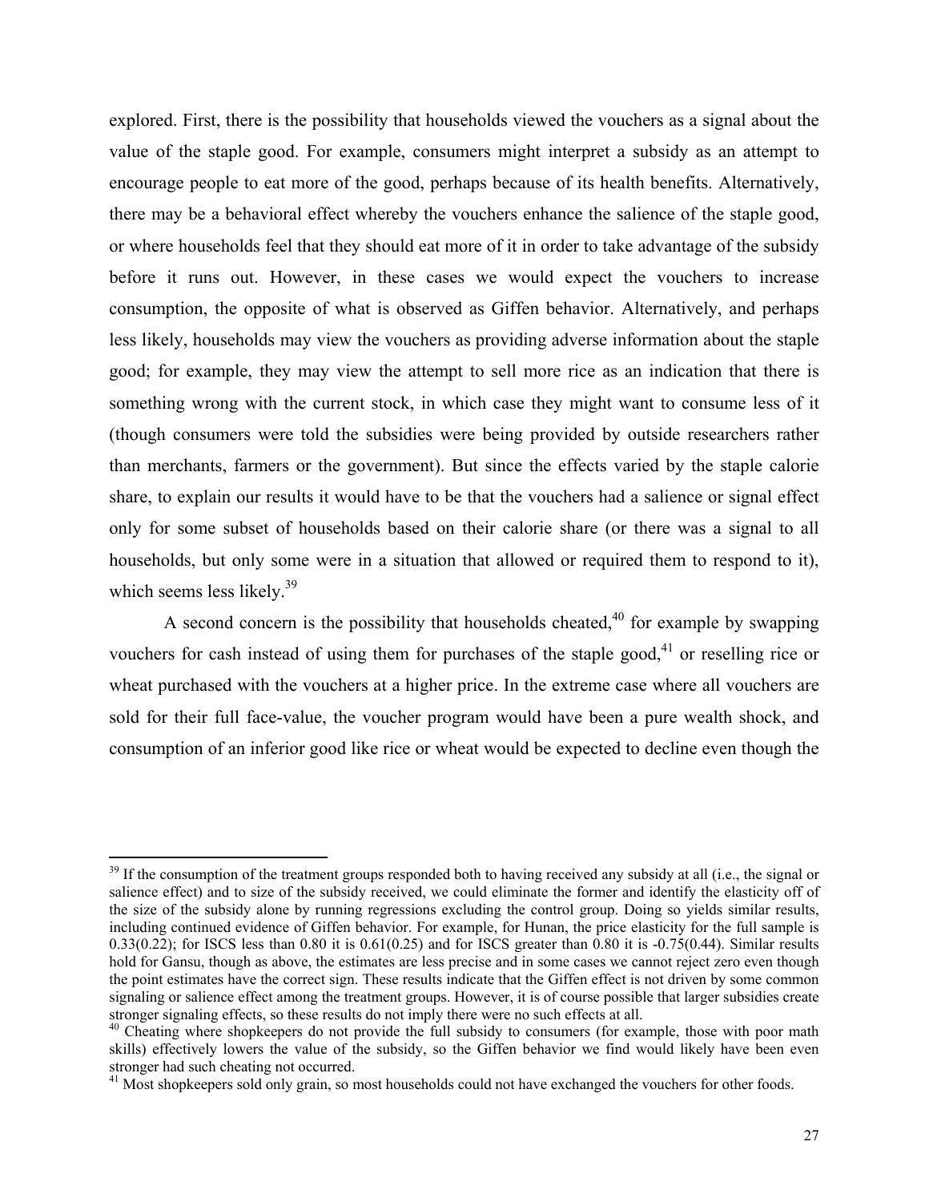explored. First, there is the possibility that households viewed the vouchers as a signal about the value of the staple good. For example, consumers might interpret a subsidy as an attempt to encourage people to eat more of the good, perhaps because of its health benefits. Alternatively, there may be a behavioral effect whereby the vouchers enhance the salience of the staple good, or where households feel that they should eat more of it in order to take advantage of the subsidy before it runs out. However, in these cases we would expect the vouchers to increase consumption, the opposite of what is observed as Giffen behavior. Alternatively, and perhaps less likely, households may view the vouchers as providing adverse information about the staple good; for example, they may view the attempt to sell more rice as an indication that there is something wrong with the current stock, in which case they might want to consume less of it (though consumers were told the subsidies were being provided by outside researchers rather than merchants, farmers or the government). But since the effects varied by the staple calorie share, to explain our results it would have to be that the vouchers had a salience or signal effect only for some subset of households based on their calorie share (or there was a signal to all households, but only some were in a situation that allowed or required them to respond to it), which seems less likely.[39]

A second concern is the possibility that households cheated,[40] for example by swapping vouchers for cash instead of using them for purchases of the staple good,[41] or reselling rice or wheat purchased with the vouchers at a higher price. In the extreme case where all vouchers are sold for their full face-value, the voucher program would have been a pure wealth shock, and consumption of an inferior good like rice or wheat would be expected to decline even though the

---

[39] If the consumption of the treatment groups responded both to having received any subsidy at all (i.e., the signal or salience effect) and to size of the subsidy received, we could eliminate the former and identify the elasticity off of the size of the subsidy alone by running regressions excluding the control group. Doing so yields similar results, including continued evidence of Giffen behavior. For example, for Hunan, the price elasticity for the full sample is 0.33(0.22); for ISCS less than 0.80 it is 0.61(0.25) and for ISCS greater than 0.80 it is -0.75(0.44). Similar results hold for Gansu, though as above, the estimates are less precise and in some cases we cannot reject zero even though the point estimates have the correct sign. These results indicate that the Giffen effect is not driven by some common signaling or salience effect among the treatment groups. However, it is of course possible that larger subsidies create stronger signaling effects, so these results do not imply there were no such effects at all.

[40] Cheating where shopkeepers do not provide the full subsidy to consumers (for example, those with poor math skills) effectively lowers the value of the subsidy, so the Giffen behavior we find would likely have been even stronger had such cheating not occurred.

[41] Most shopkeepers sold only grain, so most households could not have exchanged the vouchers for other foods.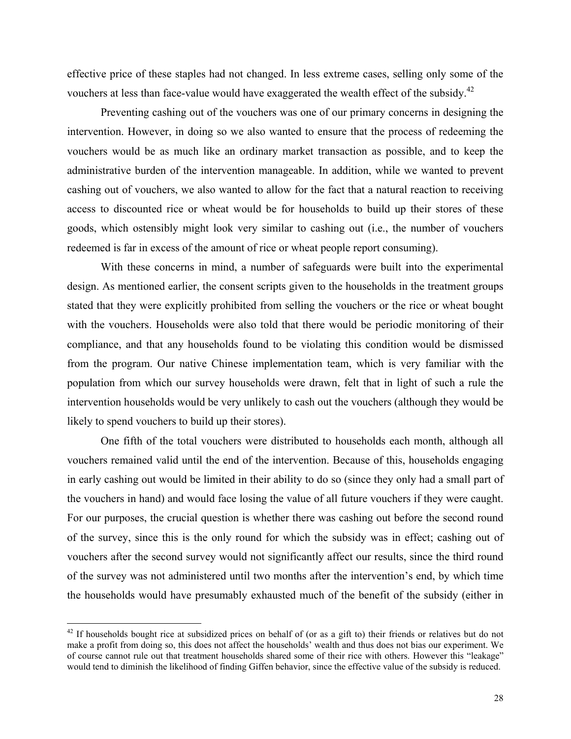effective price of these staples had not changed. In less extreme cases, selling only some of the vouchers at less than face-value would have exaggerated the wealth effect of the subsidy.[42]

Preventing cashing out of the vouchers was one of our primary concerns in designing the intervention. However, in doing so we also wanted to ensure that the process of redeeming the vouchers would be as much like an ordinary market transaction as possible, and to keep the administrative burden of the intervention manageable. In addition, while we wanted to prevent cashing out of vouchers, we also wanted to allow for the fact that a natural reaction to receiving access to discounted rice or wheat would be for households to build up their stores of these goods, which ostensibly might look very similar to cashing out (i.e., the number of vouchers redeemed is far in excess of the amount of rice or wheat people report consuming).

With these concerns in mind, a number of safeguards were built into the experimental design. As mentioned earlier, the consent scripts given to the households in the treatment groups stated that they were explicitly prohibited from selling the vouchers or the rice or wheat bought with the vouchers. Households were also told that there would be periodic monitoring of their compliance, and that any households found to be violating this condition would be dismissed from the program. Our native Chinese implementation team, which is very familiar with the population from which our survey households were drawn, felt that in light of such a rule the intervention households would be very unlikely to cash out the vouchers (although they would be likely to spend vouchers to build up their stores).

One fifth of the total vouchers were distributed to households each month, although all vouchers remained valid until the end of the intervention. Because of this, households engaging in early cashing out would be limited in their ability to do so (since they only had a small part of the vouchers in hand) and would face losing the value of all future vouchers if they were caught. For our purposes, the crucial question is whether there was cashing out before the second round of the survey, since this is the only round for which the subsidy was in effect; cashing out of vouchers after the second survey would not significantly affect our results, since the third round of the survey was not administered until two months after the intervention's end, by which time the households would have presumably exhausted much of the benefit of the subsidy (either in

[42] If households bought rice at subsidized prices on behalf of (or as a gift to) their friends or relatives but do not make a profit from doing so, this does not affect the households' wealth and thus does not bias our experiment. We of course cannot rule out that treatment households shared some of their rice with others. However this "leakage" would tend to diminish the likelihood of finding Giffen behavior, since the effective value of the subsidy is reduced.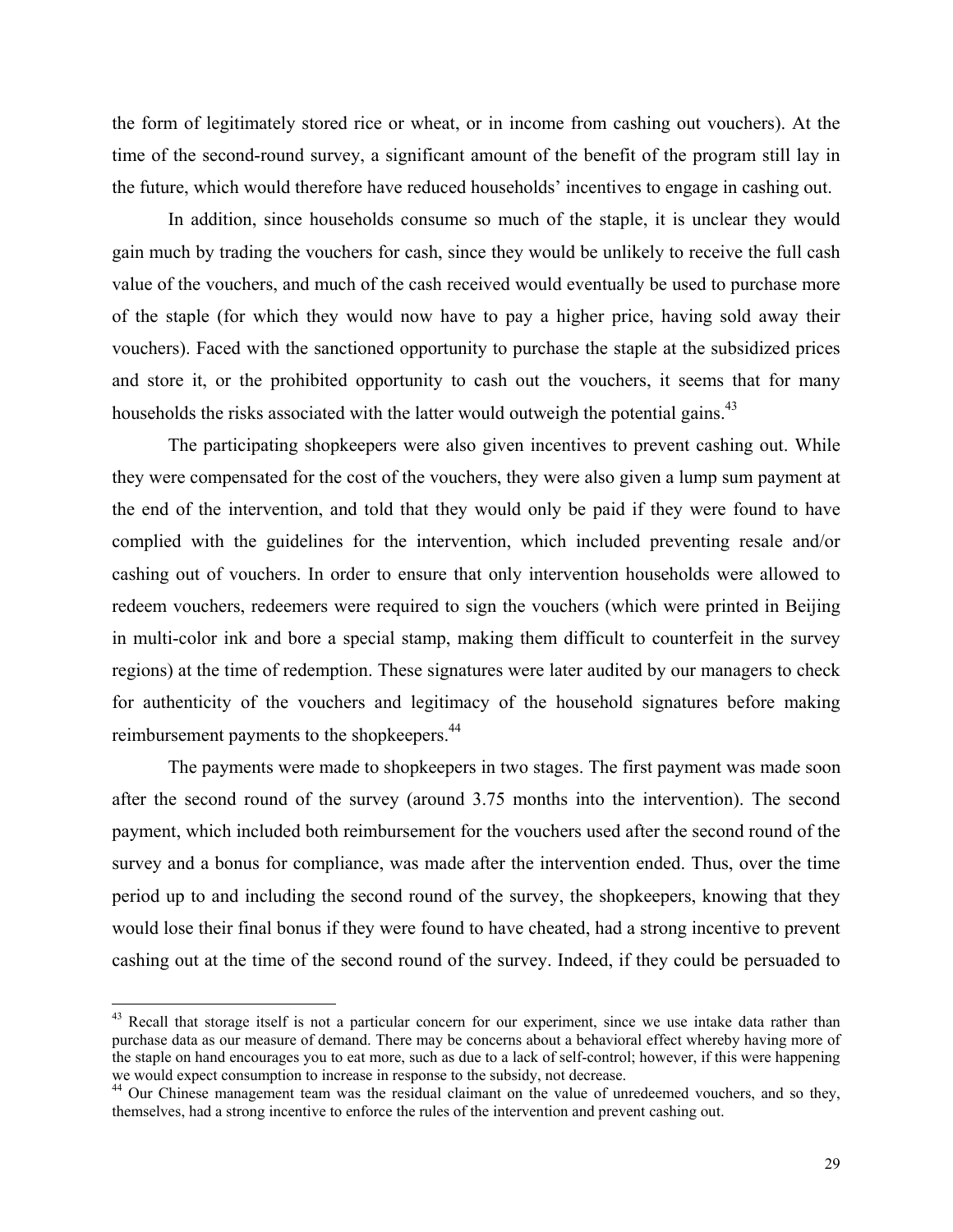the form of legitimately stored rice or wheat, or in income from cashing out vouchers). At the time of the second-round survey, a significant amount of the benefit of the program still lay in the future, which would therefore have reduced households' incentives to engage in cashing out.

In addition, since households consume so much of the staple, it is unclear they would gain much by trading the vouchers for cash, since they would be unlikely to receive the full cash value of the vouchers, and much of the cash received would eventually be used to purchase more of the staple (for which they would now have to pay a higher price, having sold away their vouchers). Faced with the sanctioned opportunity to purchase the staple at the subsidized prices and store it, or the prohibited opportunity to cash out the vouchers, it seems that for many households the risks associated with the latter would outweigh the potential gains.[43]

The participating shopkeepers were also given incentives to prevent cashing out. While they were compensated for the cost of the vouchers, they were also given a lump sum payment at the end of the intervention, and told that they would only be paid if they were found to have complied with the guidelines for the intervention, which included preventing resale and/or cashing out of vouchers. In order to ensure that only intervention households were allowed to redeem vouchers, redeemers were required to sign the vouchers (which were printed in Beijing in multi-color ink and bore a special stamp, making them difficult to counterfeit in the survey regions) at the time of redemption. These signatures were later audited by our managers to check for authenticity of the vouchers and legitimacy of the household signatures before making reimbursement payments to the shopkeepers.[44]

The payments were made to shopkeepers in two stages. The first payment was made soon after the second round of the survey (around 3.75 months into the intervention). The second payment, which included both reimbursement for the vouchers used after the second round of the survey and a bonus for compliance, was made after the intervention ended. Thus, over the time period up to and including the second round of the survey, the shopkeepers, knowing that they would lose their final bonus if they were found to have cheated, had a strong incentive to prevent cashing out at the time of the second round of the survey. Indeed, if they could be persuaded to

[43] Recall that storage itself is not a particular concern for our experiment, since we use intake data rather than purchase data as our measure of demand. There may be concerns about a behavioral effect whereby having more of the staple on hand encourages you to eat more, such as due to a lack of self-control; however, if this were happening we would expect consumption to increase in response to the subsidy, not decrease.

[44] Our Chinese management team was the residual claimant on the value of unredeemed vouchers, and so they, themselves, had a strong incentive to enforce the rules of the intervention and prevent cashing out.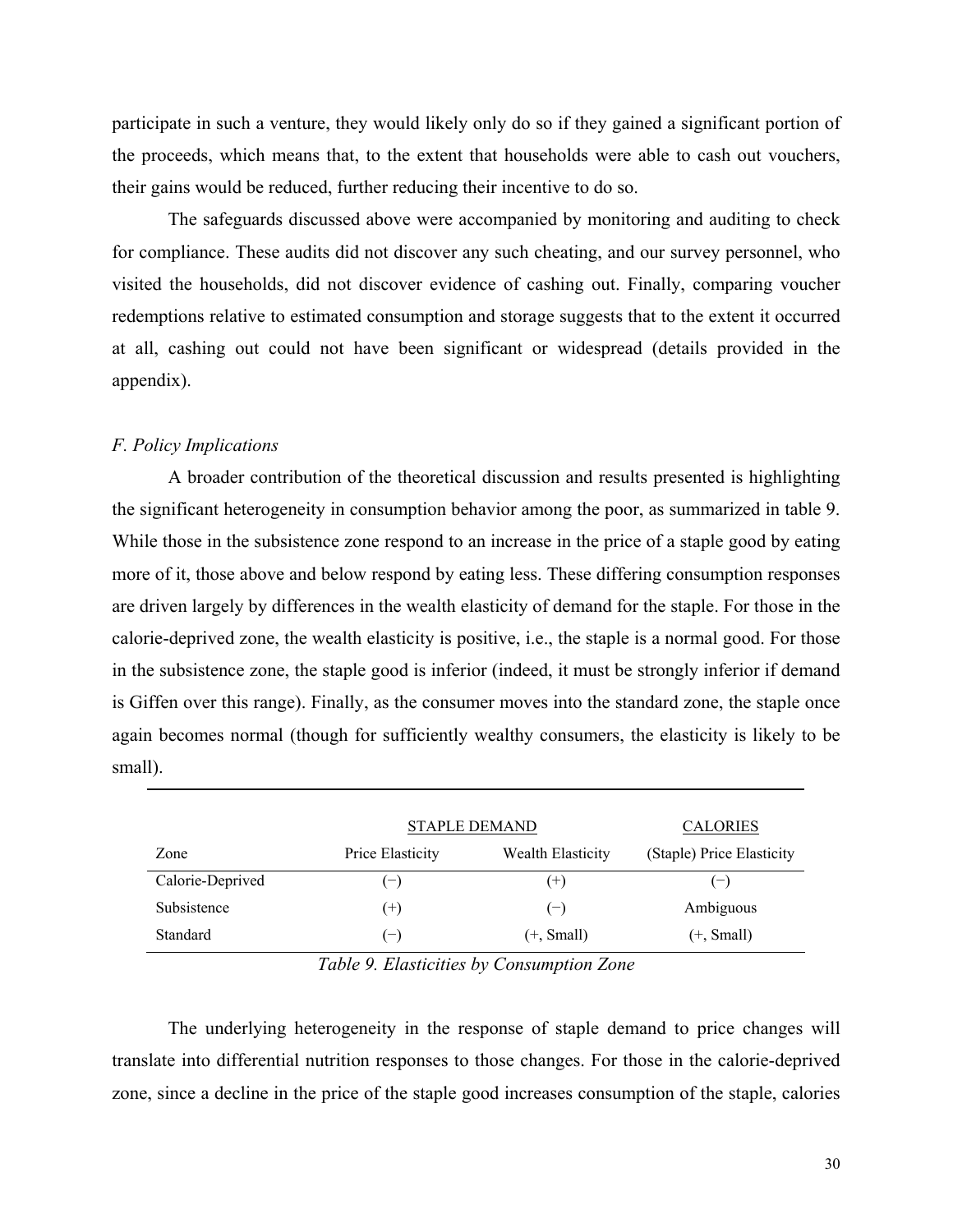participate in such a venture, they would likely only do so if they gained a significant portion of the proceeds, which means that, to the extent that households were able to cash out vouchers, their gains would be reduced, further reducing their incentive to do so.

The safeguards discussed above were accompanied by monitoring and auditing to check for compliance. These audits did not discover any such cheating, and our survey personnel, who visited the households, did not discover evidence of cashing out. Finally, comparing voucher redemptions relative to estimated consumption and storage suggests that to the extent it occurred at all, cashing out could not have been significant or widespread (details provided in the appendix).

### *F. Policy Implications*

A broader contribution of the theoretical discussion and results presented is highlighting the significant heterogeneity in consumption behavior among the poor, as summarized in table 9. While those in the subsistence zone respond to an increase in the price of a staple good by eating more of it, those above and below respond by eating less. These differing consumption responses are driven largely by differences in the wealth elasticity of demand for the staple. For those in the calorie-deprived zone, the wealth elasticity is positive, i.e., the staple is a normal good. For those in the subsistence zone, the staple good is inferior (indeed, it must be strongly inferior if demand is Giffen over this range). Finally, as the consumer moves into the standard zone, the staple once again becomes normal (though for sufficiently wealthy consumers, the elasticity is likely to be small).

| | STAPLE DEMAND | | CALORIES |
|---|---|---|---|
| Zone | Price Elasticity | Wealth Elasticity | (Staple) Price Elasticity |
| Calorie-Deprived | (−) | (+) | (−) |
| Subsistence | (+) | (−) | Ambiguous |
| Standard | (−) | (+, Small) | (+, Small) |

*Table 9. Elasticities by Consumption Zone*

The underlying heterogeneity in the response of staple demand to price changes will translate into differential nutrition responses to those changes. For those in the calorie-deprived zone, since a decline in the price of the staple good increases consumption of the staple, calories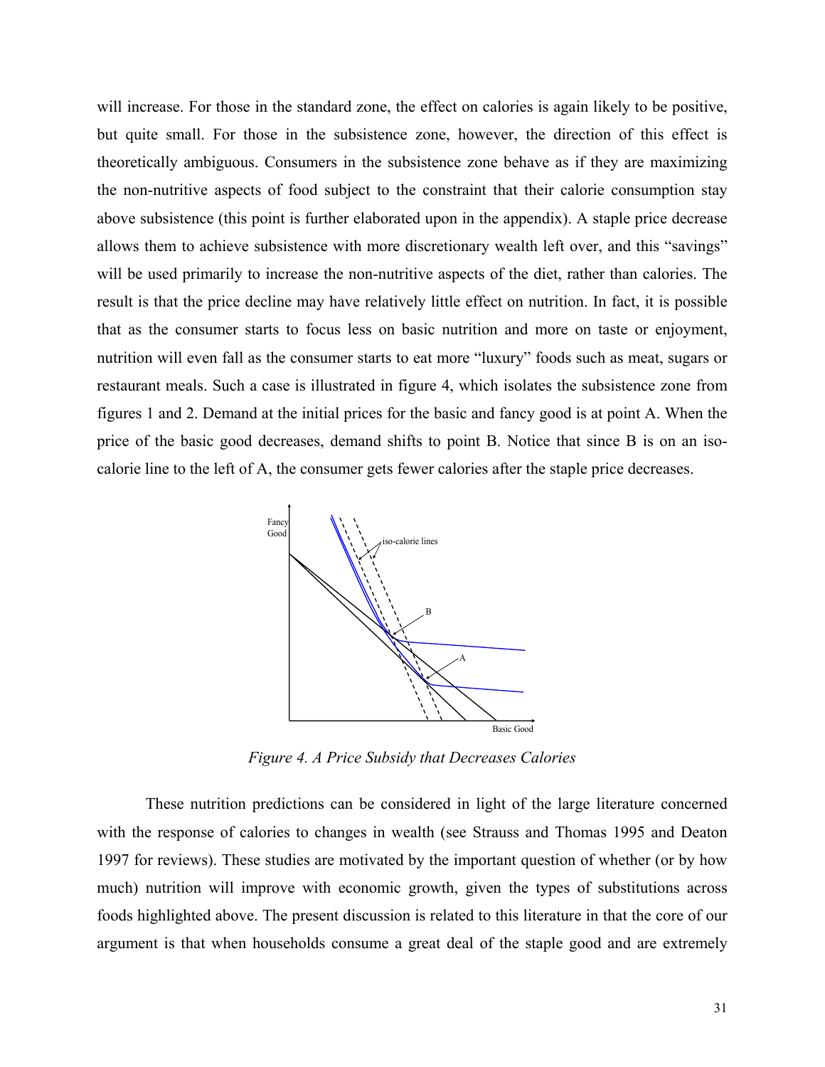will increase. For those in the standard zone, the effect on calories is again likely to be positive, but quite small. For those in the subsistence zone, however, the direction of this effect is theoretically ambiguous. Consumers in the subsistence zone behave as if they are maximizing the non-nutritive aspects of food subject to the constraint that their calorie consumption stay above subsistence (this point is further elaborated upon in the appendix). A staple price decrease allows them to achieve subsistence with more discretionary wealth left over, and this "savings" will be used primarily to increase the non-nutritive aspects of the diet, rather than calories. The result is that the price decline may have relatively little effect on nutrition. In fact, it is possible that as the consumer starts to focus less on basic nutrition and more on taste or enjoyment, nutrition will even fall as the consumer starts to eat more "luxury" foods such as meat, sugars or restaurant meals. Such a case is illustrated in figure 4, which isolates the subsistence zone from figures 1 and 2. Demand at the initial prices for the basic and fancy good is at point A. When the price of the basic good decreases, demand shifts to point B. Notice that since B is on an iso-calorie line to the left of A, the consumer gets fewer calories after the staple price decreases.

*Figure 4. A Price Subsidy that Decreases Calories*

These nutrition predictions can be considered in light of the large literature concerned with the response of calories to changes in wealth (see Strauss and Thomas 1995 and Deaton 1997 for reviews). These studies are motivated by the important question of whether (or by how much) nutrition will improve with economic growth, given the types of substitutions across foods highlighted above. The present discussion is related to this literature in that the core of our argument is that when households consume a great deal of the staple good and are extremely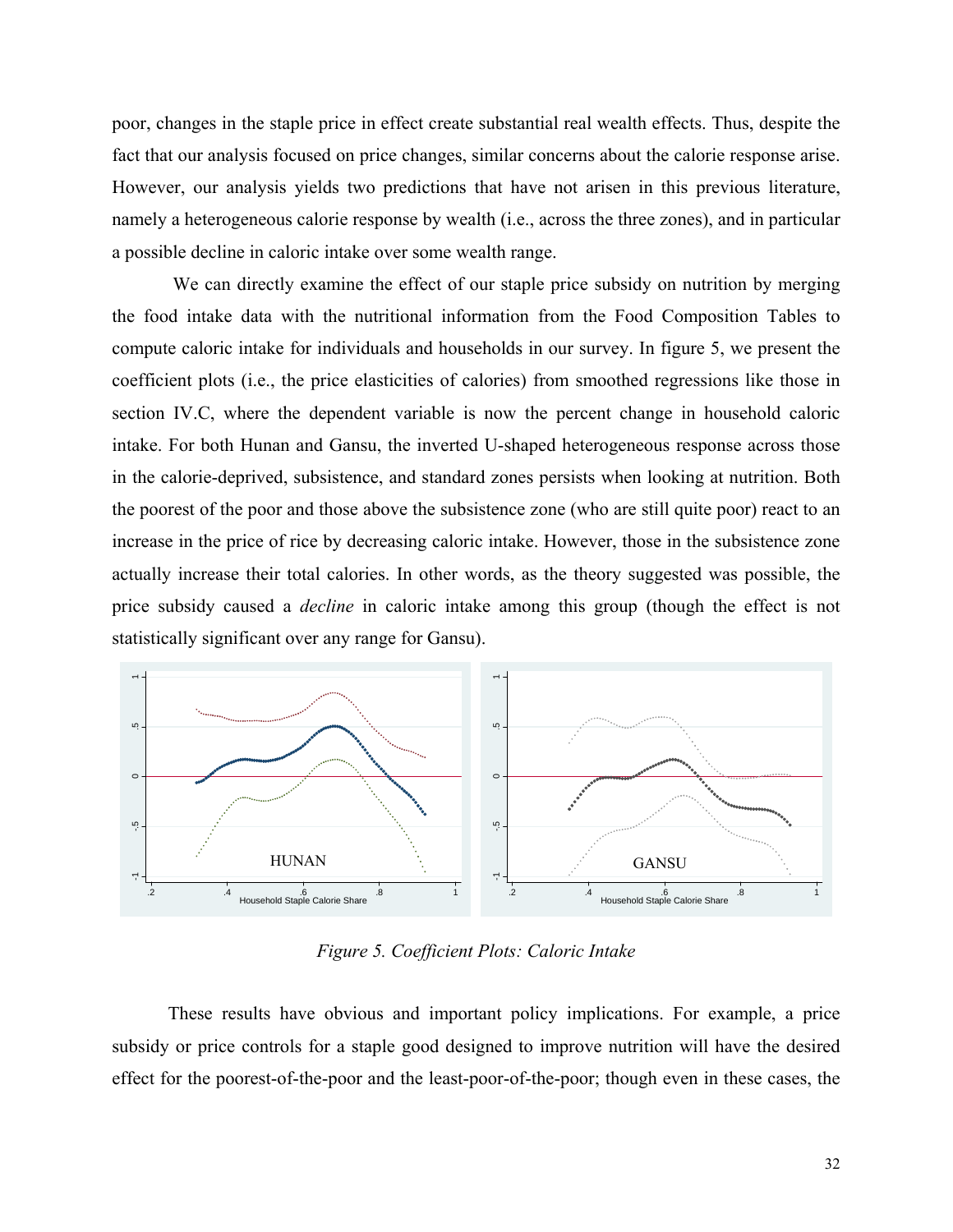poor, changes in the staple price in effect create substantial real wealth effects. Thus, despite the fact that our analysis focused on price changes, similar concerns about the calorie response arise. However, our analysis yields two predictions that have not arisen in this previous literature, namely a heterogeneous calorie response by wealth (i.e., across the three zones), and in particular a possible decline in caloric intake over some wealth range.

We can directly examine the effect of our staple price subsidy on nutrition by merging the food intake data with the nutritional information from the Food Composition Tables to compute caloric intake for individuals and households in our survey. In figure 5, we present the coefficient plots (i.e., the price elasticities of calories) from smoothed regressions like those in section IV.C, where the dependent variable is now the percent change in household caloric intake. For both Hunan and Gansu, the inverted U-shaped heterogeneous response across those in the calorie-deprived, subsistence, and standard zones persists when looking at nutrition. Both the poorest of the poor and those above the subsistence zone (who are still quite poor) react to an increase in the price of rice by decreasing caloric intake. However, those in the subsistence zone actually increase their total calories. In other words, as the theory suggested was possible, the price subsidy caused a *decline* in caloric intake among this group (though the effect is not statistically significant over any range for Gansu).

*Figure 5. Coefficient Plots: Caloric Intake*

These results have obvious and important policy implications. For example, a price subsidy or price controls for a staple good designed to improve nutrition will have the desired effect for the poorest-of-the-poor and the least-poor-of-the-poor; though even in these cases, the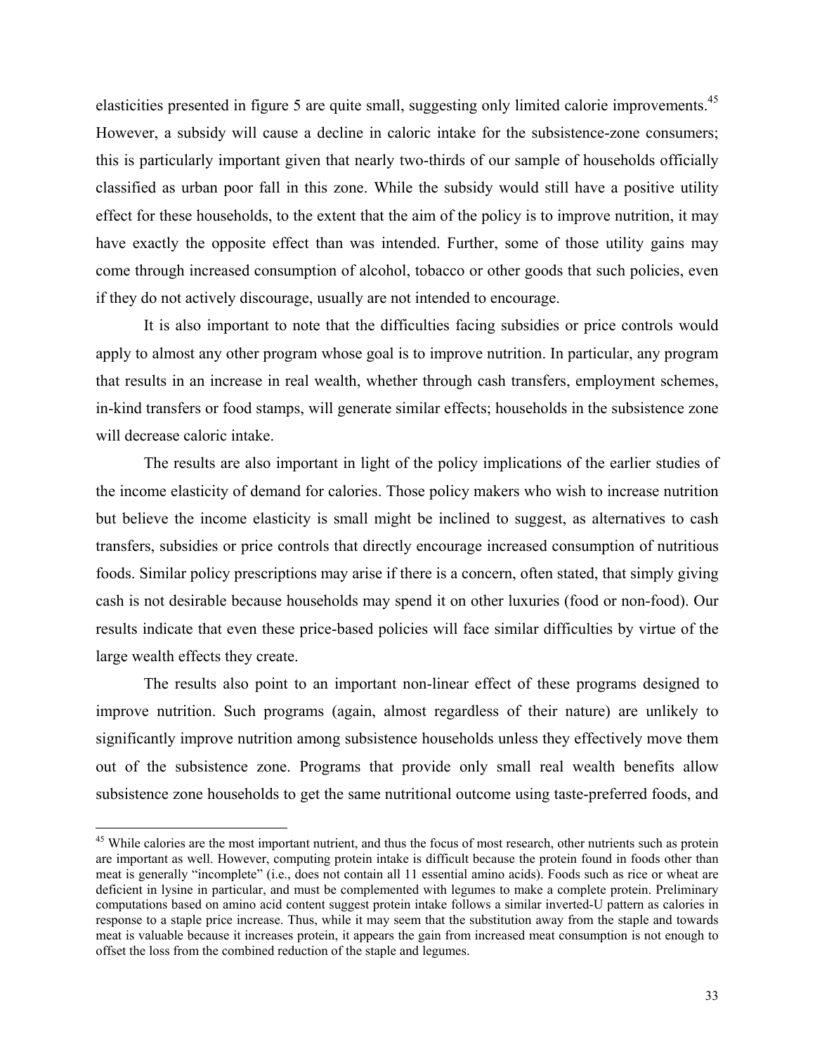elasticities presented in figure 5 are quite small, suggesting only limited calorie improvements.[45] However, a subsidy will cause a decline in caloric intake for the subsistence-zone consumers; this is particularly important given that nearly two-thirds of our sample of households officially classified as urban poor fall in this zone. While the subsidy would still have a positive utility effect for these households, to the extent that the aim of the policy is to improve nutrition, it may have exactly the opposite effect than was intended. Further, some of those utility gains may come through increased consumption of alcohol, tobacco or other goods that such policies, even if they do not actively discourage, usually are not intended to encourage.

It is also important to note that the difficulties facing subsidies or price controls would apply to almost any other program whose goal is to improve nutrition. In particular, any program that results in an increase in real wealth, whether through cash transfers, employment schemes, in-kind transfers or food stamps, will generate similar effects; households in the subsistence zone will decrease caloric intake.

The results are also important in light of the policy implications of the earlier studies of the income elasticity of demand for calories. Those policy makers who wish to increase nutrition but believe the income elasticity is small might be inclined to suggest, as alternatives to cash transfers, subsidies or price controls that directly encourage increased consumption of nutritious foods. Similar policy prescriptions may arise if there is a concern, often stated, that simply giving cash is not desirable because households may spend it on other luxuries (food or non-food). Our results indicate that even these price-based policies will face similar difficulties by virtue of the large wealth effects they create.

The results also point to an important non-linear effect of these programs designed to improve nutrition. Such programs (again, almost regardless of their nature) are unlikely to significantly improve nutrition among subsistence households unless they effectively move them out of the subsistence zone. Programs that provide only small real wealth benefits allow subsistence zone households to get the same nutritional outcome using taste-preferred foods, and

[45] While calories are the most important nutrient, and thus the focus of most research, other nutrients such as protein are important as well. However, computing protein intake is difficult because the protein found in foods other than meat is generally "incomplete" (i.e., does not contain all 11 essential amino acids). Foods such as rice or wheat are deficient in lysine in particular, and must be complemented with legumes to make a complete protein. Preliminary computations based on amino acid content suggest protein intake follows a similar inverted-U pattern as calories in response to a staple price increase. Thus, while it may seem that the substitution away from the staple and towards meat is valuable because it increases protein, it appears the gain from increased meat consumption is not enough to offset the loss from the combined reduction of the staple and legumes.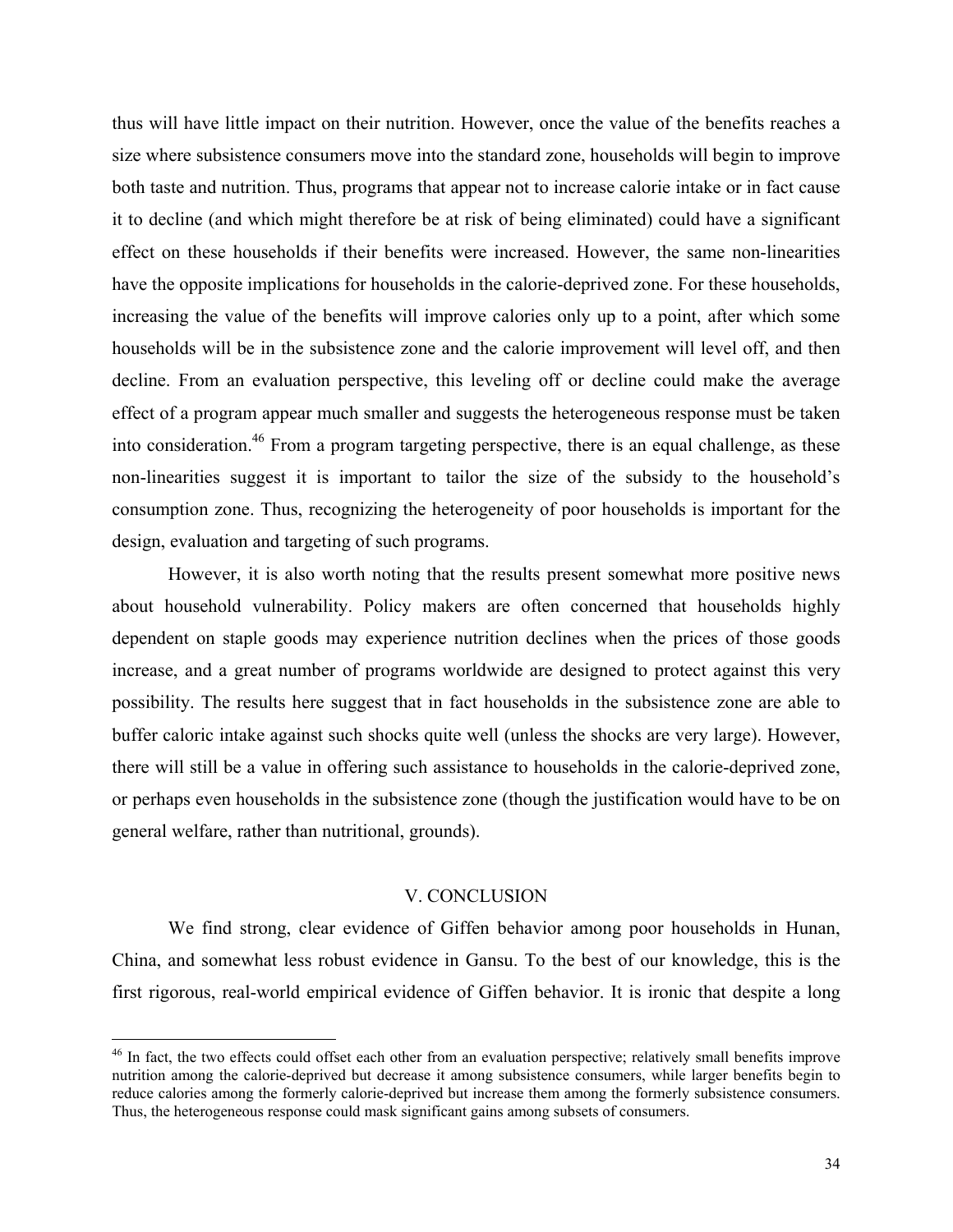thus will have little impact on their nutrition. However, once the value of the benefits reaches a size where subsistence consumers move into the standard zone, households will begin to improve both taste and nutrition. Thus, programs that appear not to increase calorie intake or in fact cause it to decline (and which might therefore be at risk of being eliminated) could have a significant effect on these households if their benefits were increased. However, the same non-linearities have the opposite implications for households in the calorie-deprived zone. For these households, increasing the value of the benefits will improve calories only up to a point, after which some households will be in the subsistence zone and the calorie improvement will level off, and then decline. From an evaluation perspective, this leveling off or decline could make the average effect of a program appear much smaller and suggests the heterogeneous response must be taken into consideration.[46] From a program targeting perspective, there is an equal challenge, as these non-linearities suggest it is important to tailor the size of the subsidy to the household's consumption zone. Thus, recognizing the heterogeneity of poor households is important for the design, evaluation and targeting of such programs.

However, it is also worth noting that the results present somewhat more positive news about household vulnerability. Policy makers are often concerned that households highly dependent on staple goods may experience nutrition declines when the prices of those goods increase, and a great number of programs worldwide are designed to protect against this very possibility. The results here suggest that in fact households in the subsistence zone are able to buffer caloric intake against such shocks quite well (unless the shocks are very large). However, there will still be a value in offering such assistance to households in the calorie-deprived zone, or perhaps even households in the subsistence zone (though the justification would have to be on general welfare, rather than nutritional, grounds).

## V. CONCLUSION

We find strong, clear evidence of Giffen behavior among poor households in Hunan, China, and somewhat less robust evidence in Gansu. To the best of our knowledge, this is the first rigorous, real-world empirical evidence of Giffen behavior. It is ironic that despite a long

[46] In fact, the two effects could offset each other from an evaluation perspective; relatively small benefits improve nutrition among the calorie-deprived but decrease it among subsistence consumers, while larger benefits begin to reduce calories among the formerly calorie-deprived but increase them among the formerly subsistence consumers. Thus, the heterogeneous response could mask significant gains among subsets of consumers.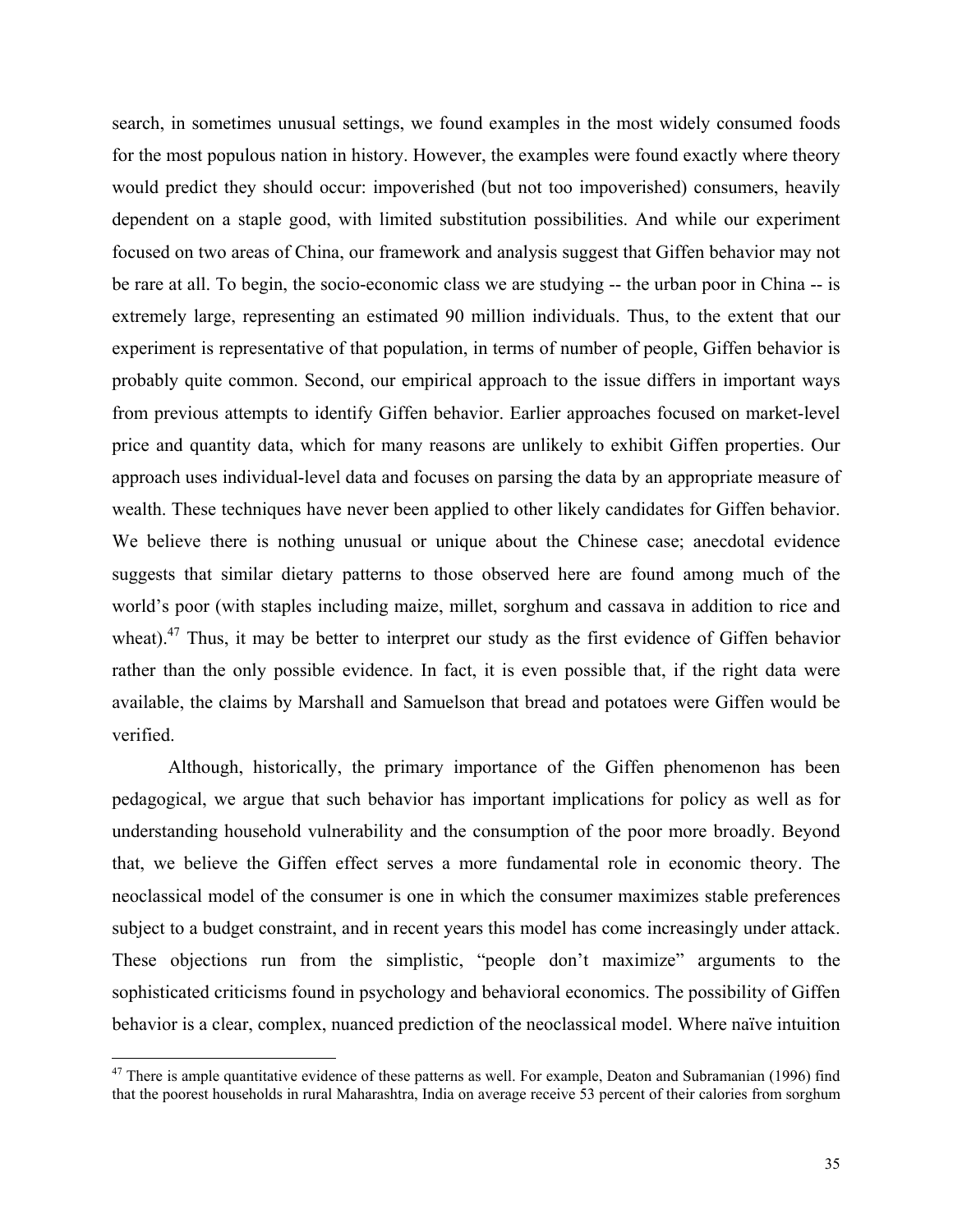search, in sometimes unusual settings, we found examples in the most widely consumed foods for the most populous nation in history. However, the examples were found exactly where theory would predict they should occur: impoverished (but not too impoverished) consumers, heavily dependent on a staple good, with limited substitution possibilities. And while our experiment focused on two areas of China, our framework and analysis suggest that Giffen behavior may not be rare at all. To begin, the socio-economic class we are studying -- the urban poor in China -- is extremely large, representing an estimated 90 million individuals. Thus, to the extent that our experiment is representative of that population, in terms of number of people, Giffen behavior is probably quite common. Second, our empirical approach to the issue differs in important ways from previous attempts to identify Giffen behavior. Earlier approaches focused on market-level price and quantity data, which for many reasons are unlikely to exhibit Giffen properties. Our approach uses individual-level data and focuses on parsing the data by an appropriate measure of wealth. These techniques have never been applied to other likely candidates for Giffen behavior. We believe there is nothing unusual or unique about the Chinese case; anecdotal evidence suggests that similar dietary patterns to those observed here are found among much of the world's poor (with staples including maize, millet, sorghum and cassava in addition to rice and wheat).[47] Thus, it may be better to interpret our study as the first evidence of Giffen behavior rather than the only possible evidence. In fact, it is even possible that, if the right data were available, the claims by Marshall and Samuelson that bread and potatoes were Giffen would be verified.

Although, historically, the primary importance of the Giffen phenomenon has been pedagogical, we argue that such behavior has important implications for policy as well as for understanding household vulnerability and the consumption of the poor more broadly. Beyond that, we believe the Giffen effect serves a more fundamental role in economic theory. The neoclassical model of the consumer is one in which the consumer maximizes stable preferences subject to a budget constraint, and in recent years this model has come increasingly under attack. These objections run from the simplistic, "people don't maximize" arguments to the sophisticated criticisms found in psychology and behavioral economics. The possibility of Giffen behavior is a clear, complex, nuanced prediction of the neoclassical model. Where naïve intuition

[47] There is ample quantitative evidence of these patterns as well. For example, Deaton and Subramanian (1996) find that the poorest households in rural Maharashtra, India on average receive 53 percent of their calories from sorghum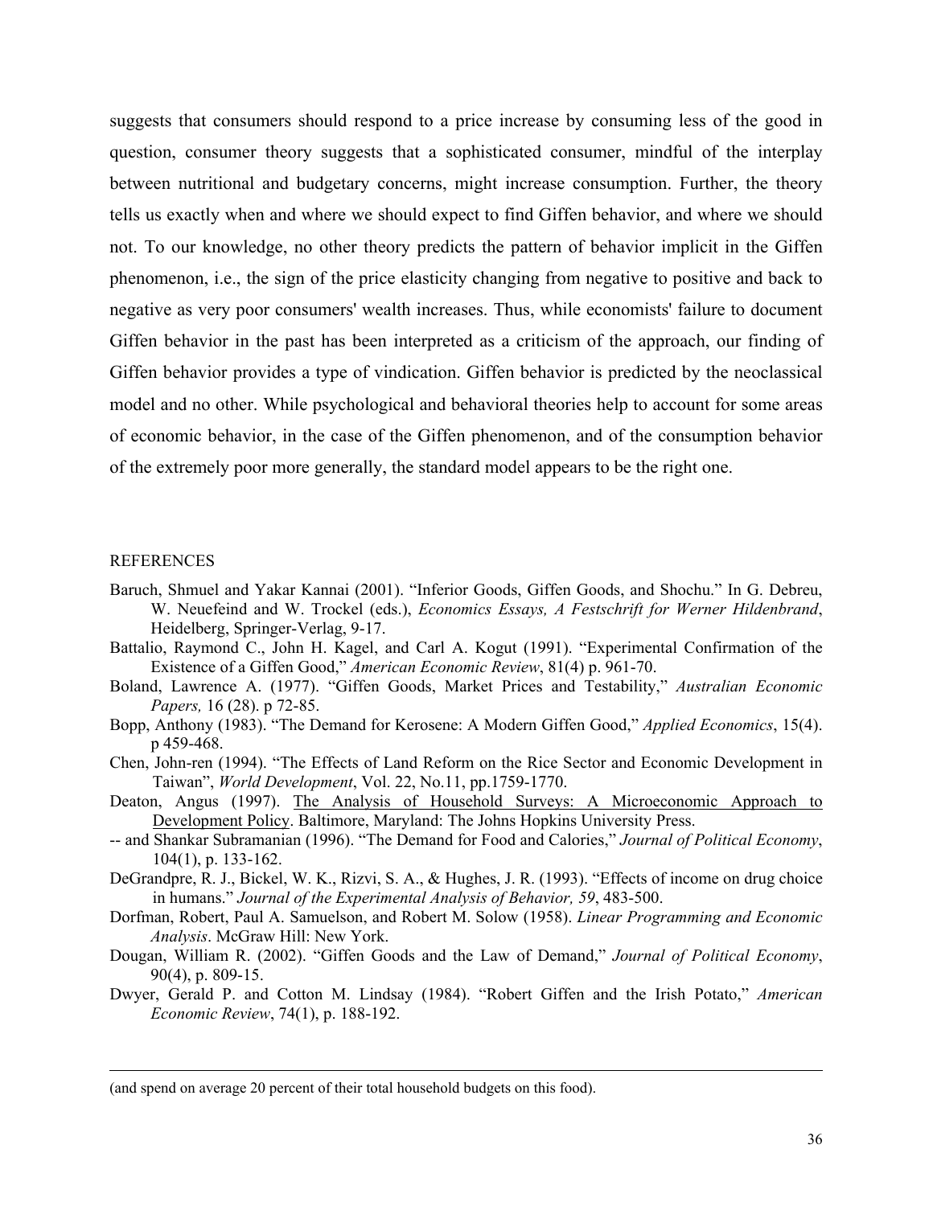suggests that consumers should respond to a price increase by consuming less of the good in question, consumer theory suggests that a sophisticated consumer, mindful of the interplay between nutritional and budgetary concerns, might increase consumption. Further, the theory tells us exactly when and where we should expect to find Giffen behavior, and where we should not. To our knowledge, no other theory predicts the pattern of behavior implicit in the Giffen phenomenon, i.e., the sign of the price elasticity changing from negative to positive and back to negative as very poor consumers' wealth increases. Thus, while economists' failure to document Giffen behavior in the past has been interpreted as a criticism of the approach, our finding of Giffen behavior provides a type of vindication. Giffen behavior is predicted by the neoclassical model and no other. While psychological and behavioral theories help to account for some areas of economic behavior, in the case of the Giffen phenomenon, and of the consumption behavior of the extremely poor more generally, the standard model appears to be the right one.

## REFERENCES

Baruch, Shmuel and Yakar Kannai (2001). "Inferior Goods, Giffen Goods, and Shochu." In G. Debreu, W. Neuefeind and W. Trockel (eds.), *Economics Essays, A Festschrift for Werner Hildenbrand*, Heidelberg, Springer-Verlag, 9-17.

Battalio, Raymond C., John H. Kagel, and Carl A. Kogut (1991). "Experimental Confirmation of the Existence of a Giffen Good," *American Economic Review*, 81(4) p. 961-70.

Boland, Lawrence A. (1977). "Giffen Goods, Market Prices and Testability," *Australian Economic Papers,* 16 (28). p 72-85.

Bopp, Anthony (1983). "The Demand for Kerosene: A Modern Giffen Good," *Applied Economics*, 15(4). p 459-468.

Chen, John-ren (1994). "The Effects of Land Reform on the Rice Sector and Economic Development in Taiwan", *World Development*, Vol. 22, No.11, pp.1759-1770.

Deaton, Angus (1997). The Analysis of Household Surveys: A Microeconomic Approach to Development Policy. Baltimore, Maryland: The Johns Hopkins University Press.

-- and Shankar Subramanian (1996). "The Demand for Food and Calories," *Journal of Political Economy*, 104(1), p. 133-162.

DeGrandpre, R. J., Bickel, W. K., Rizvi, S. A., & Hughes, J. R. (1993). "Effects of income on drug choice in humans." *Journal of the Experimental Analysis of Behavior, 59*, 483-500.

Dorfman, Robert, Paul A. Samuelson, and Robert M. Solow (1958). *Linear Programming and Economic Analysis*. McGraw Hill: New York.

Dougan, William R. (2002). "Giffen Goods and the Law of Demand," *Journal of Political Economy*, 90(4), p. 809-15.

Dwyer, Gerald P. and Cotton M. Lindsay (1984). "Robert Giffen and the Irish Potato," *American Economic Review*, 74(1), p. 188-192.

---

(and spend on average 20 percent of their total household budgets on this food).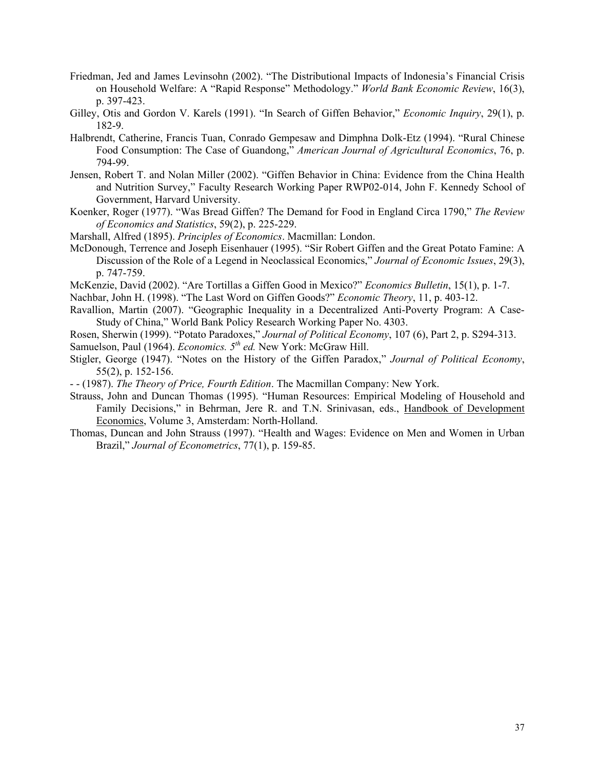Friedman, Jed and James Levinsohn (2002). "The Distributional Impacts of Indonesia's Financial Crisis on Household Welfare: A "Rapid Response" Methodology." *World Bank Economic Review*, 16(3), p. 397-423.

Gilley, Otis and Gordon V. Karels (1991). "In Search of Giffen Behavior," *Economic Inquiry*, 29(1), p. 182-9.

Halbrendt, Catherine, Francis Tuan, Conrado Gempesaw and Dimphna Dolk-Etz (1994). "Rural Chinese Food Consumption: The Case of Guandong," *American Journal of Agricultural Economics*, 76, p. 794-99.

Jensen, Robert T. and Nolan Miller (2002). "Giffen Behavior in China: Evidence from the China Health and Nutrition Survey," Faculty Research Working Paper RWP02-014, John F. Kennedy School of Government, Harvard University.

Koenker, Roger (1977). "Was Bread Giffen? The Demand for Food in England Circa 1790," *The Review of Economics and Statistics*, 59(2), p. 225-229.

Marshall, Alfred (1895). *Principles of Economics*. Macmillan: London.

McDonough, Terrence and Joseph Eisenhauer (1995). "Sir Robert Giffen and the Great Potato Famine: A Discussion of the Role of a Legend in Neoclassical Economics," *Journal of Economic Issues*, 29(3), p. 747-759.

McKenzie, David (2002). "Are Tortillas a Giffen Good in Mexico?" *Economics Bulletin*, 15(1), p. 1-7.

Nachbar, John H. (1998). "The Last Word on Giffen Goods?" *Economic Theory*, 11, p. 403-12.

Ravallion, Martin (2007). "Geographic Inequality in a Decentralized Anti-Poverty Program: A Case-Study of China," World Bank Policy Research Working Paper No. 4303.

Rosen, Sherwin (1999). "Potato Paradoxes," *Journal of Political Economy*, 107 (6), Part 2, p. S294-313.

Samuelson, Paul (1964). *Economics. 5th ed.* New York: McGraw Hill.

Stigler, George (1947). "Notes on the History of the Giffen Paradox," *Journal of Political Economy*, 55(2), p. 152-156.

- - (1987). *The Theory of Price, Fourth Edition*. The Macmillan Company: New York.

Strauss, John and Duncan Thomas (1995). "Human Resources: Empirical Modeling of Household and Family Decisions," in Behrman, Jere R. and T.N. Srinivasan, eds., Handbook of Development Economics, Volume 3, Amsterdam: North-Holland.

Thomas, Duncan and John Strauss (1997). "Health and Wages: Evidence on Men and Women in Urban Brazil," *Journal of Econometrics*, 77(1), p. 159-85.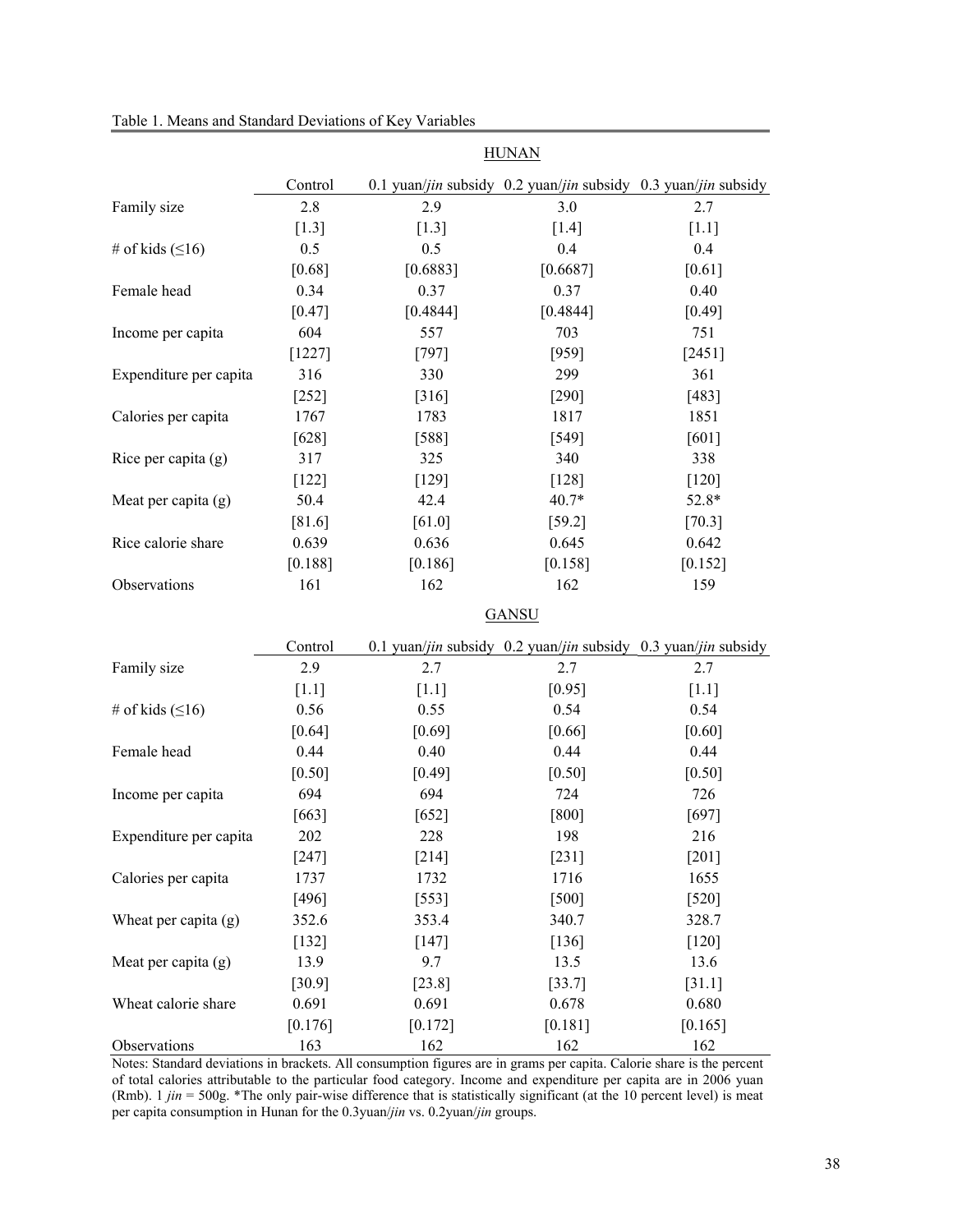Table 1. Means and Standard Deviations of Key Variables

| | HUNAN | | | |
|---|---|---|---|---|
| | Control | 0.1 yuan/*jin* subsidy | 0.2 yuan/*jin* subsidy | 0.3 yuan/*jin* subsidy |
| Family size | 2.8 | 2.9 | 3.0 | 2.7 |
| | [1.3] | [1.3] | [1.4] | [1.1] |
| # of kids (≤16) | 0.5 | 0.5 | 0.4 | 0.4 |
| | [0.68] | [0.6883] | [0.6687] | [0.61] |
| Female head | 0.34 | 0.37 | 0.37 | 0.40 |
| | [0.47] | [0.4844] | [0.4844] | [0.49] |
| Income per capita | 604 | 557 | 703 | 751 |
| | [1227] | [797] | [959] | [2451] |
| Expenditure per capita | 316 | 330 | 299 | 361 |
| | [252] | [316] | [290] | [483] |
| Calories per capita | 1767 | 1783 | 1817 | 1851 |
| | [628] | [588] | [549] | [601] |
| Rice per capita (g) | 317 | 325 | 340 | 338 |
| | [122] | [129] | [128] | [120] |
| Meat per capita (g) | 50.4 | 42.4 | 40.7* | 52.8* |
| | [81.6] | [61.0] | [59.2] | [70.3] |
| Rice calorie share | 0.639 | 0.636 | 0.645 | 0.642 |
| | [0.188] | [0.186] | [0.158] | [0.152] |
| Observations | 161 | 162 | 162 | 159 |

| | GANSU | | | |
|---|---|---|---|---|
| | Control | 0.1 yuan/*jin* subsidy | 0.2 yuan/*jin* subsidy | 0.3 yuan/*jin* subsidy |
| Family size | 2.9 | 2.7 | 2.7 | 2.7 |
| | [1.1] | [1.1] | [0.95] | [1.1] |
| # of kids (≤16) | 0.56 | 0.55 | 0.54 | 0.54 |
| | [0.64] | [0.69] | [0.66] | [0.60] |
| Female head | 0.44 | 0.40 | 0.44 | 0.44 |
| | [0.50] | [0.49] | [0.50] | [0.50] |
| Income per capita | 694 | 694 | 724 | 726 |
| | [663] | [652] | [800] | [697] |
| Expenditure per capita | 202 | 228 | 198 | 216 |
| | [247] | [214] | [231] | [201] |
| Calories per capita | 1737 | 1732 | 1716 | 1655 |
| | [496] | [553] | [500] | [520] |
| Wheat per capita (g) | 352.6 | 353.4 | 340.7 | 328.7 |
| | [132] | [147] | [136] | [120] |
| Meat per capita (g) | 13.9 | 9.7 | 13.5 | 13.6 |
| | [30.9] | [23.8] | [33.7] | [31.1] |
| Wheat calorie share | 0.691 | 0.691 | 0.678 | 0.680 |
| | [0.176] | [0.172] | [0.181] | [0.165] |
| Observations | 163 | 162 | 162 | 162 |

Notes: Standard deviations in brackets. All consumption figures are in grams per capita. Calorie share is the percent of total calories attributable to the particular food category. Income and expenditure per capita are in 2006 yuan (Rmb). 1 *jin* = 500g. *The only pair-wise difference that is statistically significant (at the 10 percent level) is meat per capita consumption in Hunan for the 0.3yuan/*jin* vs. 0.2yuan/*jin* groups.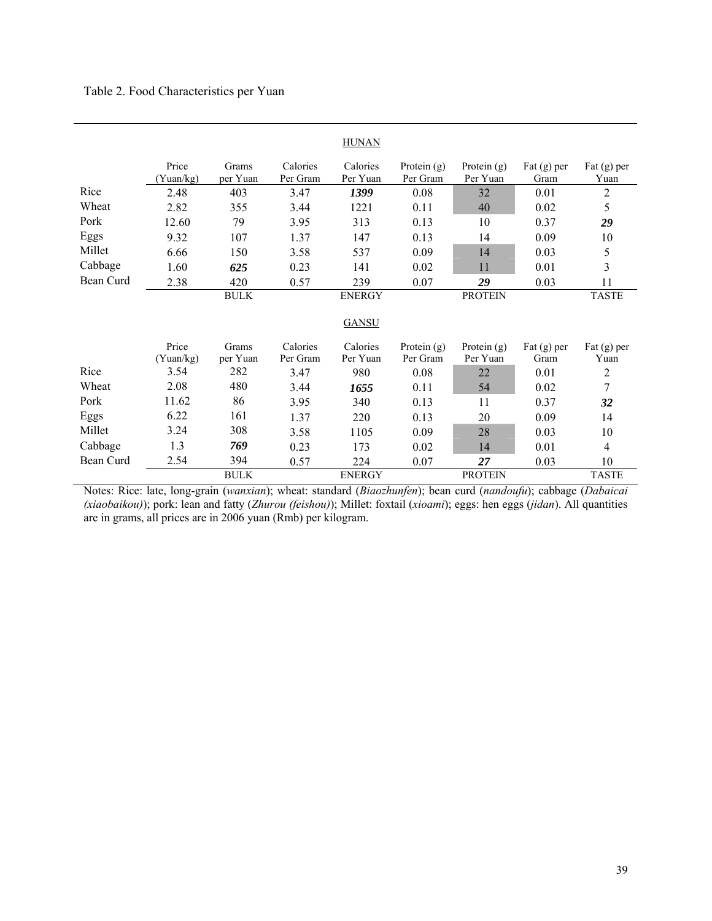Table 2. Food Characteristics per Yuan

| HUNAN | | | | | | | | |
|---|---|---|---|---|---|---|---|---|
| | Price (Yuan/kg) | Grams per Yuan | Calories Per Gram | Calories Per Yuan | Protein (g) Per Gram | Protein (g) Per Yuan | Fat (g) per Gram | Fat (g) per Yuan |
| Rice | 2.48 | 403 | 3.47 | ***1399*** | 0.08 | 32 | 0.01 | 2 |
| Wheat | 2.82 | 355 | 3.44 | 1221 | 0.11 | 40 | 0.02 | 5 |
| Pork | 12.60 | 79 | 3.95 | 313 | 0.13 | 10 | 0.37 | ***29*** |
| Eggs | 9.32 | 107 | 1.37 | 147 | 0.13 | 14 | 0.09 | 10 |
| Millet | 6.66 | 150 | 3.58 | 537 | 0.09 | 14 | 0.03 | 5 |
| Cabbage | 1.60 | ***625*** | 0.23 | 141 | 0.02 | 11 | 0.01 | 3 |
| Bean Curd | 2.38 | 420 | 0.57 | 239 | 0.07 | ***29*** | 0.03 | 11 |
| | | BULK | | ENERGY | | PROTEIN | | TASTE |

| GANSU | | | | | | | | |
|---|---|---|---|---|---|---|---|---|
| | Price (Yuan/kg) | Grams per Yuan | Calories Per Gram | Calories Per Yuan | Protein (g) Per Gram | Protein (g) Per Yuan | Fat (g) per Gram | Fat (g) per Yuan |
| Rice | 3.54 | 282 | 3.47 | 980 | 0.08 | 22 | 0.01 | 2 |
| Wheat | 2.08 | 480 | 3.44 | ***1655*** | 0.11 | 54 | 0.02 | 7 |
| Pork | 11.62 | 86 | 3.95 | 340 | 0.13 | 11 | 0.37 | ***32*** |
| Eggs | 6.22 | 161 | 1.37 | 220 | 0.13 | 20 | 0.09 | 14 |
| Millet | 3.24 | 308 | 3.58 | 1105 | 0.09 | 28 | 0.03 | 10 |
| Cabbage | 1.3 | ***769*** | 0.23 | 173 | 0.02 | 14 | 0.01 | 4 |
| Bean Curd | 2.54 | 394 | 0.57 | 224 | 0.07 | ***27*** | 0.03 | 10 |
| | | BULK | | ENERGY | | PROTEIN | | TASTE |

Notes: Rice: late, long-grain (*wanxian*); wheat: standard (*Biaozhunfen*); bean curd (*nandoufu*); cabbage (*Dabaicai (xiaobaikou)*); pork: lean and fatty (*Zhurou (feishou)*); Millet: foxtail (*xioami*); eggs: hen eggs (*jidan*). All quantities are in grams, all prices are in 2006 yuan (Rmb) per kilogram.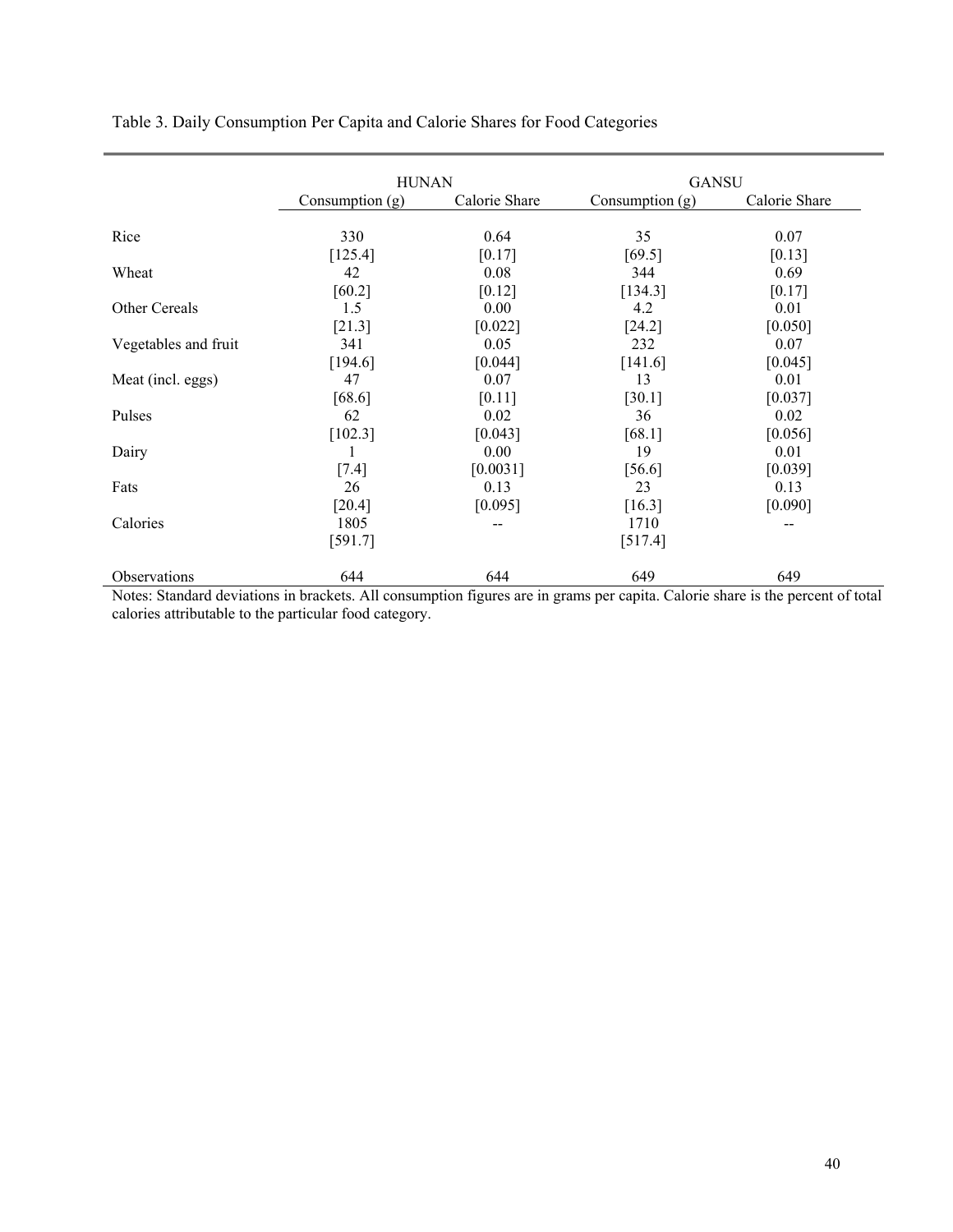Table 3. Daily Consumption Per Capita and Calorie Shares for Food Categories

| | HUNAN | | GANSU | |
|---|---|---|---|---|
| | Consumption (g) | Calorie Share | Consumption (g) | Calorie Share |
| Rice | 330 | 0.64 | 35 | 0.07 |
| | [125.4] | [0.17] | [69.5] | [0.13] |
| Wheat | 42 | 0.08 | 344 | 0.69 |
| | [60.2] | [0.12] | [134.3] | [0.17] |
| Other Cereals | 1.5 | 0.00 | 4.2 | 0.01 |
| | [21.3] | [0.022] | [24.2] | [0.050] |
| Vegetables and fruit | 341 | 0.05 | 232 | 0.07 |
| | [194.6] | [0.044] | [141.6] | [0.045] |
| Meat (incl. eggs) | 47 | 0.07 | 13 | 0.01 |
| | [68.6] | [0.11] | [30.1] | [0.037] |
| Pulses | 62 | 0.02 | 36 | 0.02 |
| | [102.3] | [0.043] | [68.1] | [0.056] |
| Dairy | 1 | 0.00 | 19 | 0.01 |
| | [7.4] | [0.0031] | [56.6] | [0.039] |
| Fats | 26 | 0.13 | 23 | 0.13 |
| | [20.4] | [0.095] | [16.3] | [0.090] |
| Calories | 1805 | -- | 1710 | -- |
| | [591.7] | | [517.4] | |
| Observations | 644 | 644 | 649 | 649 |

Notes: Standard deviations in brackets. All consumption figures are in grams per capita. Calorie share is the percent of total calories attributable to the particular food category.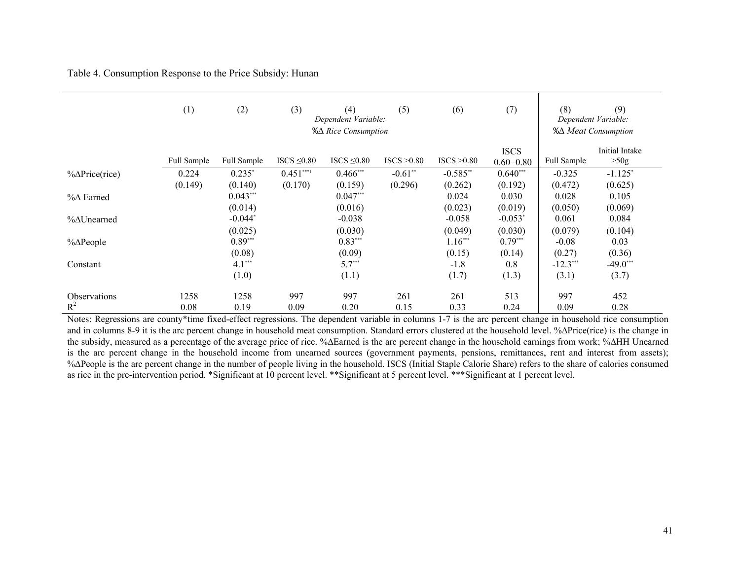Table 4. Consumption Response to the Price Subsidy: Hunan

| | (1) | (2) | (3) | (4) | (5) | (6) | (7) | (8) | (9) |
|---|---|---|---|---|---|---|---|---|---|
| | *Dependent Variable: %Δ Rice Consumption* | | | | | | | *Dependent Variable: %Δ Meat Consumption* | |
| | Full Sample | Full Sample | ISCS ≤0.80 | ISCS ≤0.80 | ISCS >0.80 | ISCS >0.80 | ISCS 0.60−0.80 | Full Sample | Initial Intake >50g |
| %ΔPrice(rice) | 0.224 | 0.235* | 0.451***1 | 0.466*** | -0.61** | -0.585** | 0.640*** | -0.325 | -1.125* |
| | (0.149) | (0.140) | (0.170) | (0.159) | (0.296) | (0.262) | (0.192) | (0.472) | (0.625) |
| %Δ Earned | | 0.043*** | | 0.047*** | | 0.024 | 0.030 | 0.028 | 0.105 |
| | | (0.014) | | (0.016) | | (0.023) | (0.019) | (0.050) | (0.069) |
| %ΔUnearned | | -0.044* | | -0.038 | | -0.058 | -0.053* | 0.061 | 0.084 |
| | | (0.025) | | (0.030) | | (0.049) | (0.030) | (0.079) | (0.104) |
| %ΔPeople | | 0.89*** | | 0.83*** | | 1.16*** | 0.79*** | -0.08 | 0.03 |
| | | (0.08) | | (0.09) | | (0.15) | (0.14) | (0.27) | (0.36) |
| Constant | | 4.1*** | | 5.7*** | | -1.8 | 0.8 | -12.3*** | -49.0*** |
| | | (1.0) | | (1.1) | | (1.7) | (1.3) | (3.1) | (3.7) |
| Observations | 1258 | 1258 | 997 | 997 | 261 | 261 | 513 | 997 | 452 |
| $R^2$ | 0.08 | 0.19 | 0.09 | 0.20 | 0.15 | 0.33 | 0.24 | 0.09 | 0.28 |

Notes: Regressions are county*time fixed-effect regressions. The dependent variable in columns 1-7 is the arc percent change in household rice consumption and in columns 8-9 it is the arc percent change in household meat consumption. Standard errors clustered at the household level. %ΔPrice(rice) is the change in the subsidy, measured as a percentage of the average price of rice. %ΔEarned is the arc percent change in the household earnings from work; %ΔHH Unearned is the arc percent change in the household income from unearned sources (government payments, pensions, remittances, rent and interest from assets); %ΔPeople is the arc percent change in the number of people living in the household. ISCS (Initial Staple Calorie Share) refers to the share of calories consumed as rice in the pre-intervention period. *Significant at 10 percent level. **Significant at 5 percent level. ***Significant at 1 percent level.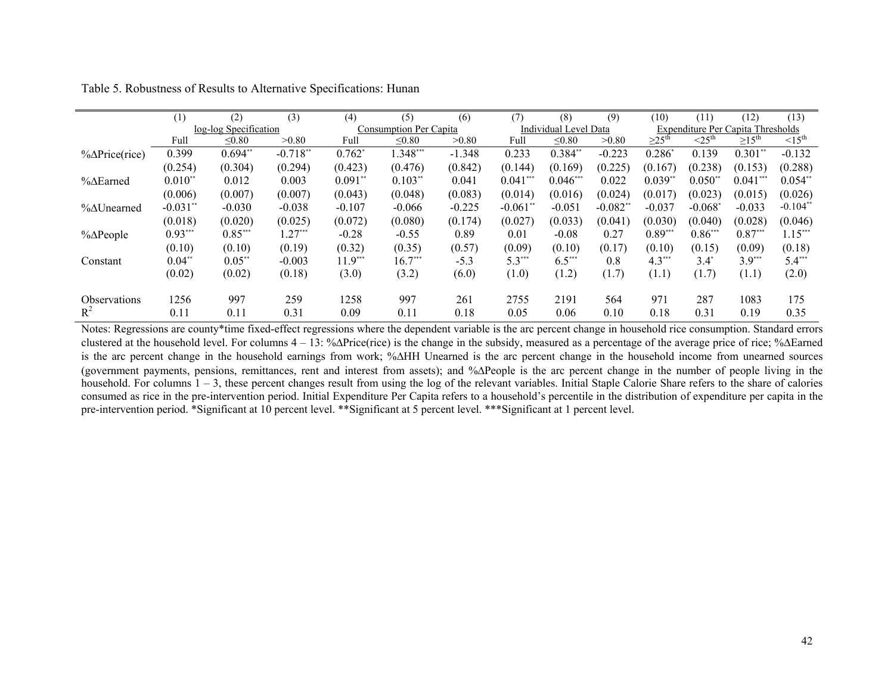Table 5. Robustness of Results to Alternative Specifications: Hunan

| | (1) | (2) | (3) | (4) | (5) | (6) | (7) | (8) | (9) | (10) | (11) | (12) | (13) |
|---|---|---|---|---|---|---|---|---|---|---|---|---|---|
| | log-log Specification | | | Consumption Per Capita | | | Individual Level Data | | | Expenditure Per Capita Thresholds | | | |
| | Full | ≤0.80 | >0.80 | Full | ≤0.80 | >0.80 | Full | ≤0.80 | >0.80 | ≥25th | <25th | ≥15th | <15th |
| %ΔPrice(rice) | 0.399 | 0.694** | -0.718** | 0.762* | 1.348*** | -1.348 | 0.233 | 0.384** | -0.223 | 0.286* | 0.139 | 0.301** | -0.132 |
| | (0.254) | (0.304) | (0.294) | (0.423) | (0.476) | (0.842) | (0.144) | (0.169) | (0.225) | (0.167) | (0.238) | (0.153) | (0.288) |
| %ΔEarned | 0.010** | 0.012 | 0.003 | 0.091** | 0.103** | 0.041 | 0.041*** | 0.046*** | 0.022 | 0.039** | 0.050** | 0.041*** | 0.054** |
| | (0.006) | (0.007) | (0.007) | (0.043) | (0.048) | (0.083) | (0.014) | (0.016) | (0.024) | (0.017) | (0.023) | (0.015) | (0.026) |
| %ΔUnearned | -0.031** | -0.030 | -0.038 | -0.107 | -0.066 | -0.225 | -0.061** | -0.051 | -0.082** | -0.037 | -0.068* | -0.033 | -0.104** |
| | (0.018) | (0.020) | (0.025) | (0.072) | (0.080) | (0.174) | (0.027) | (0.033) | (0.041) | (0.030) | (0.040) | (0.028) | (0.046) |
| %ΔPeople | 0.93*** | 0.85*** | 1.27*** | -0.28 | -0.55 | 0.89 | 0.01 | -0.08 | 0.27 | 0.89*** | 0.86*** | 0.87*** | 1.15*** |
| | (0.10) | (0.10) | (0.19) | (0.32) | (0.35) | (0.57) | (0.09) | (0.10) | (0.17) | (0.10) | (0.15) | (0.09) | (0.18) |
| Constant | 0.04** | 0.05** | -0.003 | 11.9*** | 16.7*** | -5.3 | 5.3*** | 6.5*** | 0.8 | 4.3*** | 3.4* | 3.9*** | 5.4*** |
| | (0.02) | (0.02) | (0.18) | (3.0) | (3.2) | (6.0) | (1.0) | (1.2) | (1.7) | (1.1) | (1.7) | (1.1) | (2.0) |
| Observations | 1256 | 997 | 259 | 1258 | 997 | 261 | 2755 | 2191 | 564 | 971 | 287 | 1083 | 175 |
| $R^2$ | 0.11 | 0.11 | 0.31 | 0.09 | 0.11 | 0.18 | 0.05 | 0.06 | 0.10 | 0.18 | 0.31 | 0.19 | 0.35 |

Notes: Regressions are county*time fixed-effect regressions where the dependent variable is the arc percent change in household rice consumption. Standard errors clustered at the household level. For columns 4 – 13: %ΔPrice(rice) is the change in the subsidy, measured as a percentage of the average price of rice; %ΔEarned is the arc percent change in the household earnings from work; %ΔHH Unearned is the arc percent change in the household income from unearned sources (government payments, pensions, remittances, rent and interest from assets); and %ΔPeople is the arc percent change in the number of people living in the household. For columns 1 – 3, these percent changes result from using the log of the relevant variables. Initial Staple Calorie Share refers to the share of calories consumed as rice in the pre-intervention period. Initial Expenditure Per Capita refers to a household's percentile in the distribution of expenditure per capita in the pre-intervention period. *Significant at 10 percent level. **Significant at 5 percent level. ***Significant at 1 percent level.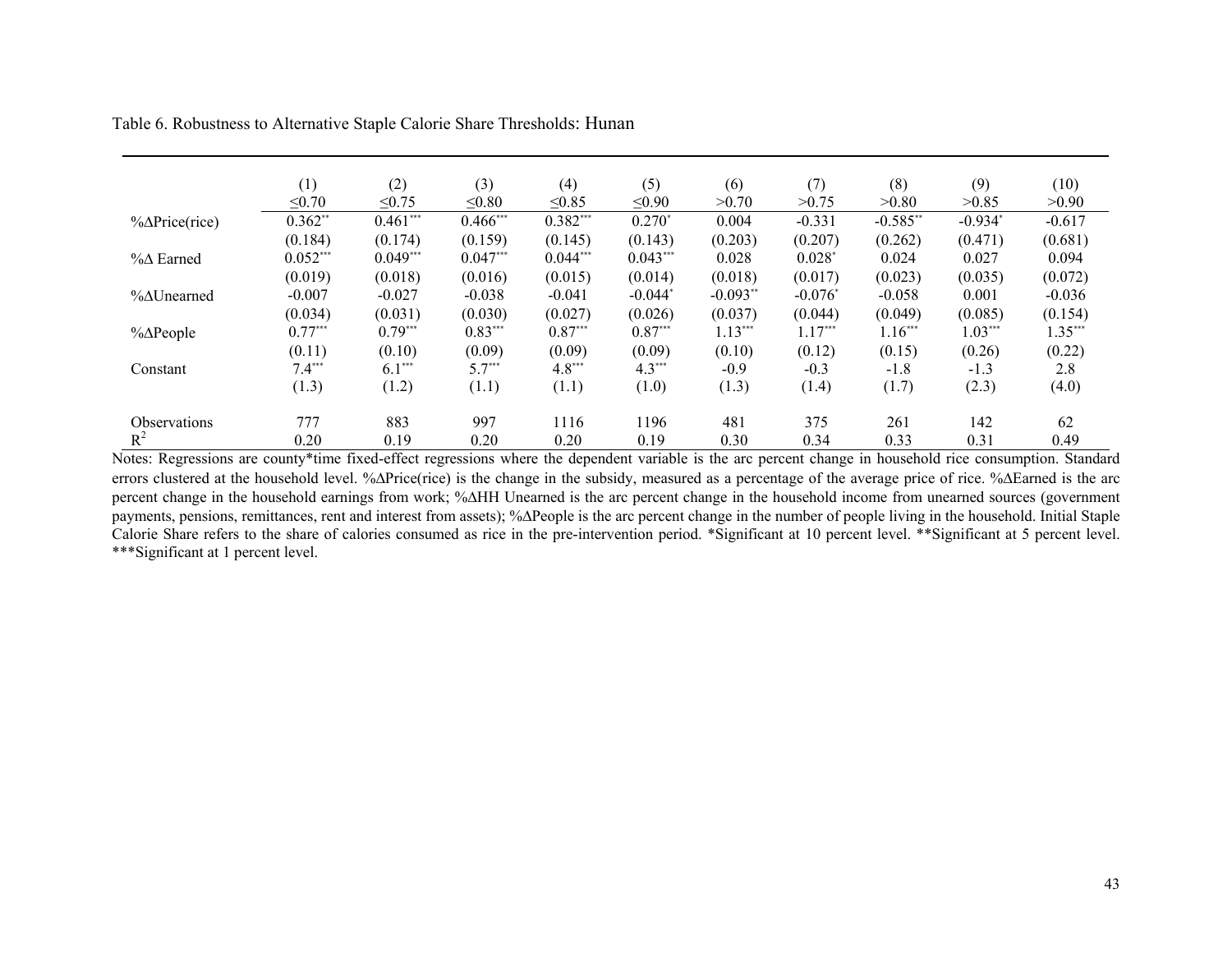Table 6. Robustness to Alternative Staple Calorie Share Thresholds: Hunan

| | (1) | (2) | (3) | (4) | (5) | (6) | (7) | (8) | (9) | (10) |
|---|---|---|---|---|---|---|---|---|---|---|
| | ≤0.70 | ≤0.75 | ≤0.80 | ≤0.85 | ≤0.90 | >0.70 | >0.75 | >0.80 | >0.85 | >0.90 |
| %ΔPrice(rice) | 0.362** | 0.461*** | 0.466*** | 0.382*** | 0.270* | 0.004 | -0.331 | -0.585** | -0.934* | -0.617 |
| | (0.184) | (0.174) | (0.159) | (0.145) | (0.143) | (0.203) | (0.207) | (0.262) | (0.471) | (0.681) |
| %Δ Earned | 0.052*** | 0.049*** | 0.047*** | 0.044*** | 0.043*** | 0.028 | 0.028* | 0.024 | 0.027 | 0.094 |
| | (0.019) | (0.018) | (0.016) | (0.015) | (0.014) | (0.018) | (0.017) | (0.023) | (0.035) | (0.072) |
| %ΔUnearned | -0.007 | -0.027 | -0.038 | -0.041 | -0.044* | -0.093** | -0.076* | -0.058 | 0.001 | -0.036 |
| | (0.034) | (0.031) | (0.030) | (0.027) | (0.026) | (0.037) | (0.044) | (0.049) | (0.085) | (0.154) |
| %ΔPeople | 0.77*** | 0.79*** | 0.83*** | 0.87*** | 0.87*** | 1.13*** | 1.17*** | 1.16*** | 1.03*** | 1.35*** |
| | (0.11) | (0.10) | (0.09) | (0.09) | (0.09) | (0.10) | (0.12) | (0.15) | (0.26) | (0.22) |
| Constant | 7.4*** | 6.1*** | 5.7*** | 4.8*** | 4.3*** | -0.9 | -0.3 | -1.8 | -1.3 | 2.8 |
| | (1.3) | (1.2) | (1.1) | (1.1) | (1.0) | (1.3) | (1.4) | (1.7) | (2.3) | (4.0) |
| Observations | 777 | 883 | 997 | 1116 | 1196 | 481 | 375 | 261 | 142 | 62 |
| $R^2$ | 0.20 | 0.19 | 0.20 | 0.20 | 0.19 | 0.30 | 0.34 | 0.33 | 0.31 | 0.49 |

Notes: Regressions are county*time fixed-effect regressions where the dependent variable is the arc percent change in household rice consumption. Standard errors clustered at the household level. %ΔPrice(rice) is the change in the subsidy, measured as a percentage of the average price of rice. %ΔEarned is the arc percent change in the household earnings from work; %ΔHH Unearned is the arc percent change in the household income from unearned sources (government payments, pensions, remittances, rent and interest from assets); %ΔPeople is the arc percent change in the number of people living in the household. Initial Staple Calorie Share refers to the share of calories consumed as rice in the pre-intervention period. *Significant at 10 percent level. **Significant at 5 percent level. ***Significant at 1 percent level.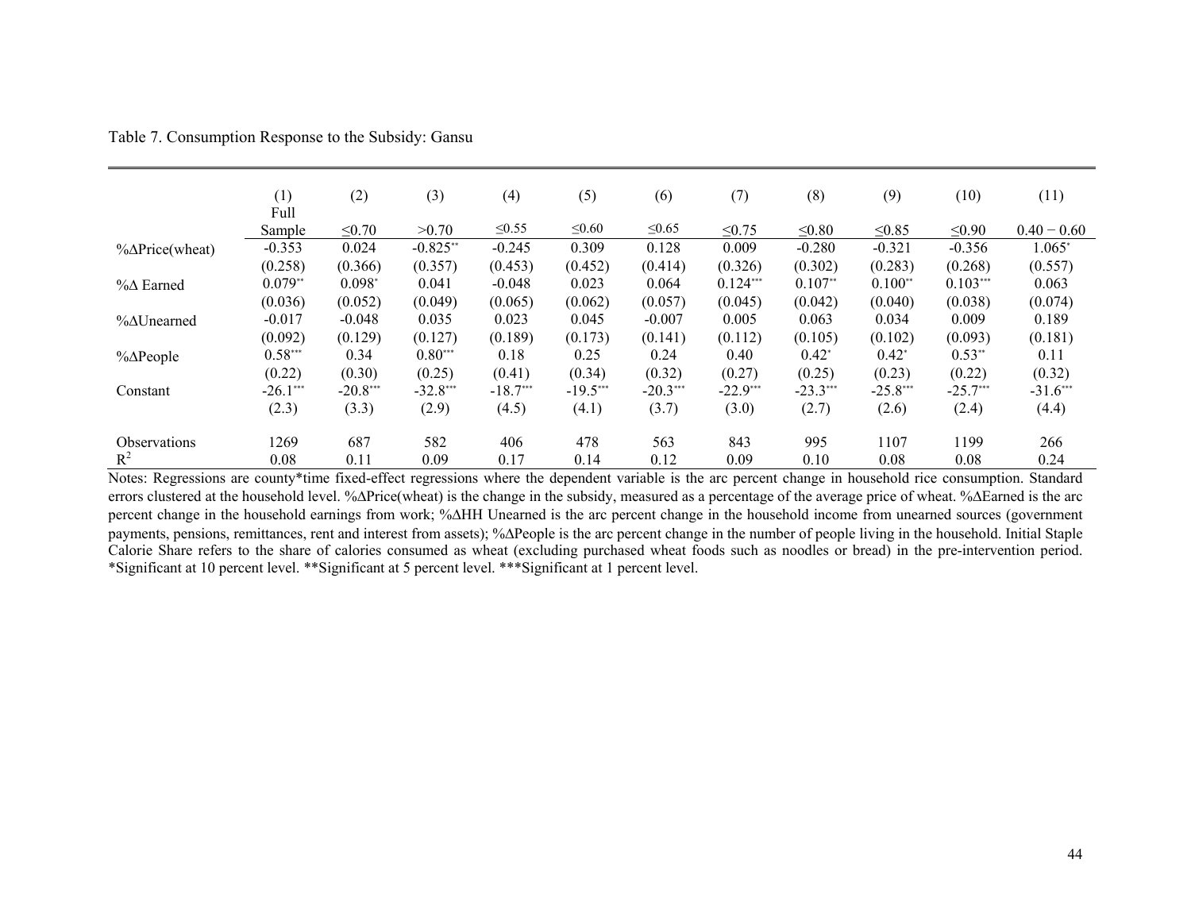Table 7. Consumption Response to the Subsidy: Gansu

| | (1) Full Sample | (2) ≤0.70 | (3) >0.70 | (4) ≤0.55 | (5) ≤0.60 | (6) ≤0.65 | (7) ≤0.75 | (8) ≤0.80 | (9) ≤0.85 | (10) ≤0.90 | (11) 0.40 − 0.60 |
|---|---|---|---|---|---|---|---|---|---|---|---|
| %ΔPrice(wheat) | -0.353 | 0.024 | -0.825** | -0.245 | 0.309 | 0.128 | 0.009 | -0.280 | -0.321 | -0.356 | 1.065* |
| | (0.258) | (0.366) | (0.357) | (0.453) | (0.452) | (0.414) | (0.326) | (0.302) | (0.283) | (0.268) | (0.557) |
| %Δ Earned | 0.079** | 0.098* | 0.041 | -0.048 | 0.023 | 0.064 | 0.124*** | 0.107** | 0.100** | 0.103*** | 0.063 |
| | (0.036) | (0.052) | (0.049) | (0.065) | (0.062) | (0.057) | (0.045) | (0.042) | (0.040) | (0.038) | (0.074) |
| %ΔUnearned | -0.017 | -0.048 | 0.035 | 0.023 | 0.045 | -0.007 | 0.005 | 0.063 | 0.034 | 0.009 | 0.189 |
| | (0.092) | (0.129) | (0.127) | (0.189) | (0.173) | (0.141) | (0.112) | (0.105) | (0.102) | (0.093) | (0.181) |
| %ΔPeople | 0.58*** | 0.34 | 0.80*** | 0.18 | 0.25 | 0.24 | 0.40 | 0.42* | 0.42* | 0.53** | 0.11 |
| | (0.22) | (0.30) | (0.25) | (0.41) | (0.34) | (0.32) | (0.27) | (0.25) | (0.23) | (0.22) | (0.32) |
| Constant | -26.1*** | -20.8*** | -32.8*** | -18.7*** | -19.5*** | -20.3*** | -22.9*** | -23.3*** | -25.8*** | -25.7*** | -31.6*** |
| | (2.3) | (3.3) | (2.9) | (4.5) | (4.1) | (3.7) | (3.0) | (2.7) | (2.6) | (2.4) | (4.4) |
| Observations | 1269 | 687 | 582 | 406 | 478 | 563 | 843 | 995 | 1107 | 1199 | 266 |
| $R^2$ | 0.08 | 0.11 | 0.09 | 0.17 | 0.14 | 0.12 | 0.09 | 0.10 | 0.08 | 0.08 | 0.24 |

Notes: Regressions are county*time fixed-effect regressions where the dependent variable is the arc percent change in household rice consumption. Standard errors clustered at the household level. %ΔPrice(wheat) is the change in the subsidy, measured as a percentage of the average price of wheat. %ΔEarned is the arc percent change in the household earnings from work; %ΔHH Unearned is the arc percent change in the household income from unearned sources (government payments, pensions, remittances, rent and interest from assets); %ΔPeople is the arc percent change in the number of people living in the household. Initial Staple Calorie Share refers to the share of calories consumed as wheat (excluding purchased wheat foods such as noodles or bread) in the pre-intervention period. *Significant at 10 percent level. **Significant at 5 percent level. ***Significant at 1 percent level.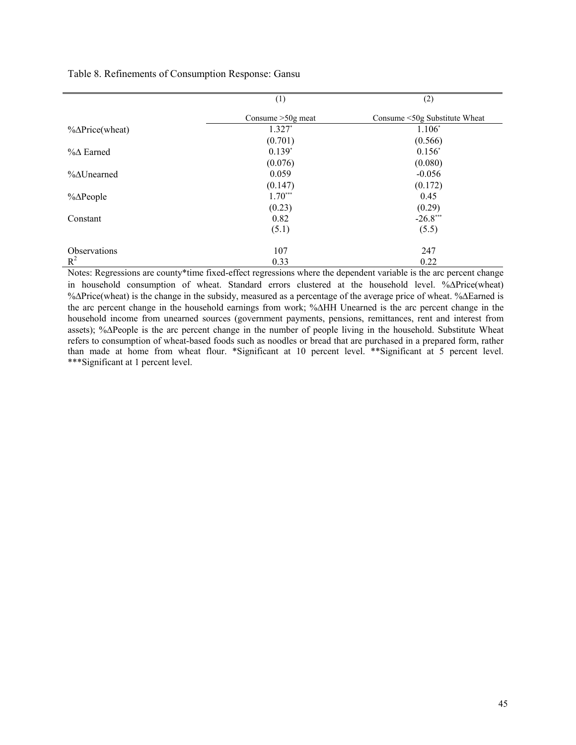Table 8. Refinements of Consumption Response: Gansu

| | (1) | (2) |
|---|---|---|
| | Consume >50g meat | Consume <50g Substitute Wheat |
| %ΔPrice(wheat) | 1.327* | 1.106* |
| | (0.701) | (0.566) |
| %Δ Earned | 0.139* | 0.156* |
| | (0.076) | (0.080) |
| %ΔUnearned | 0.059 | -0.056 |
| | (0.147) | (0.172) |
| %ΔPeople | 1.70*** | 0.45 |
| | (0.23) | (0.29) |
| Constant | 0.82 | -26.8*** |
| | (5.1) | (5.5) |
| Observations | 107 | 247 |
| $R^2$ | 0.33 | 0.22 |

Notes: Regressions are county*time fixed-effect regressions where the dependent variable is the arc percent change in household consumption of wheat. Standard errors clustered at the household level. %ΔPrice(wheat) %ΔPrice(wheat) is the change in the subsidy, measured as a percentage of the average price of wheat. %ΔEarned is the arc percent change in the household earnings from work; %ΔHH Unearned is the arc percent change in the household income from unearned sources (government payments, pensions, remittances, rent and interest from assets); %ΔPeople is the arc percent change in the number of people living in the household. Substitute Wheat refers to consumption of wheat-based foods such as noodles or bread that are purchased in a prepared form, rather than made at home from wheat flour. *Significant at 10 percent level. **Significant at 5 percent level. ***Significant at 1 percent level.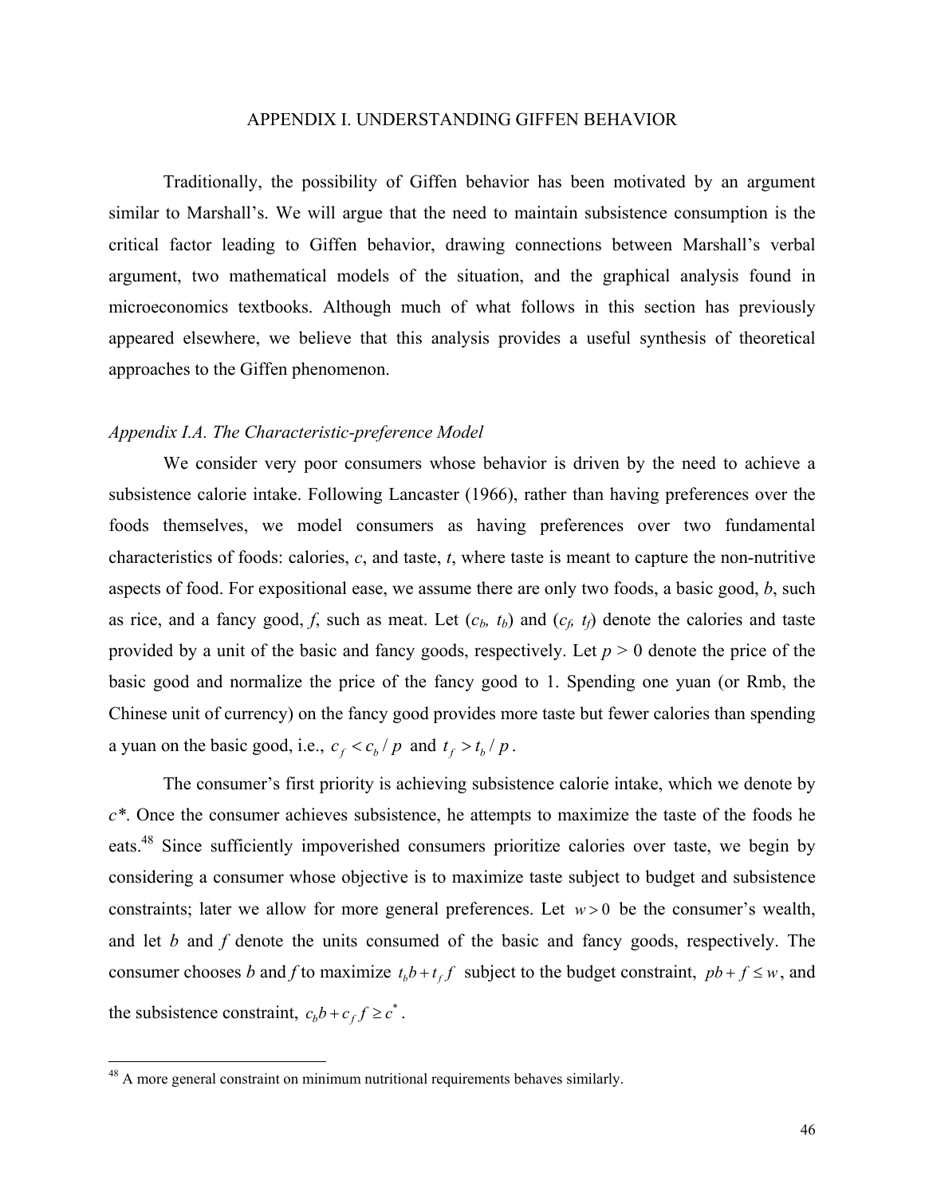# APPENDIX I. UNDERSTANDING GIFFEN BEHAVIOR

Traditionally, the possibility of Giffen behavior has been motivated by an argument similar to Marshall's. We will argue that the need to maintain subsistence consumption is the critical factor leading to Giffen behavior, drawing connections between Marshall's verbal argument, two mathematical models of the situation, and the graphical analysis found in microeconomics textbooks. Although much of what follows in this section has previously appeared elsewhere, we believe that this analysis provides a useful synthesis of theoretical approaches to the Giffen phenomenon.

## *Appendix I.A. The Characteristic-preference Model*

We consider very poor consumers whose behavior is driven by the need to achieve a subsistence calorie intake. Following Lancaster (1966), rather than having preferences over the foods themselves, we model consumers as having preferences over two fundamental characteristics of foods: calories, $c$, and taste, $t$, where taste is meant to capture the non-nutritive aspects of food. For expositional ease, we assume there are only two foods, a basic good, $b$, such as rice, and a fancy good, $f$, such as meat. Let $(c_b, t_b)$ and $(c_f, t_f)$ denote the calories and taste provided by a unit of the basic and fancy goods, respectively. Let $p > 0$ denote the price of the basic good and normalize the price of the fancy good to 1. Spending one yuan (or Rmb, the Chinese unit of currency) on the fancy good provides more taste but fewer calories than spending a yuan on the basic good, i.e., $c_f < c_b / p$ and $t_f > t_b / p$.

The consumer's first priority is achieving subsistence calorie intake, which we denote by $c^*$. Once the consumer achieves subsistence, he attempts to maximize the taste of the foods he eats.[48] Since sufficiently impoverished consumers prioritize calories over taste, we begin by considering a consumer whose objective is to maximize taste subject to budget and subsistence constraints; later we allow for more general preferences. Let $w > 0$ be the consumer's wealth, and let $b$ and $f$ denote the units consumed of the basic and fancy goods, respectively. The consumer chooses $b$ and $f$ to maximize $t_b b + t_f f$ subject to the budget constraint, $pb + f \leq w$, and the subsistence constraint, $c_b b + c_f f \geq c^*$.

---

[48] A more general constraint on minimum nutritional requirements behaves similarly.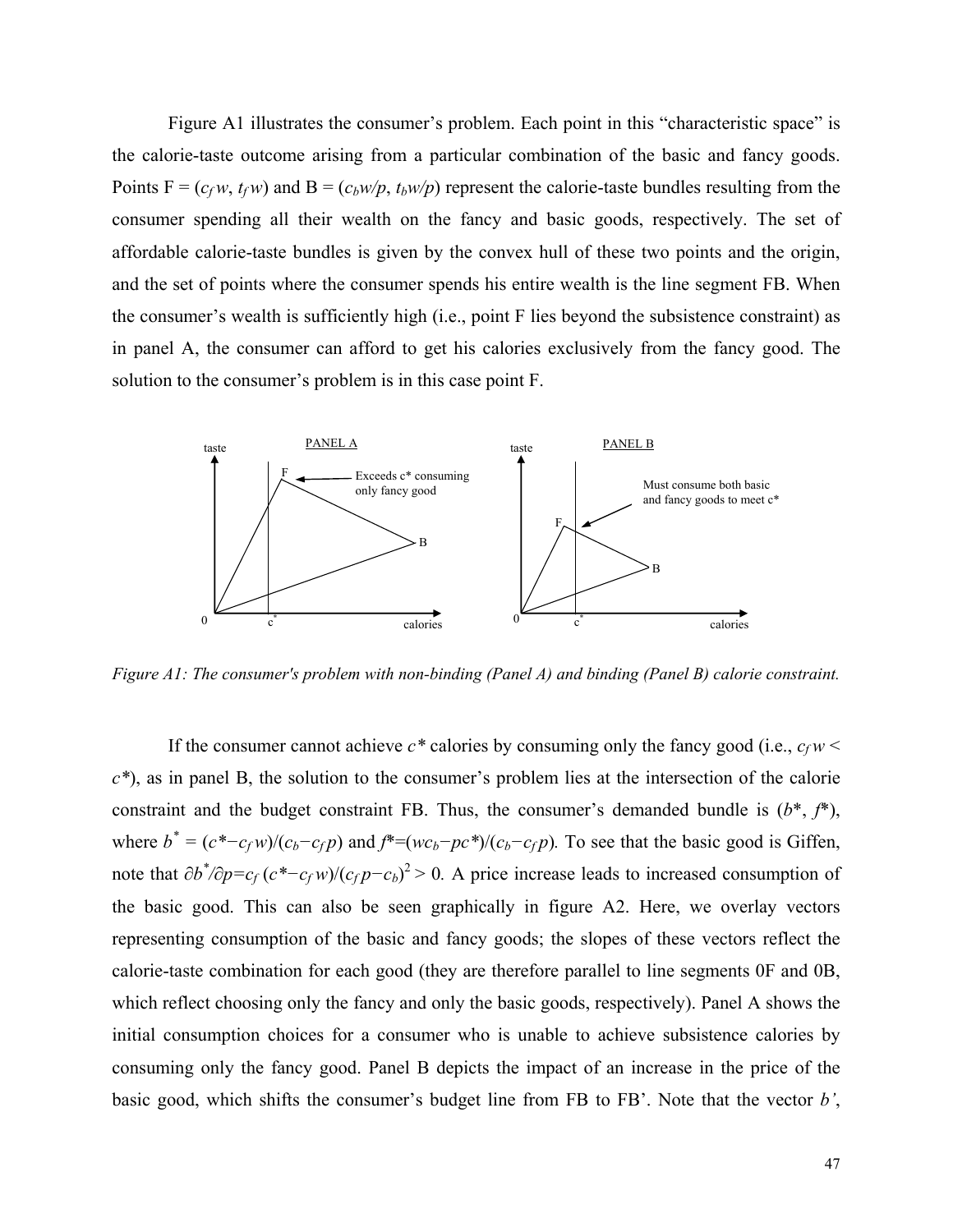Figure A1 illustrates the consumer's problem. Each point in this "characteristic space" is the calorie-taste outcome arising from a particular combination of the basic and fancy goods. Points F = ($c_f w$, $t_f w$) and B = ($c_b w/p$, $t_b w/p$) represent the calorie-taste bundles resulting from the consumer spending all their wealth on the fancy and basic goods, respectively. The set of affordable calorie-taste bundles is given by the convex hull of these two points and the origin, and the set of points where the consumer spends his entire wealth is the line segment FB. When the consumer's wealth is sufficiently high (i.e., point F lies beyond the subsistence constraint) as in panel A, the consumer can afford to get his calories exclusively from the fancy good. The solution to the consumer's problem is in this case point F.

*Figure A1: The consumer's problem with non-binding (Panel A) and binding (Panel B) calorie constraint.*

If the consumer cannot achieve $c^*$ calories by consuming only the fancy good (i.e., $c_f w < c^*$), as in panel B, the solution to the consumer's problem lies at the intersection of the calorie constraint and the budget constraint FB. Thus, the consumer's demanded bundle is ($b^*$, $f^*$), where $b^* = (c^* - c_f w)/(c_b - c_f p)$ and $f^* = (wc_b - pc^*)/(c_b - c_f p)$. To see that the basic good is Giffen, note that $\partial b^*/\partial p = c_f (c^* - c_f w)/(c_f p - c_b)^2 > 0$. A price increase leads to increased consumption of the basic good. This can also be seen graphically in figure A2. Here, we overlay vectors representing consumption of the basic and fancy goods; the slopes of these vectors reflect the calorie-taste combination for each good (they are therefore parallel to line segments 0F and 0B, which reflect choosing only the fancy and only the basic goods, respectively). Panel A shows the initial consumption choices for a consumer who is unable to achieve subsistence calories by consuming only the fancy good. Panel B depicts the impact of an increase in the price of the basic good, which shifts the consumer's budget line from FB to FB'. Note that the vector *b'*,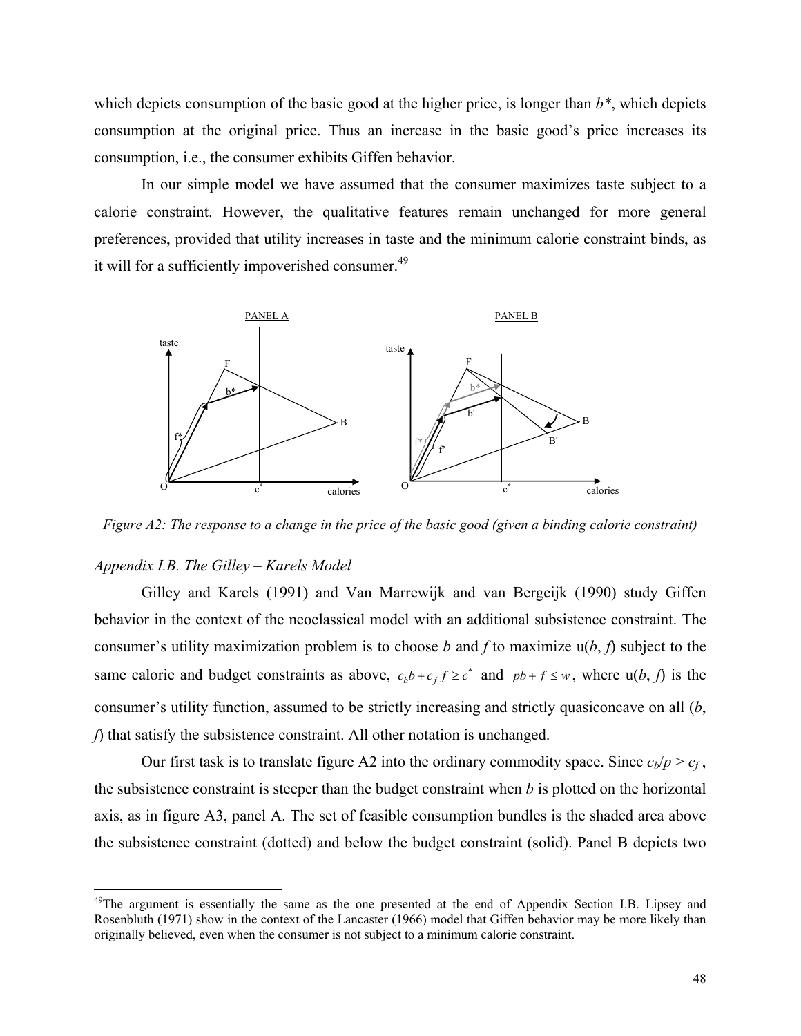which depicts consumption of the basic good at the higher price, is longer than *b\**, which depicts consumption at the original price. Thus an increase in the basic good's price increases its consumption, i.e., the consumer exhibits Giffen behavior.

In our simple model we have assumed that the consumer maximizes taste subject to a calorie constraint. However, the qualitative features remain unchanged for more general preferences, provided that utility increases in taste and the minimum calorie constraint binds, as it will for a sufficiently impoverished consumer.[49]

*Figure A2: The response to a change in the price of the basic good (given a binding calorie constraint)*

*Appendix I.B. The Gilley – Karels Model*

Gilley and Karels (1991) and Van Marrewijk and van Bergeijk (1990) study Giffen behavior in the context of the neoclassical model with an additional subsistence constraint. The consumer's utility maximization problem is to choose *b* and *f* to maximize u(*b*, *f*) subject to the same calorie and budget constraints as above, $c_b b + c_f f \geq c^*$ and $pb + f \leq w$, where u(*b*, *f*) is the consumer's utility function, assumed to be strictly increasing and strictly quasiconcave on all (*b*, *f*) that satisfy the subsistence constraint. All other notation is unchanged.

Our first task is to translate figure A2 into the ordinary commodity space. Since $c_b/p > c_f$, the subsistence constraint is steeper than the budget constraint when *b* is plotted on the horizontal axis, as in figure A3, panel A. The set of feasible consumption bundles is the shaded area above the subsistence constraint (dotted) and below the budget constraint (solid). Panel B depicts two

---

[49] The argument is essentially the same as the one presented at the end of Appendix Section I.B. Lipsey and Rosenbluth (1971) show in the context of the Lancaster (1966) model that Giffen behavior may be more likely than originally believed, even when the consumer is not subject to a minimum calorie constraint.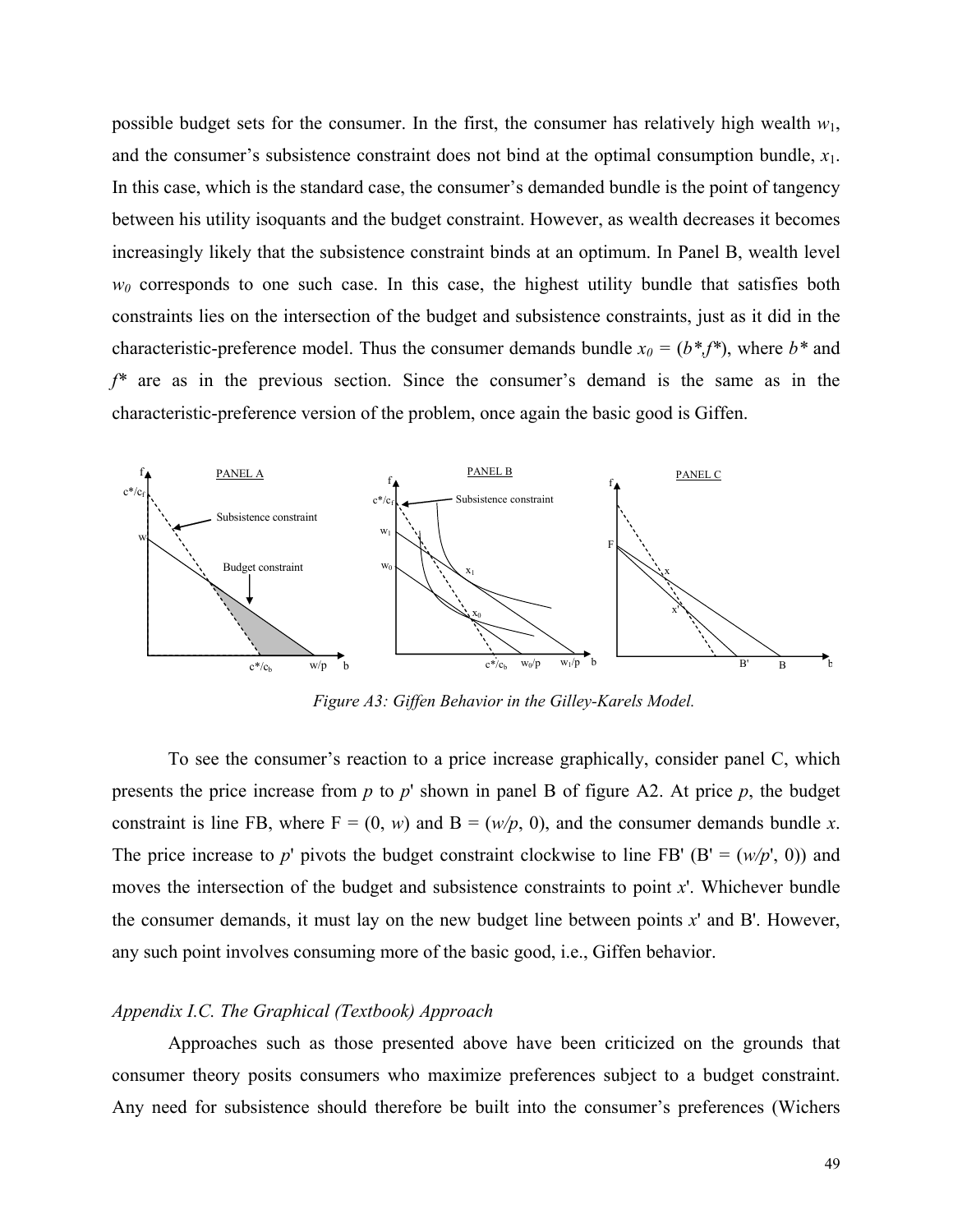possible budget sets for the consumer. In the first, the consumer has relatively high wealth $w_1$, and the consumer's subsistence constraint does not bind at the optimal consumption bundle, $x_1$. In this case, which is the standard case, the consumer's demanded bundle is the point of tangency between his utility isoquants and the budget constraint. However, as wealth decreases it becomes increasingly likely that the subsistence constraint binds at an optimum. In Panel B, wealth level $w_0$ corresponds to one such case. In this case, the highest utility bundle that satisfies both constraints lies on the intersection of the budget and subsistence constraints, just as it did in the characteristic-preference model. Thus the consumer demands bundle $x_0 = (b^*, f^*)$, where $b^*$ and $f^*$ are as in the previous section. Since the consumer's demand is the same as in the characteristic-preference version of the problem, once again the basic good is Giffen.

*Figure A3: Giffen Behavior in the Gilley-Karels Model.*

To see the consumer's reaction to a price increase graphically, consider panel C, which presents the price increase from $p$ to $p'$ shown in panel B of figure A2. At price $p$, the budget constraint is line FB, where F = (0, $w$) and B = ($w/p$, 0), and the consumer demands bundle $x$. The price increase to $p'$ pivots the budget constraint clockwise to line FB' (B' = ($w/p'$, 0)) and moves the intersection of the budget and subsistence constraints to point $x'$. Whichever bundle the consumer demands, it must lay on the new budget line between points $x'$ and B'. However, any such point involves consuming more of the basic good, i.e., Giffen behavior.

### *Appendix I.C. The Graphical (Textbook) Approach*

Approaches such as those presented above have been criticized on the grounds that consumer theory posits consumers who maximize preferences subject to a budget constraint. Any need for subsistence should therefore be built into the consumer's preferences (Wichers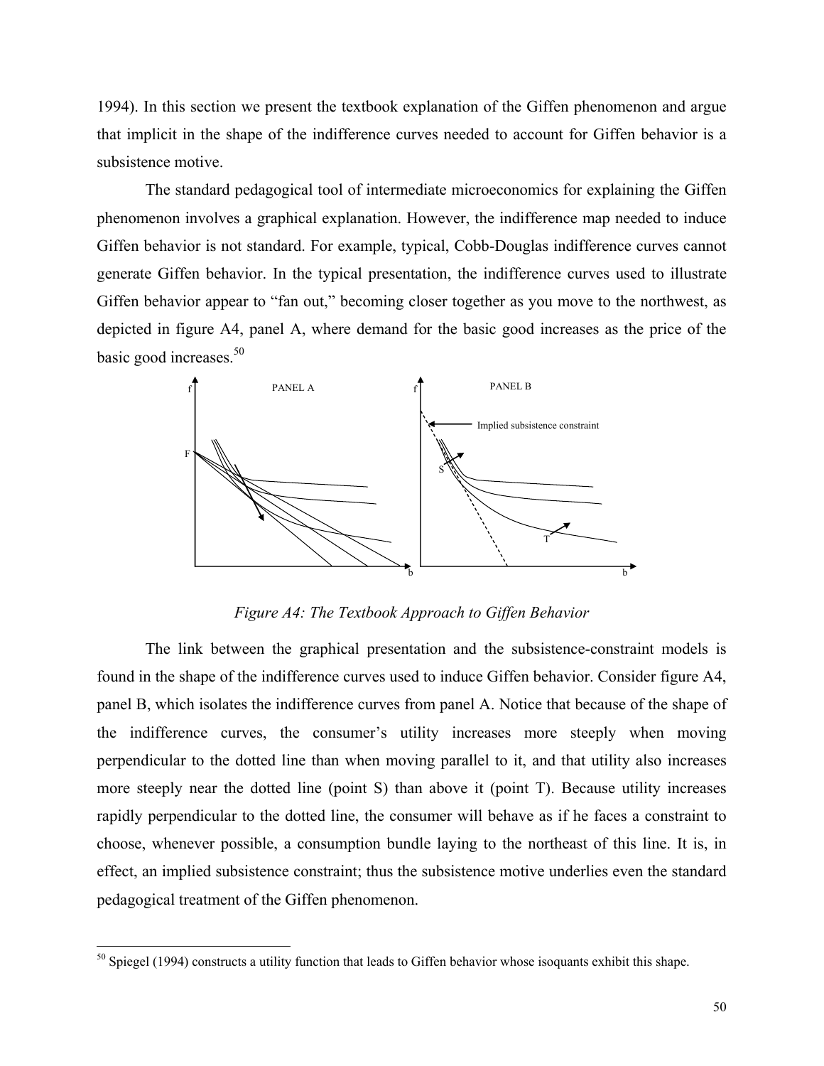1994). In this section we present the textbook explanation of the Giffen phenomenon and argue that implicit in the shape of the indifference curves needed to account for Giffen behavior is a subsistence motive.

The standard pedagogical tool of intermediate microeconomics for explaining the Giffen phenomenon involves a graphical explanation. However, the indifference map needed to induce Giffen behavior is not standard. For example, typical, Cobb-Douglas indifference curves cannot generate Giffen behavior. In the typical presentation, the indifference curves used to illustrate Giffen behavior appear to "fan out," becoming closer together as you move to the northwest, as depicted in figure A4, panel A, where demand for the basic good increases as the price of the basic good increases.[50]

*Figure A4: The Textbook Approach to Giffen Behavior*

The link between the graphical presentation and the subsistence-constraint models is found in the shape of the indifference curves used to induce Giffen behavior. Consider figure A4, panel B, which isolates the indifference curves from panel A. Notice that because of the shape of the indifference curves, the consumer's utility increases more steeply when moving perpendicular to the dotted line than when moving parallel to it, and that utility also increases more steeply near the dotted line (point S) than above it (point T). Because utility increases rapidly perpendicular to the dotted line, the consumer will behave as if he faces a constraint to choose, whenever possible, a consumption bundle laying to the northeast of this line. It is, in effect, an implied subsistence constraint; thus the subsistence motive underlies even the standard pedagogical treatment of the Giffen phenomenon.

[50] Spiegel (1994) constructs a utility function that leads to Giffen behavior whose isoquants exhibit this shape.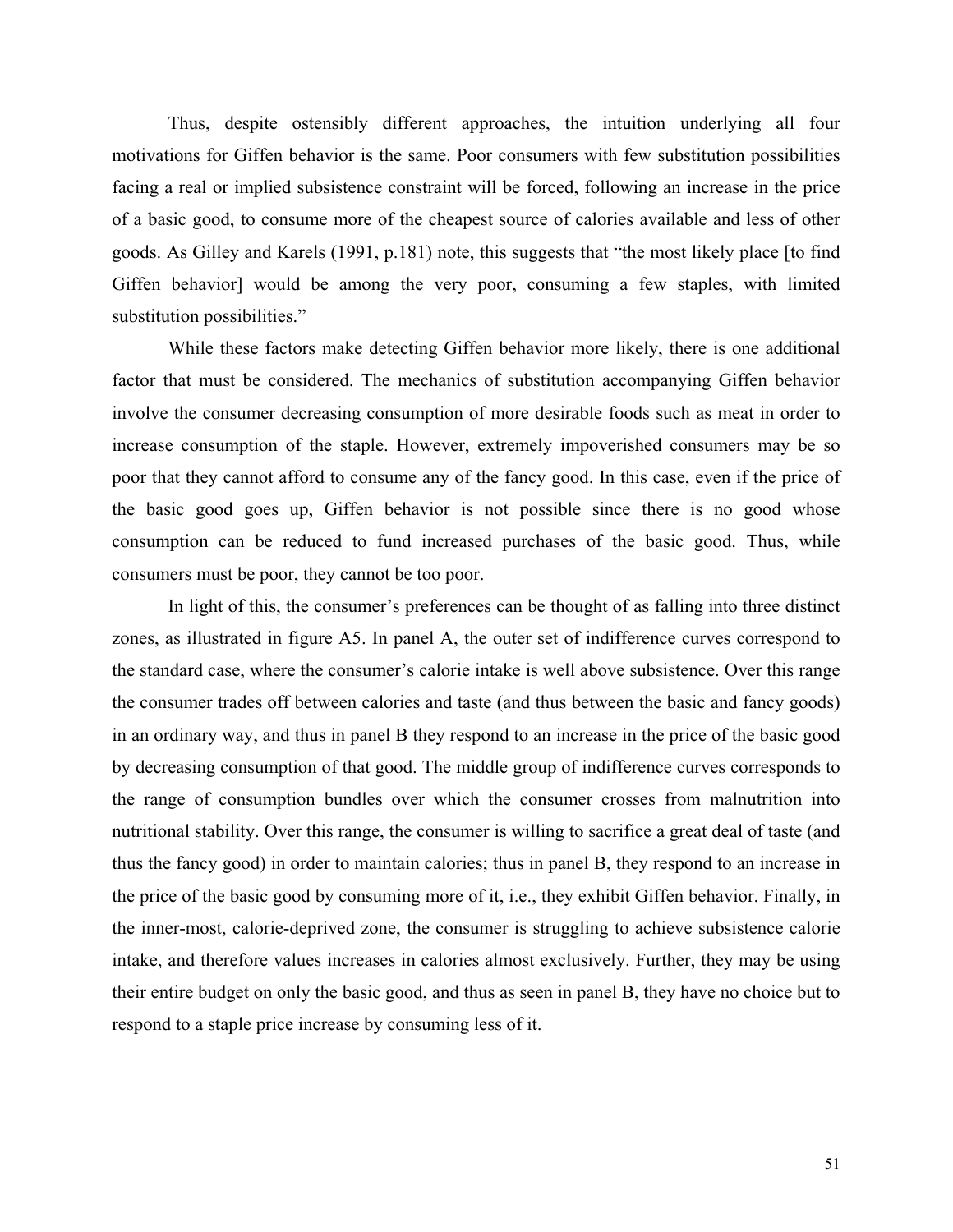Thus, despite ostensibly different approaches, the intuition underlying all four motivations for Giffen behavior is the same. Poor consumers with few substitution possibilities facing a real or implied subsistence constraint will be forced, following an increase in the price of a basic good, to consume more of the cheapest source of calories available and less of other goods. As Gilley and Karels (1991, p.181) note, this suggests that "the most likely place [to find Giffen behavior] would be among the very poor, consuming a few staples, with limited substitution possibilities."

While these factors make detecting Giffen behavior more likely, there is one additional factor that must be considered. The mechanics of substitution accompanying Giffen behavior involve the consumer decreasing consumption of more desirable foods such as meat in order to increase consumption of the staple. However, extremely impoverished consumers may be so poor that they cannot afford to consume any of the fancy good. In this case, even if the price of the basic good goes up, Giffen behavior is not possible since there is no good whose consumption can be reduced to fund increased purchases of the basic good. Thus, while consumers must be poor, they cannot be too poor.

In light of this, the consumer's preferences can be thought of as falling into three distinct zones, as illustrated in figure A5. In panel A, the outer set of indifference curves correspond to the standard case, where the consumer's calorie intake is well above subsistence. Over this range the consumer trades off between calories and taste (and thus between the basic and fancy goods) in an ordinary way, and thus in panel B they respond to an increase in the price of the basic good by decreasing consumption of that good. The middle group of indifference curves corresponds to the range of consumption bundles over which the consumer crosses from malnutrition into nutritional stability. Over this range, the consumer is willing to sacrifice a great deal of taste (and thus the fancy good) in order to maintain calories; thus in panel B, they respond to an increase in the price of the basic good by consuming more of it, i.e., they exhibit Giffen behavior. Finally, in the inner-most, calorie-deprived zone, the consumer is struggling to achieve subsistence calorie intake, and therefore values increases in calories almost exclusively. Further, they may be using their entire budget on only the basic good, and thus as seen in panel B, they have no choice but to respond to a staple price increase by consuming less of it.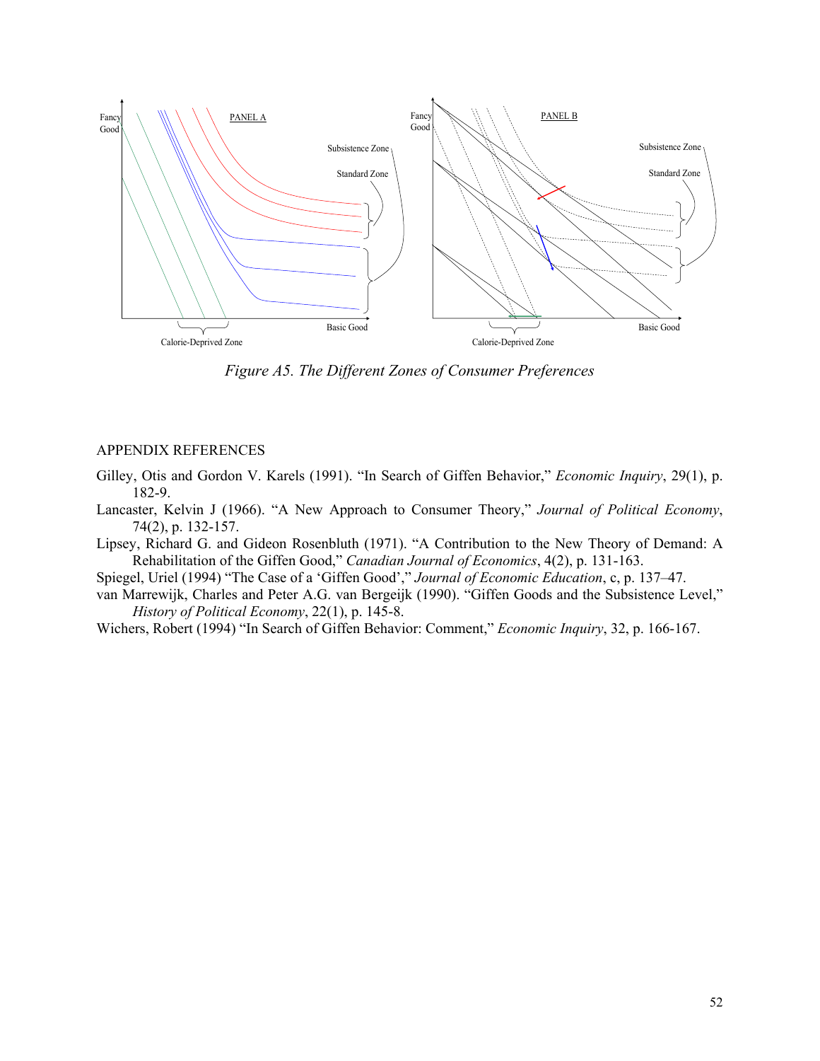PANEL A

Fancy Good

Subsistence Zone

Standard Zone

Basic Good

Calorie-Deprived Zone

PANEL B

Fancy Good

Subsistence Zone

Standard Zone

Basic Good

Calorie-Deprived Zone

*Figure A5. The Different Zones of Consumer Preferences*

## APPENDIX REFERENCES

Gilley, Otis and Gordon V. Karels (1991). "In Search of Giffen Behavior," *Economic Inquiry*, 29(1), p. 182-9.

Lancaster, Kelvin J (1966). "A New Approach to Consumer Theory," *Journal of Political Economy*, 74(2), p. 132-157.

Lipsey, Richard G. and Gideon Rosenbluth (1971). "A Contribution to the New Theory of Demand: A Rehabilitation of the Giffen Good," *Canadian Journal of Economics*, 4(2), p. 131-163.

Spiegel, Uriel (1994) "The Case of a 'Giffen Good'," *Journal of Economic Education*, c, p. 137–47.

van Marrewijk, Charles and Peter A.G. van Bergeijk (1990). "Giffen Goods and the Subsistence Level," *History of Political Economy*, 22(1), p. 145-8.

Wichers, Robert (1994) "In Search of Giffen Behavior: Comment," *Economic Inquiry*, 32, p. 166-167.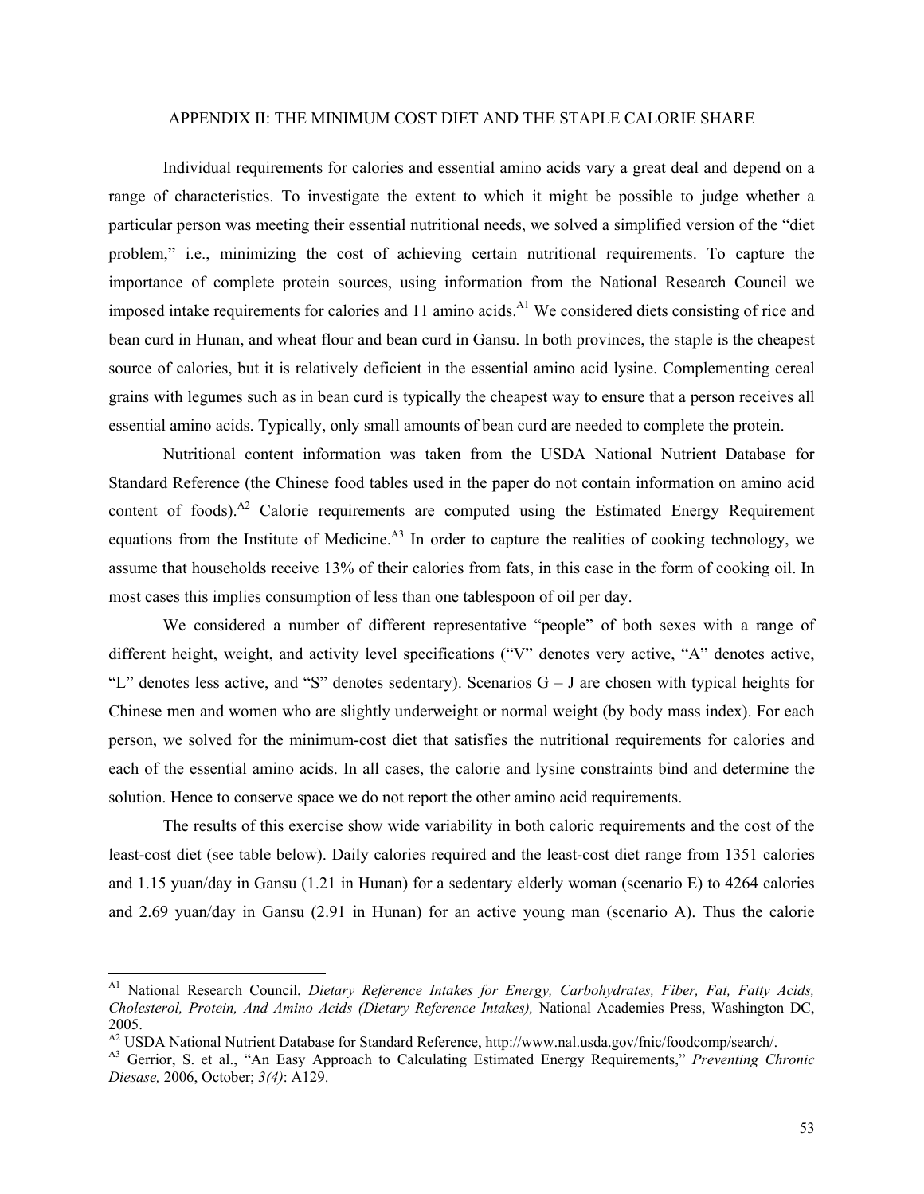## APPENDIX II: THE MINIMUM COST DIET AND THE STAPLE CALORIE SHARE

Individual requirements for calories and essential amino acids vary a great deal and depend on a range of characteristics. To investigate the extent to which it might be possible to judge whether a particular person was meeting their essential nutritional needs, we solved a simplified version of the "diet problem," i.e., minimizing the cost of achieving certain nutritional requirements. To capture the importance of complete protein sources, using information from the National Research Council we imposed intake requirements for calories and 11 amino acids.[A1] We considered diets consisting of rice and bean curd in Hunan, and wheat flour and bean curd in Gansu. In both provinces, the staple is the cheapest source of calories, but it is relatively deficient in the essential amino acid lysine. Complementing cereal grains with legumes such as in bean curd is typically the cheapest way to ensure that a person receives all essential amino acids. Typically, only small amounts of bean curd are needed to complete the protein.

Nutritional content information was taken from the USDA National Nutrient Database for Standard Reference (the Chinese food tables used in the paper do not contain information on amino acid content of foods).[A2] Calorie requirements are computed using the Estimated Energy Requirement equations from the Institute of Medicine.[A3] In order to capture the realities of cooking technology, we assume that households receive 13% of their calories from fats, in this case in the form of cooking oil. In most cases this implies consumption of less than one tablespoon of oil per day.

We considered a number of different representative "people" of both sexes with a range of different height, weight, and activity level specifications ("V" denotes very active, "A" denotes active, "L" denotes less active, and "S" denotes sedentary). Scenarios G – J are chosen with typical heights for Chinese men and women who are slightly underweight or normal weight (by body mass index). For each person, we solved for the minimum-cost diet that satisfies the nutritional requirements for calories and each of the essential amino acids. In all cases, the calorie and lysine constraints bind and determine the solution. Hence to conserve space we do not report the other amino acid requirements.

The results of this exercise show wide variability in both caloric requirements and the cost of the least-cost diet (see table below). Daily calories required and the least-cost diet range from 1351 calories and 1.15 yuan/day in Gansu (1.21 in Hunan) for a sedentary elderly woman (scenario E) to 4264 calories and 2.69 yuan/day in Gansu (2.91 in Hunan) for an active young man (scenario A). Thus the calorie

---

[A1] National Research Council, *Dietary Reference Intakes for Energy, Carbohydrates, Fiber, Fat, Fatty Acids, Cholesterol, Protein, And Amino Acids (Dietary Reference Intakes),* National Academies Press, Washington DC, 2005.

[A2] USDA National Nutrient Database for Standard Reference, http://www.nal.usda.gov/fnic/foodcomp/search/.

[A3] Gerrior, S. et al., "An Easy Approach to Calculating Estimated Energy Requirements," *Preventing Chronic Diesase,* 2006, October; *3(4)*: A129.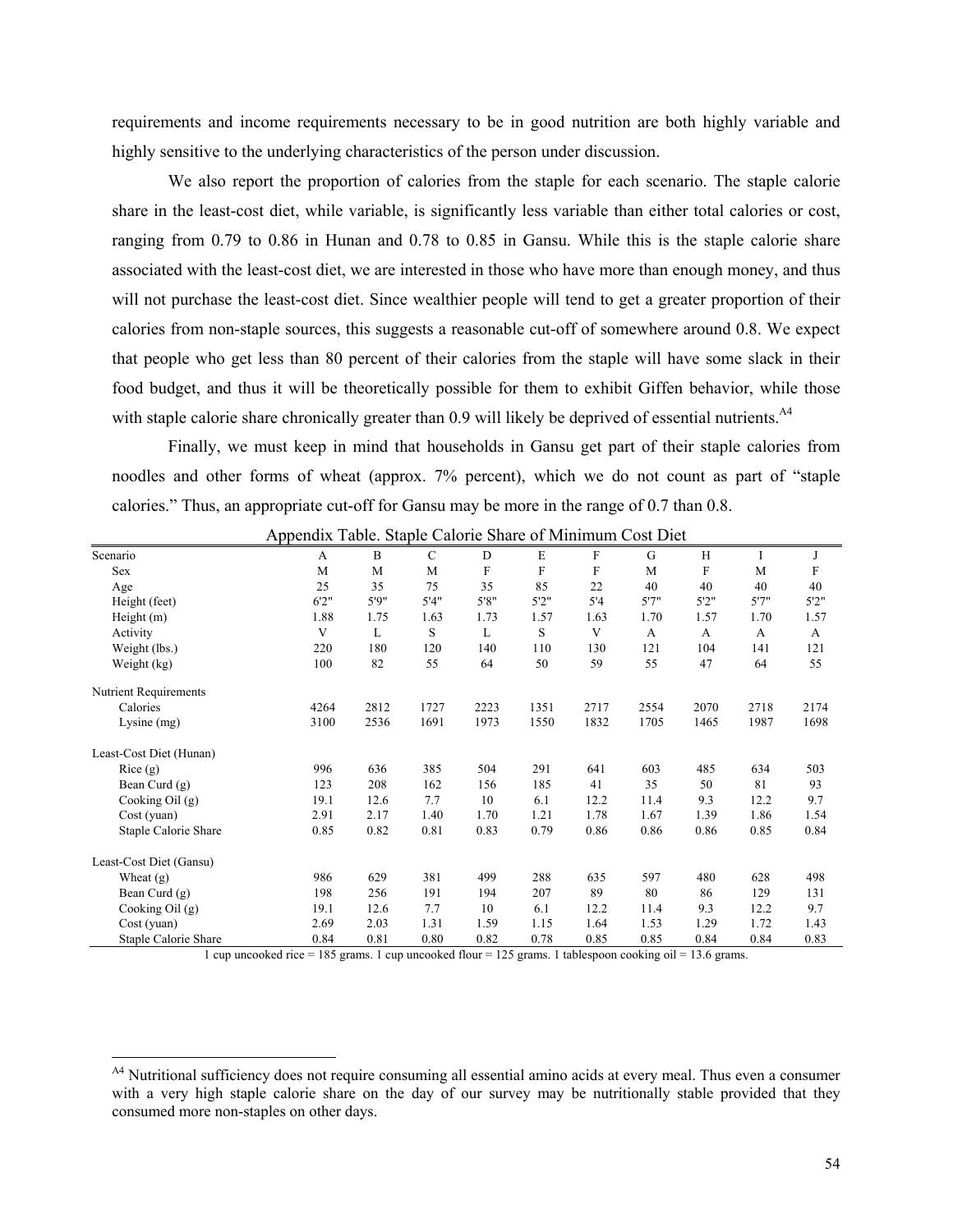requirements and income requirements necessary to be in good nutrition are both highly variable and highly sensitive to the underlying characteristics of the person under discussion.

We also report the proportion of calories from the staple for each scenario. The staple calorie share in the least-cost diet, while variable, is significantly less variable than either total calories or cost, ranging from 0.79 to 0.86 in Hunan and 0.78 to 0.85 in Gansu. While this is the staple calorie share associated with the least-cost diet, we are interested in those who have more than enough money, and thus will not purchase the least-cost diet. Since wealthier people will tend to get a greater proportion of their calories from non-staple sources, this suggests a reasonable cut-off of somewhere around 0.8. We expect that people who get less than 80 percent of their calories from the staple will have some slack in their food budget, and thus it will be theoretically possible for them to exhibit Giffen behavior, while those with staple calorie share chronically greater than 0.9 will likely be deprived of essential nutrients.[A4]

Finally, we must keep in mind that households in Gansu get part of their staple calories from noodles and other forms of wheat (approx. 7% percent), which we do not count as part of "staple calories." Thus, an appropriate cut-off for Gansu may be more in the range of 0.7 than 0.8.

Appendix Table. Staple Calorie Share of Minimum Cost Diet

| Scenario | A | B | C | D | E | F | G | H | I | J |
|---|---|---|---|---|---|---|---|---|---|---|
| Sex | M | M | M | F | F | F | M | F | M | F |
| Age | 25 | 35 | 75 | 35 | 85 | 22 | 40 | 40 | 40 | 40 |
| Height (feet) | 6'2" | 5'9" | 5'4" | 5'8" | 5'2" | 5'4 | 5'7" | 5'2" | 5'7" | 5'2" |
| Height (m) | 1.88 | 1.75 | 1.63 | 1.73 | 1.57 | 1.63 | 1.70 | 1.57 | 1.70 | 1.57 |
| Activity | V | L | S | L | S | V | A | A | A | A |
| Weight (lbs.) | 220 | 180 | 120 | 140 | 110 | 130 | 121 | 104 | 141 | 121 |
| Weight (kg) | 100 | 82 | 55 | 64 | 50 | 59 | 55 | 47 | 64 | 55 |
| Nutrient Requirements | | | | | | | | | | |
| Calories | 4264 | 2812 | 1727 | 2223 | 1351 | 2717 | 2554 | 2070 | 2718 | 2174 |
| Lysine (mg) | 3100 | 2536 | 1691 | 1973 | 1550 | 1832 | 1705 | 1465 | 1987 | 1698 |
| Least-Cost Diet (Hunan) | | | | | | | | | | |
| Rice (g) | 996 | 636 | 385 | 504 | 291 | 641 | 603 | 485 | 634 | 503 |
| Bean Curd (g) | 123 | 208 | 162 | 156 | 185 | 41 | 35 | 50 | 81 | 93 |
| Cooking Oil (g) | 19.1 | 12.6 | 7.7 | 10 | 6.1 | 12.2 | 11.4 | 9.3 | 12.2 | 9.7 |
| Cost (yuan) | 2.91 | 2.17 | 1.40 | 1.70 | 1.21 | 1.78 | 1.67 | 1.39 | 1.86 | 1.54 |
| Staple Calorie Share | 0.85 | 0.82 | 0.81 | 0.83 | 0.79 | 0.86 | 0.86 | 0.86 | 0.85 | 0.84 |
| Least-Cost Diet (Gansu) | | | | | | | | | | |
| Wheat (g) | 986 | 629 | 381 | 499 | 288 | 635 | 597 | 480 | 628 | 498 |
| Bean Curd (g) | 198 | 256 | 191 | 194 | 207 | 89 | 80 | 86 | 129 | 131 |
| Cooking Oil (g) | 19.1 | 12.6 | 7.7 | 10 | 6.1 | 12.2 | 11.4 | 9.3 | 12.2 | 9.7 |
| Cost (yuan) | 2.69 | 2.03 | 1.31 | 1.59 | 1.15 | 1.64 | 1.53 | 1.29 | 1.72 | 1.43 |
| Staple Calorie Share | 0.84 | 0.81 | 0.80 | 0.82 | 0.78 | 0.85 | 0.85 | 0.84 | 0.84 | 0.83 |

1 cup uncooked rice = 185 grams. 1 cup uncooked flour = 125 grams. 1 tablespoon cooking oil = 13.6 grams.

[A4] Nutritional sufficiency does not require consuming all essential amino acids at every meal. Thus even a consumer with a very high staple calorie share on the day of our survey may be nutritionally stable provided that they consumed more non-staples on other days.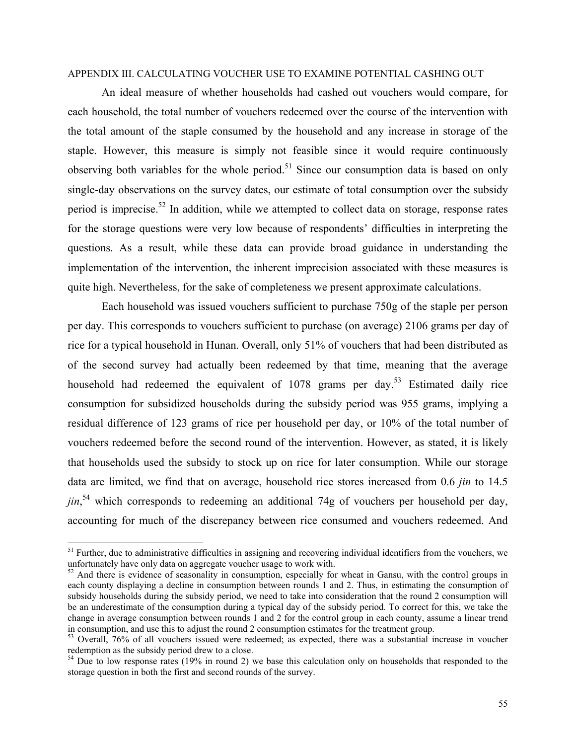APPENDIX III. CALCULATING VOUCHER USE TO EXAMINE POTENTIAL CASHING OUT

An ideal measure of whether households had cashed out vouchers would compare, for each household, the total number of vouchers redeemed over the course of the intervention with the total amount of the staple consumed by the household and any increase in storage of the staple. However, this measure is simply not feasible since it would require continuously observing both variables for the whole period.[51] Since our consumption data is based on only single-day observations on the survey dates, our estimate of total consumption over the subsidy period is imprecise.[52] In addition, while we attempted to collect data on storage, response rates for the storage questions were very low because of respondents' difficulties in interpreting the questions. As a result, while these data can provide broad guidance in understanding the implementation of the intervention, the inherent imprecision associated with these measures is quite high. Nevertheless, for the sake of completeness we present approximate calculations.

Each household was issued vouchers sufficient to purchase 750g of the staple per person per day. This corresponds to vouchers sufficient to purchase (on average) 2106 grams per day of rice for a typical household in Hunan. Overall, only 51% of vouchers that had been distributed as of the second survey had actually been redeemed by that time, meaning that the average household had redeemed the equivalent of 1078 grams per day.[53] Estimated daily rice consumption for subsidized households during the subsidy period was 955 grams, implying a residual difference of 123 grams of rice per household per day, or 10% of the total number of vouchers redeemed before the second round of the intervention. However, as stated, it is likely that households used the subsidy to stock up on rice for later consumption. While our storage data are limited, we find that on average, household rice stores increased from 0.6 *jin* to 14.5 *jin*,[54] which corresponds to redeeming an additional 74g of vouchers per household per day, accounting for much of the discrepancy between rice consumed and vouchers redeemed. And

---

[51] Further, due to administrative difficulties in assigning and recovering individual identifiers from the vouchers, we unfortunately have only data on aggregate voucher usage to work with.

[52] And there is evidence of seasonality in consumption, especially for wheat in Gansu, with the control groups in each county displaying a decline in consumption between rounds 1 and 2. Thus, in estimating the consumption of subsidy households during the subsidy period, we need to take into consideration that the round 2 consumption will be an underestimate of the consumption during a typical day of the subsidy period. To correct for this, we take the change in average consumption between rounds 1 and 2 for the control group in each county, assume a linear trend in consumption, and use this to adjust the round 2 consumption estimates for the treatment group.

[53] Overall, 76% of all vouchers issued were redeemed; as expected, there was a substantial increase in voucher redemption as the subsidy period drew to a close.

[54] Due to low response rates (19% in round 2) we base this calculation only on households that responded to the storage question in both the first and second rounds of the survey.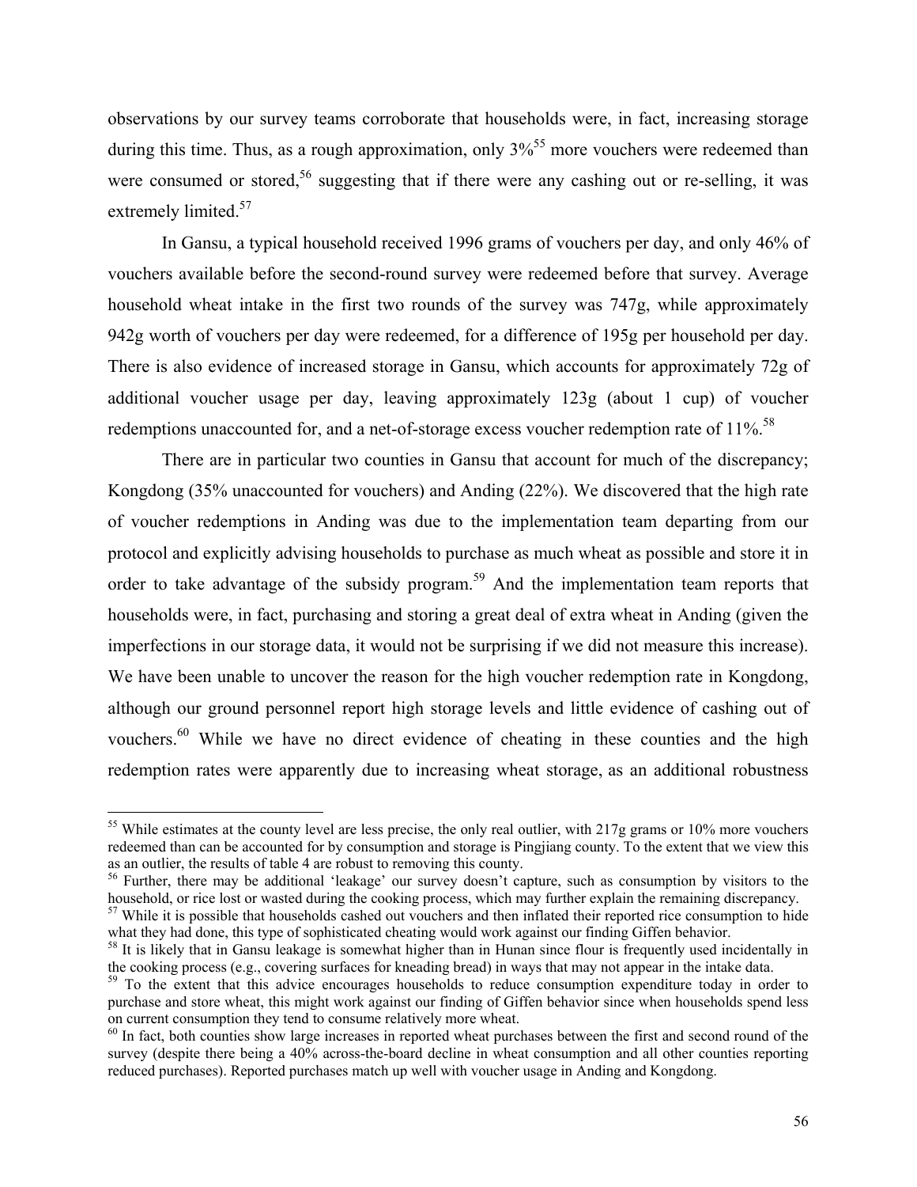observations by our survey teams corroborate that households were, in fact, increasing storage during this time. Thus, as a rough approximation, only 3%[55] more vouchers were redeemed than were consumed or stored,[56] suggesting that if there were any cashing out or re-selling, it was extremely limited.[57]

In Gansu, a typical household received 1996 grams of vouchers per day, and only 46% of vouchers available before the second-round survey were redeemed before that survey. Average household wheat intake in the first two rounds of the survey was 747g, while approximately 942g worth of vouchers per day were redeemed, for a difference of 195g per household per day. There is also evidence of increased storage in Gansu, which accounts for approximately 72g of additional voucher usage per day, leaving approximately 123g (about 1 cup) of voucher redemptions unaccounted for, and a net-of-storage excess voucher redemption rate of 11%.[58]

There are in particular two counties in Gansu that account for much of the discrepancy; Kongdong (35% unaccounted for vouchers) and Anding (22%). We discovered that the high rate of voucher redemptions in Anding was due to the implementation team departing from our protocol and explicitly advising households to purchase as much wheat as possible and store it in order to take advantage of the subsidy program.[59] And the implementation team reports that households were, in fact, purchasing and storing a great deal of extra wheat in Anding (given the imperfections in our storage data, it would not be surprising if we did not measure this increase). We have been unable to uncover the reason for the high voucher redemption rate in Kongdong, although our ground personnel report high storage levels and little evidence of cashing out of vouchers.[60] While we have no direct evidence of cheating in these counties and the high redemption rates were apparently due to increasing wheat storage, as an additional robustness

---

[55] While estimates at the county level are less precise, the only real outlier, with 217g grams or 10% more vouchers redeemed than can be accounted for by consumption and storage is Pingjiang county. To the extent that we view this as an outlier, the results of table 4 are robust to removing this county.

[56] Further, there may be additional 'leakage' our survey doesn't capture, such as consumption by visitors to the household, or rice lost or wasted during the cooking process, which may further explain the remaining discrepancy.

[57] While it is possible that households cashed out vouchers and then inflated their reported rice consumption to hide what they had done, this type of sophisticated cheating would work against our finding Giffen behavior.

[58] It is likely that in Gansu leakage is somewhat higher than in Hunan since flour is frequently used incidentally in the cooking process (e.g., covering surfaces for kneading bread) in ways that may not appear in the intake data.

[59] To the extent that this advice encourages households to reduce consumption expenditure today in order to purchase and store wheat, this might work against our finding of Giffen behavior since when households spend less on current consumption they tend to consume relatively more wheat.

[60] In fact, both counties show large increases in reported wheat purchases between the first and second round of the survey (despite there being a 40% across-the-board decline in wheat consumption and all other counties reporting reduced purchases). Reported purchases match up well with voucher usage in Anding and Kongdong.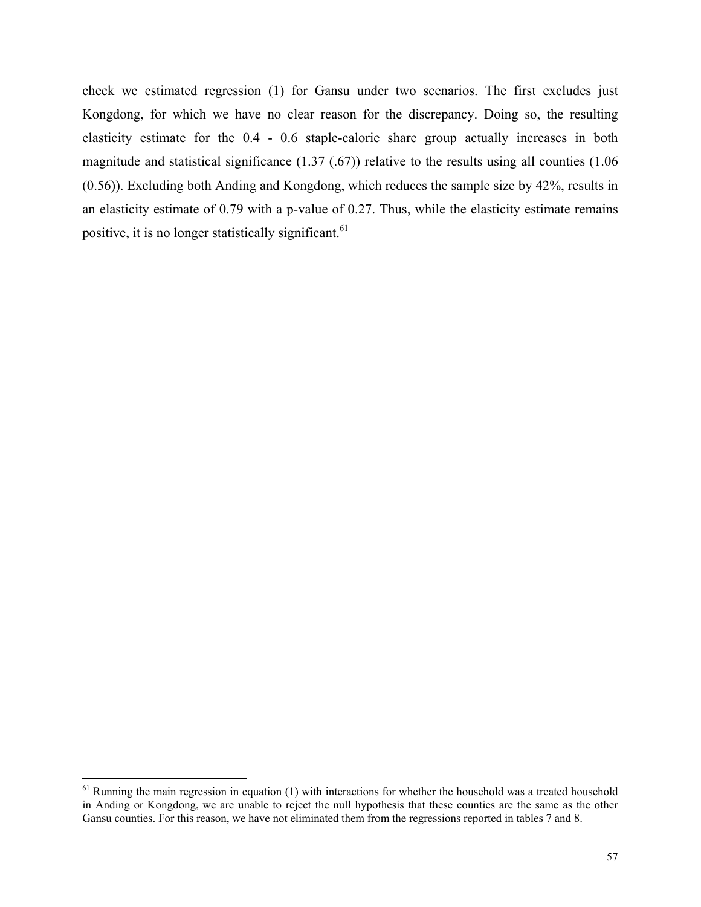check we estimated regression (1) for Gansu under two scenarios. The first excludes just Kongdong, for which we have no clear reason for the discrepancy. Doing so, the resulting elasticity estimate for the 0.4 - 0.6 staple-calorie share group actually increases in both magnitude and statistical significance (1.37 (.67)) relative to the results using all counties (1.06 (0.56)). Excluding both Anding and Kongdong, which reduces the sample size by 42%, results in an elasticity estimate of 0.79 with a p-value of 0.27. Thus, while the elasticity estimate remains positive, it is no longer statistically significant.[61]

[61] Running the main regression in equation (1) with interactions for whether the household was a treated household in Anding or Kongdong, we are unable to reject the null hypothesis that these counties are the same as the other Gansu counties. For this reason, we have not eliminated them from the regressions reported in tables 7 and 8.